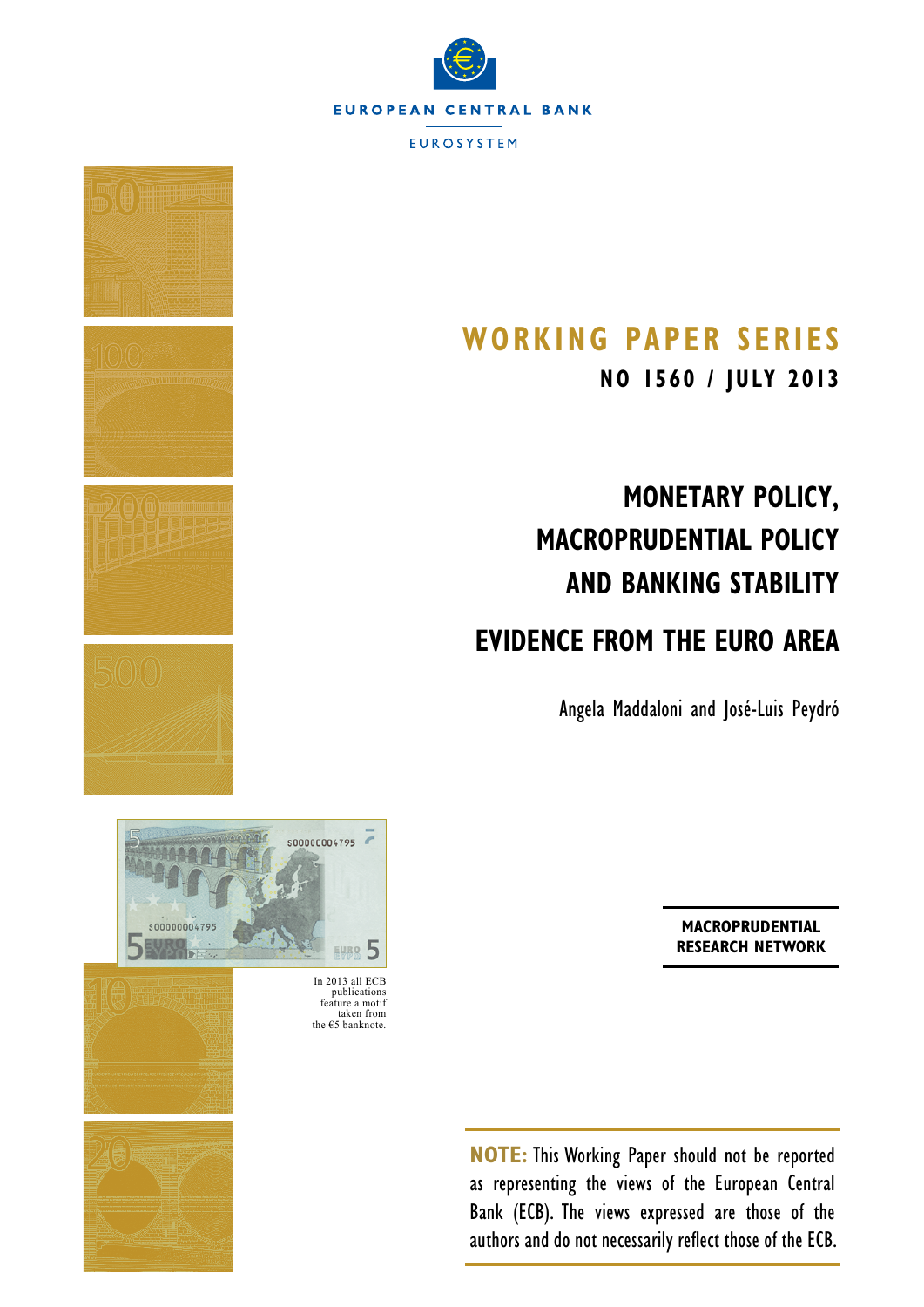EUROPEAN CENTRAL BANK

EUROSYSTEM

# WORKING PAPER SERIES

**NO 1560 / JULY 2013**

# MONETARY POLICY, MACROPRUDENTIAL POLICY AND BANKING STABILITY

# EVIDENCE FROM THE EURO AREA

Angela Maddaloni and José-Luis Peydró

In 2013 all ECB publications feature a motif taken from the €5 banknote.

**MACROPRUDENTIAL RESEARCH NETWORK**

**NOTE:** This Working Paper should not be reported as representing the views of the European Central Bank (ECB). The views expressed are those of the authors and do not necessarily reflect those of the ECB.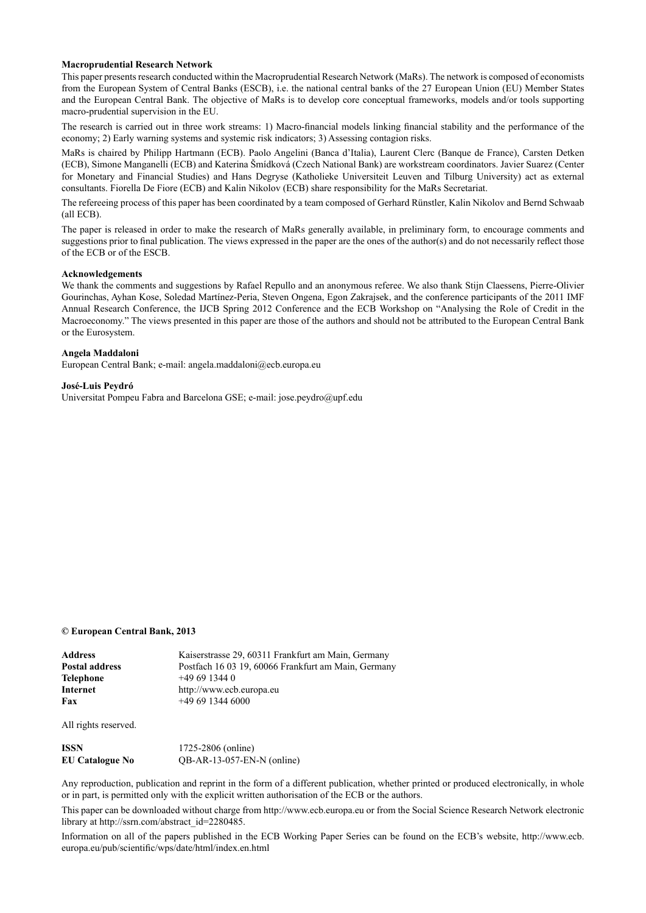**Macroprudential Research Network**

This paper presents research conducted within the Macroprudential Research Network (MaRs). The network is composed of economists from the European System of Central Banks (ESCB), i.e. the national central banks of the 27 European Union (EU) Member States and the European Central Bank. The objective of MaRs is to develop core conceptual frameworks, models and/or tools supporting macro-prudential supervision in the EU.

The research is carried out in three work streams: 1) Macro-financial models linking financial stability and the performance of the economy; 2) Early warning systems and systemic risk indicators; 3) Assessing contagion risks.

MaRs is chaired by Philipp Hartmann (ECB). Paolo Angelini (Banca d'Italia), Laurent Clerc (Banque de France), Carsten Detken (ECB), Simone Manganelli (ECB) and Katerina Šmídková (Czech National Bank) are workstream coordinators. Javier Suarez (Center for Monetary and Financial Studies) and Hans Degryse (Katholieke Universiteit Leuven and Tilburg University) act as external consultants. Fiorella De Fiore (ECB) and Kalin Nikolov (ECB) share responsibility for the MaRs Secretariat.

The refereeing process of this paper has been coordinated by a team composed of Gerhard Rünstler, Kalin Nikolov and Bernd Schwaab (all ECB).

The paper is released in order to make the research of MaRs generally available, in preliminary form, to encourage comments and suggestions prior to final publication. The views expressed in the paper are the ones of the author(s) and do not necessarily reflect those of the ECB or of the ESCB.

**Acknowledgements**

We thank the comments and suggestions by Rafael Repullo and an anonymous referee. We also thank Stijn Claessens, Pierre-Olivier Gourinchas, Ayhan Kose, Soledad Martínez-Peria, Steven Ongena, Egon Zakrajsek, and the conference participants of the 2011 IMF Annual Research Conference, the IJCB Spring 2012 Conference and the ECB Workshop on "Analysing the Role of Credit in the Macroeconomy." The views presented in this paper are those of the authors and should not be attributed to the European Central Bank or the Eurosystem.

**Angela Maddaloni**

European Central Bank; e-mail: angela.maddaloni@ecb.europa.eu

**José-Luis Peydró**

Universitat Pompeu Fabra and Barcelona GSE; e-mail: jose.peydro@upf.edu

**© European Central Bank, 2013**

| | |
|---|---|
| **Address** | Kaiserstrasse 29, 60311 Frankfurt am Main, Germany |
| **Postal address** | Postfach 16 03 19, 60066 Frankfurt am Main, Germany |
| **Telephone** | +49 69 1344 0 |
| **Internet** | http://www.ecb.europa.eu |
| **Fax** | +49 69 1344 6000 |

All rights reserved.

| | |
|---|---|
| **ISSN** | 1725-2806 (online) |
| **EU Catalogue No** | QB-AR-13-057-EN-N (online) |

Any reproduction, publication and reprint in the form of a different publication, whether printed or produced electronically, in whole or in part, is permitted only with the explicit written authorisation of the ECB or the authors.

This paper can be downloaded without charge from http://www.ecb.europa.eu or from the Social Science Research Network electronic library at http://ssrn.com/abstract_id=2280485.

Information on all of the papers published in the ECB Working Paper Series can be found on the ECB's website, http://www.ecb.europa.eu/pub/scientific/wps/date/html/index.en.html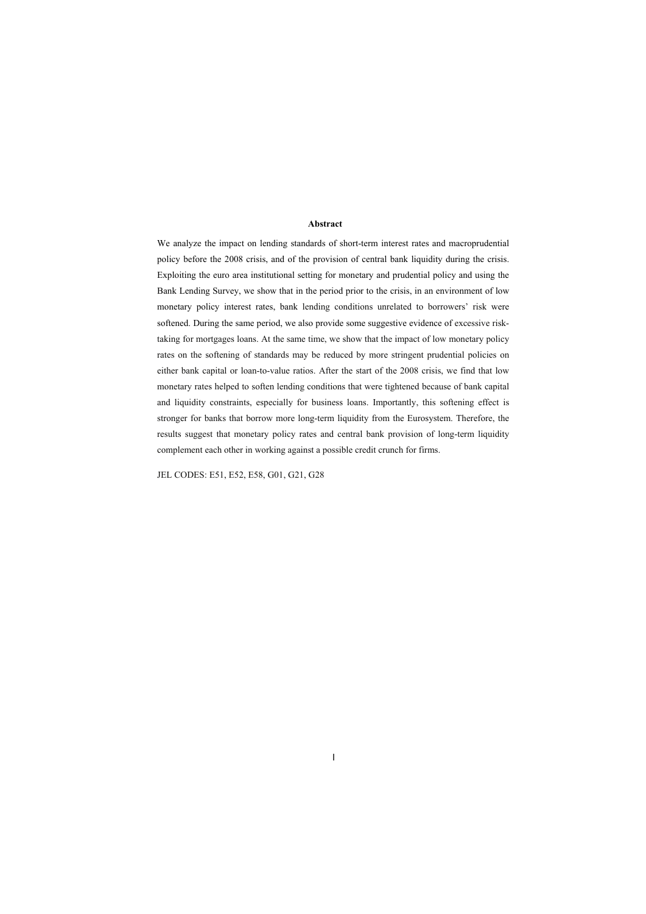**Abstract**

We analyze the impact on lending standards of short-term interest rates and macroprudential policy before the 2008 crisis, and of the provision of central bank liquidity during the crisis. Exploiting the euro area institutional setting for monetary and prudential policy and using the Bank Lending Survey, we show that in the period prior to the crisis, in an environment of low monetary policy interest rates, bank lending conditions unrelated to borrowers' risk were softened. During the same period, we also provide some suggestive evidence of excessive risk-taking for mortgages loans. At the same time, we show that the impact of low monetary policy rates on the softening of standards may be reduced by more stringent prudential policies on either bank capital or loan-to-value ratios. After the start of the 2008 crisis, we find that low monetary rates helped to soften lending conditions that were tightened because of bank capital and liquidity constraints, especially for business loans. Importantly, this softening effect is stronger for banks that borrow more long-term liquidity from the Eurosystem. Therefore, the results suggest that monetary policy rates and central bank provision of long-term liquidity complement each other in working against a possible credit crunch for firms.

JEL CODES: E51, E52, E58, G01, G21, G28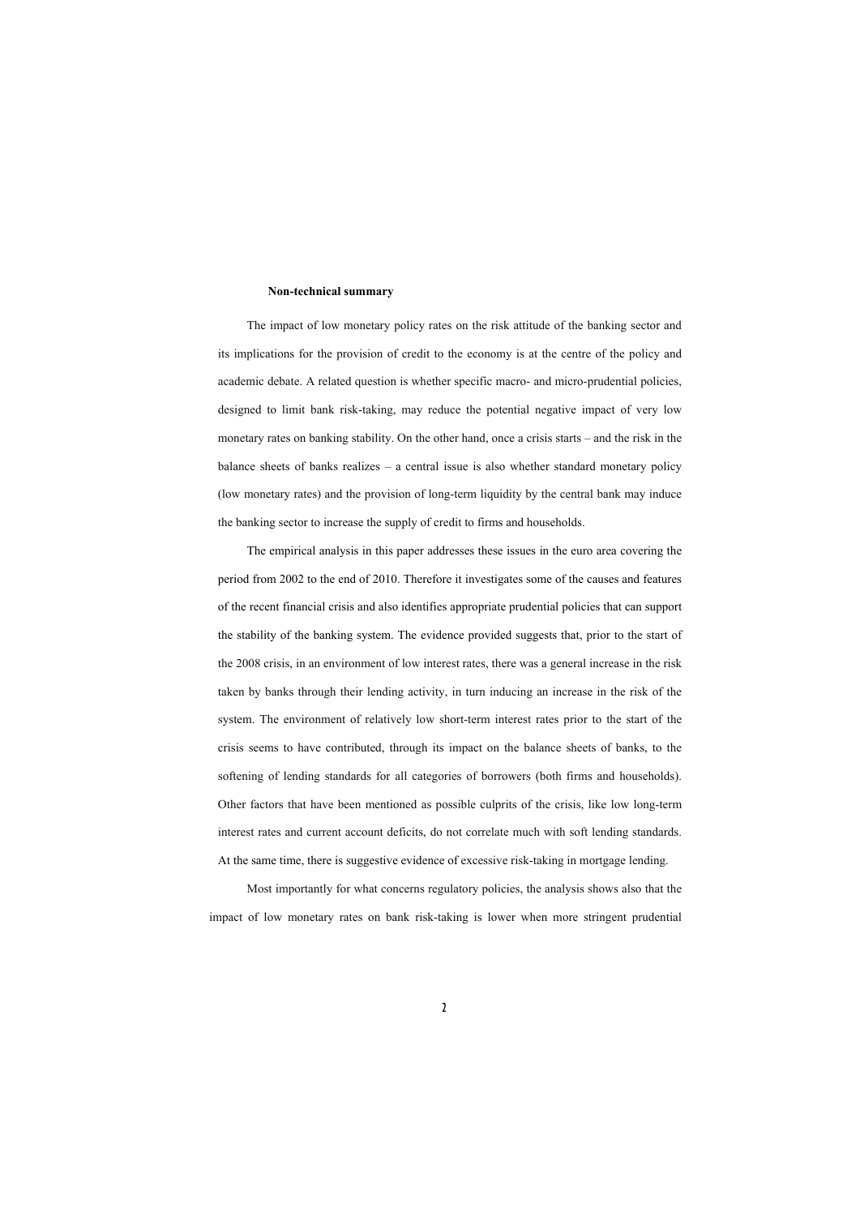**Non-technical summary**

The impact of low monetary policy rates on the risk attitude of the banking sector and its implications for the provision of credit to the economy is at the centre of the policy and academic debate. A related question is whether specific macro- and micro-prudential policies, designed to limit bank risk-taking, may reduce the potential negative impact of very low monetary rates on banking stability. On the other hand, once a crisis starts – and the risk in the balance sheets of banks realizes – a central issue is also whether standard monetary policy (low monetary rates) and the provision of long-term liquidity by the central bank may induce the banking sector to increase the supply of credit to firms and households.

The empirical analysis in this paper addresses these issues in the euro area covering the period from 2002 to the end of 2010. Therefore it investigates some of the causes and features of the recent financial crisis and also identifies appropriate prudential policies that can support the stability of the banking system. The evidence provided suggests that, prior to the start of the 2008 crisis, in an environment of low interest rates, there was a general increase in the risk taken by banks through their lending activity, in turn inducing an increase in the risk of the system. The environment of relatively low short-term interest rates prior to the start of the crisis seems to have contributed, through its impact on the balance sheets of banks, to the softening of lending standards for all categories of borrowers (both firms and households). Other factors that have been mentioned as possible culprits of the crisis, like low long-term interest rates and current account deficits, do not correlate much with soft lending standards. At the same time, there is suggestive evidence of excessive risk-taking in mortgage lending.

Most importantly for what concerns regulatory policies, the analysis shows also that the impact of low monetary rates on bank risk-taking is lower when more stringent prudential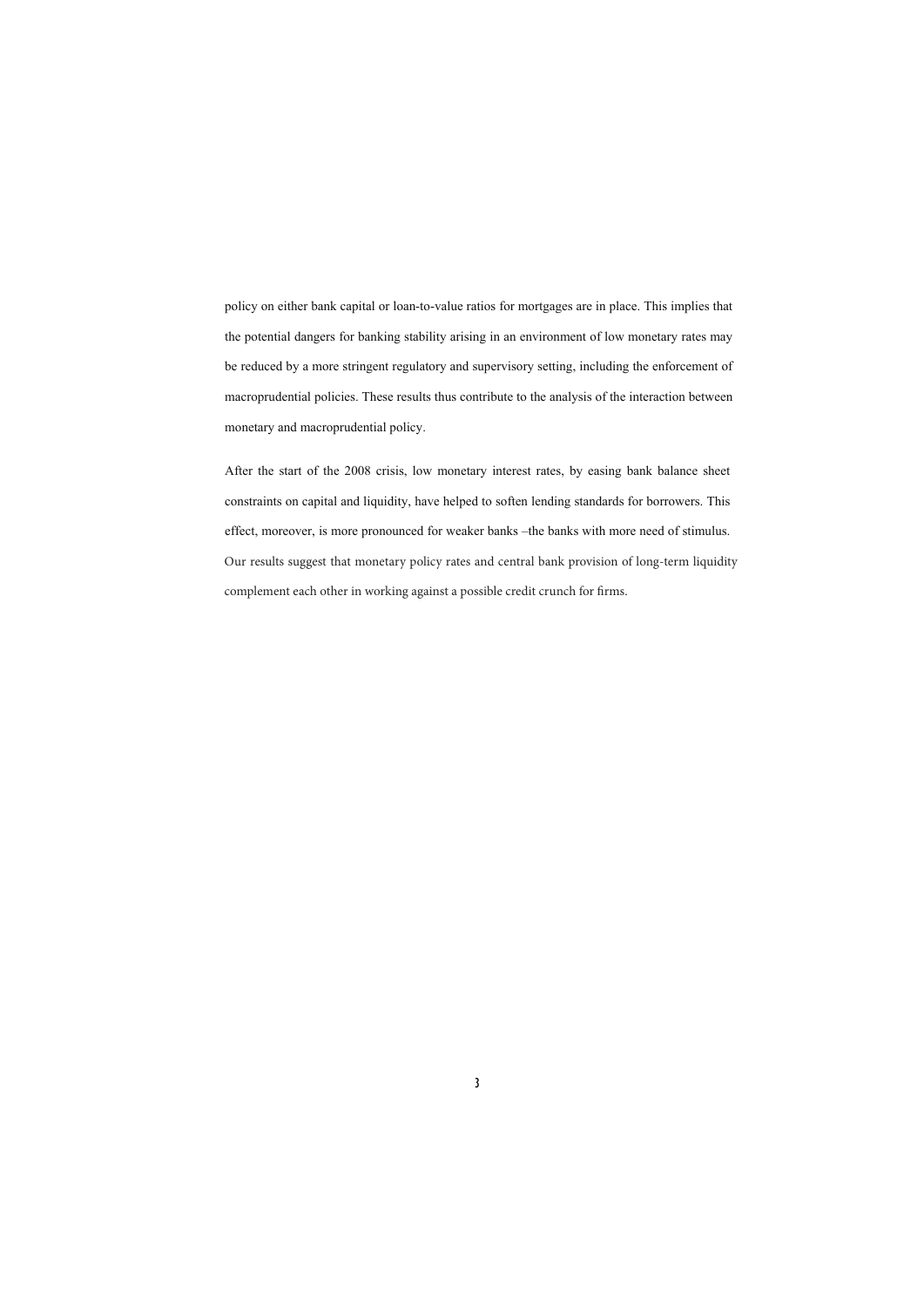policy on either bank capital or loan-to-value ratios for mortgages are in place. This implies that the potential dangers for banking stability arising in an environment of low monetary rates may be reduced by a more stringent regulatory and supervisory setting, including the enforcement of macroprudential policies. These results thus contribute to the analysis of the interaction between monetary and macroprudential policy.

After the start of the 2008 crisis, low monetary interest rates, by easing bank balance sheet constraints on capital and liquidity, have helped to soften lending standards for borrowers. This effect, moreover, is more pronounced for weaker banks –the banks with more need of stimulus. Our results suggest that monetary policy rates and central bank provision of long-term liquidity complement each other in working against a possible credit crunch for firms.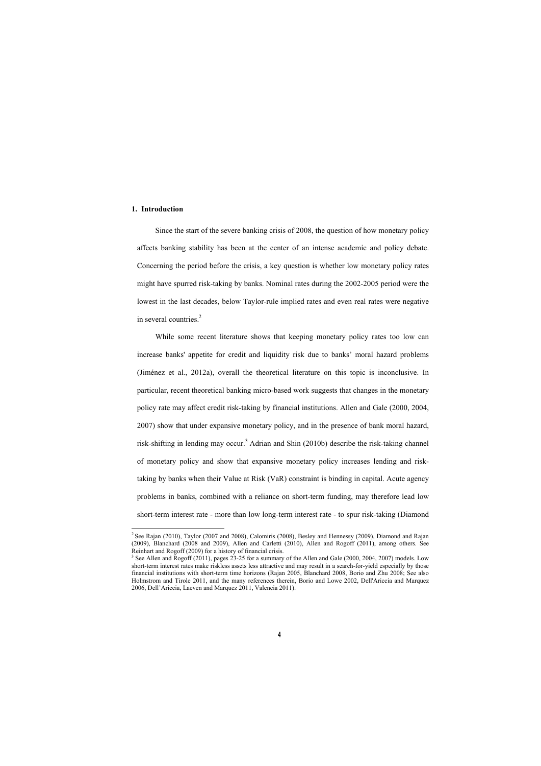## 1. Introduction

Since the start of the severe banking crisis of 2008, the question of how monetary policy affects banking stability has been at the center of an intense academic and policy debate. Concerning the period before the crisis, a key question is whether low monetary policy rates might have spurred risk-taking by banks. Nominal rates during the 2002-2005 period were the lowest in the last decades, below Taylor-rule implied rates and even real rates were negative in several countries.[2]

While some recent literature shows that keeping monetary policy rates too low can increase banks' appetite for credit and liquidity risk due to banks' moral hazard problems (Jiménez et al., 2012a), overall the theoretical literature on this topic is inconclusive. In particular, recent theoretical banking micro-based work suggests that changes in the monetary policy rate may affect credit risk-taking by financial institutions. Allen and Gale (2000, 2004, 2007) show that under expansive monetary policy, and in the presence of bank moral hazard, risk-shifting in lending may occur.[3] Adrian and Shin (2010b) describe the risk-taking channel of monetary policy and show that expansive monetary policy increases lending and risk-taking by banks when their Value at Risk (VaR) constraint is binding in capital. Acute agency problems in banks, combined with a reliance on short-term funding, may therefore lead low short-term interest rate - more than low long-term interest rate - to spur risk-taking (Diamond

---

[2] See Rajan (2010), Taylor (2007 and 2008), Calomiris (2008), Besley and Hennessy (2009), Diamond and Rajan (2009), Blanchard (2008 and 2009), Allen and Carletti (2010), Allen and Rogoff (2011), among others. See Reinhart and Rogoff (2009) for a history of financial crisis.

[3] See Allen and Rogoff (2011), pages 23-25 for a summary of the Allen and Gale (2000, 2004, 2007) models. Low short-term interest rates make riskless assets less attractive and may result in a search-for-yield especially by those financial institutions with short-term time horizons (Rajan 2005, Blanchard 2008, Borio and Zhu 2008; See also Holmstrom and Tirole 2011, and the many references therein, Borio and Lowe 2002, Dell'Ariccia and Marquez 2006, Dell'Ariccia, Laeven and Marquez 2011, Valencia 2011).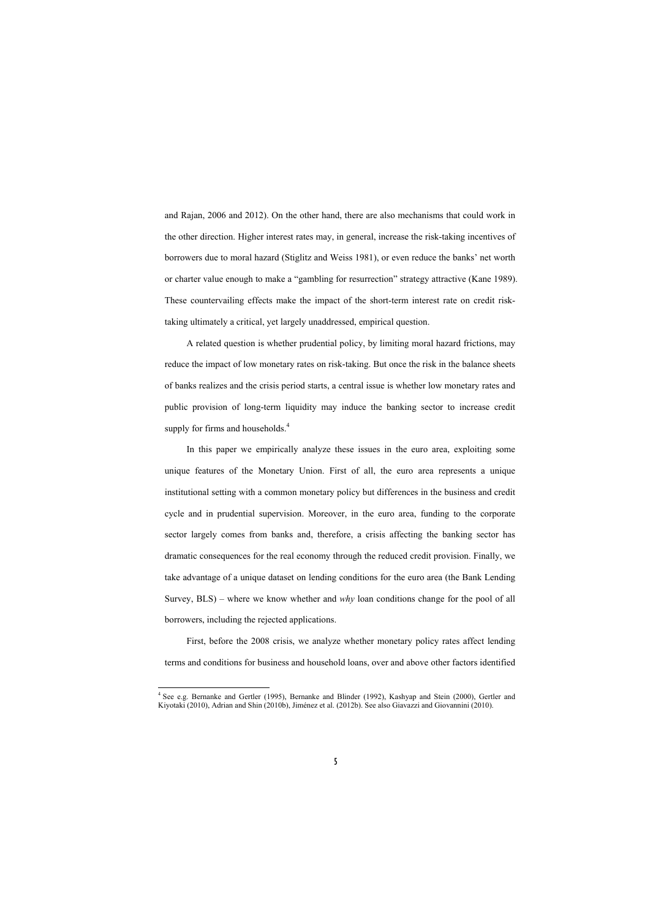and Rajan, 2006 and 2012). On the other hand, there are also mechanisms that could work in the other direction. Higher interest rates may, in general, increase the risk-taking incentives of borrowers due to moral hazard (Stiglitz and Weiss 1981), or even reduce the banks' net worth or charter value enough to make a "gambling for resurrection" strategy attractive (Kane 1989). These countervailing effects make the impact of the short-term interest rate on credit risk-taking ultimately a critical, yet largely unaddressed, empirical question.

A related question is whether prudential policy, by limiting moral hazard frictions, may reduce the impact of low monetary rates on risk-taking. But once the risk in the balance sheets of banks realizes and the crisis period starts, a central issue is whether low monetary rates and public provision of long-term liquidity may induce the banking sector to increase credit supply for firms and households.[4]

In this paper we empirically analyze these issues in the euro area, exploiting some unique features of the Monetary Union. First of all, the euro area represents a unique institutional setting with a common monetary policy but differences in the business and credit cycle and in prudential supervision. Moreover, in the euro area, funding to the corporate sector largely comes from banks and, therefore, a crisis affecting the banking sector has dramatic consequences for the real economy through the reduced credit provision. Finally, we take advantage of a unique dataset on lending conditions for the euro area (the Bank Lending Survey, BLS) – where we know whether and *why* loan conditions change for the pool of all borrowers, including the rejected applications.

First, before the 2008 crisis, we analyze whether monetary policy rates affect lending terms and conditions for business and household loans, over and above other factors identified

[4] See e.g. Bernanke and Gertler (1995), Bernanke and Blinder (1992), Kashyap and Stein (2000), Gertler and Kiyotaki (2010), Adrian and Shin (2010b), Jiménez et al. (2012b). See also Giavazzi and Giovannini (2010).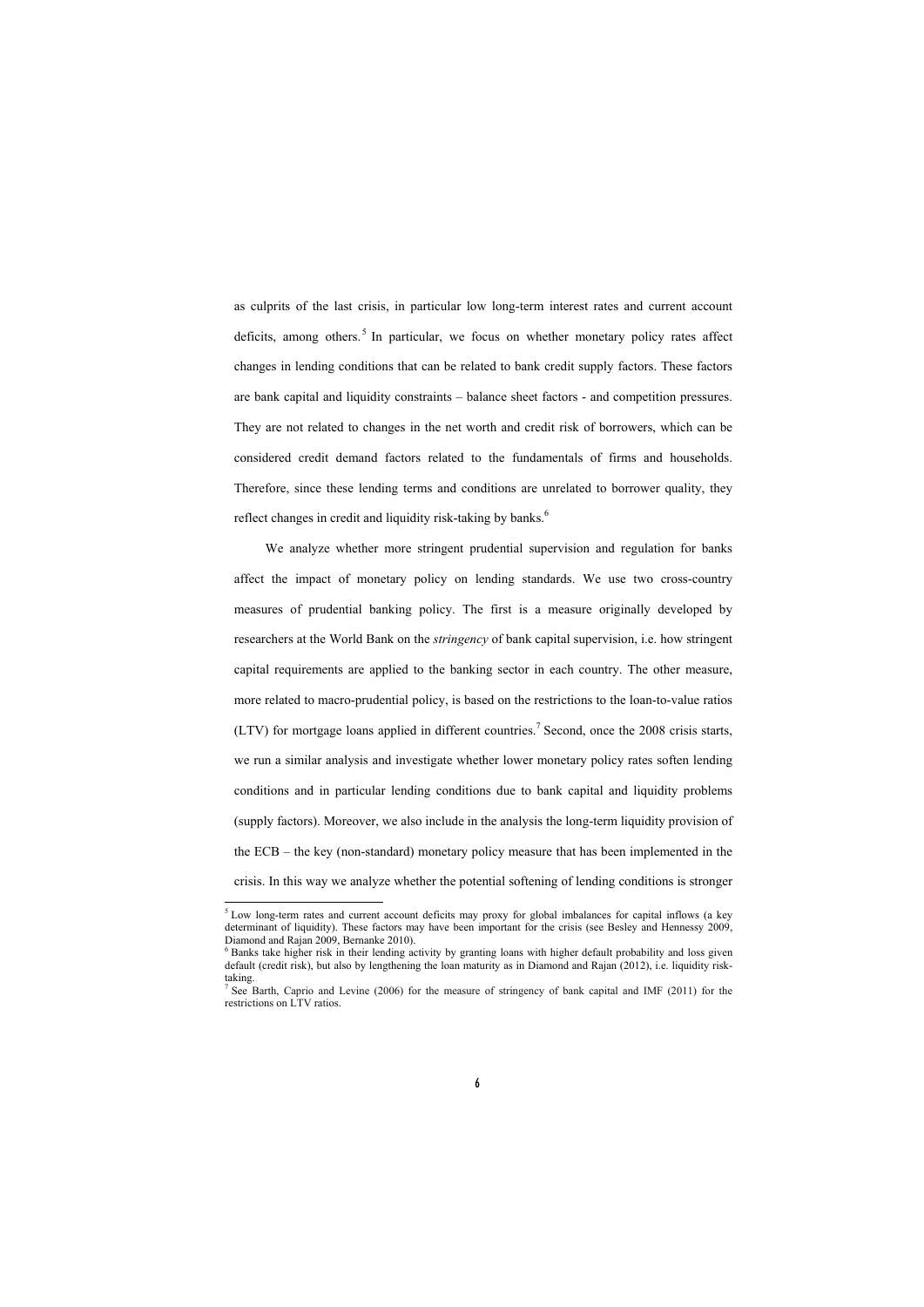as culprits of the last crisis, in particular low long-term interest rates and current account deficits, among others.[5] In particular, we focus on whether monetary policy rates affect changes in lending conditions that can be related to bank credit supply factors. These factors are bank capital and liquidity constraints – balance sheet factors - and competition pressures. They are not related to changes in the net worth and credit risk of borrowers, which can be considered credit demand factors related to the fundamentals of firms and households. Therefore, since these lending terms and conditions are unrelated to borrower quality, they reflect changes in credit and liquidity risk-taking by banks.[6]

We analyze whether more stringent prudential supervision and regulation for banks affect the impact of monetary policy on lending standards. We use two cross-country measures of prudential banking policy. The first is a measure originally developed by researchers at the World Bank on the *stringency* of bank capital supervision, i.e. how stringent capital requirements are applied to the banking sector in each country. The other measure, more related to macro-prudential policy, is based on the restrictions to the loan-to-value ratios (LTV) for mortgage loans applied in different countries.[7] Second, once the 2008 crisis starts, we run a similar analysis and investigate whether lower monetary policy rates soften lending conditions and in particular lending conditions due to bank capital and liquidity problems (supply factors). Moreover, we also include in the analysis the long-term liquidity provision of the ECB – the key (non-standard) monetary policy measure that has been implemented in the crisis. In this way we analyze whether the potential softening of lending conditions is stronger

[5] Low long-term rates and current account deficits may proxy for global imbalances for capital inflows (a key determinant of liquidity). These factors may have been important for the crisis (see Besley and Hennessy 2009, Diamond and Rajan 2009, Bernanke 2010).

[6] Banks take higher risk in their lending activity by granting loans with higher default probability and loss given default (credit risk), but also by lengthening the loan maturity as in Diamond and Rajan (2012), i.e. liquidity risk-taking.

[7] See Barth, Caprio and Levine (2006) for the measure of stringency of bank capital and IMF (2011) for the restrictions on LTV ratios.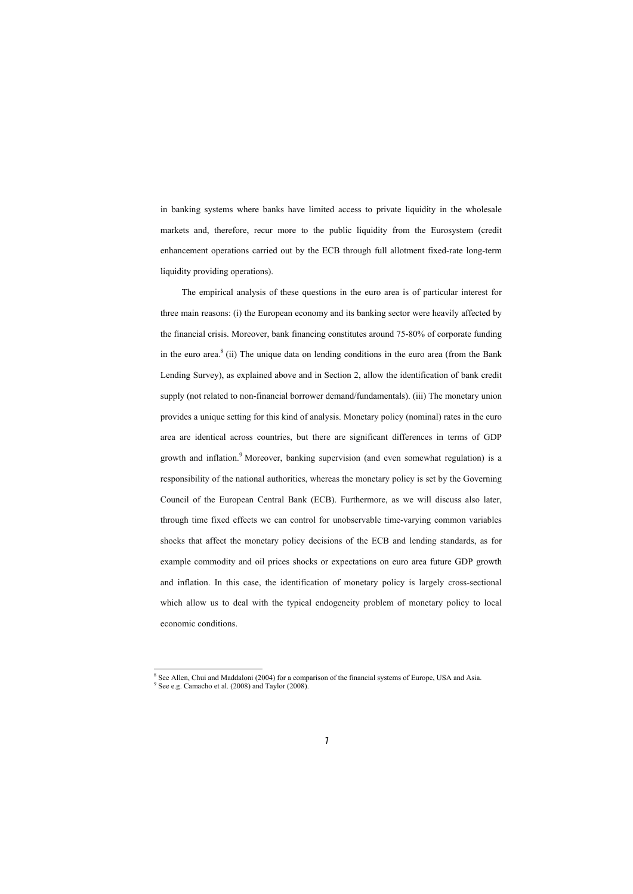in banking systems where banks have limited access to private liquidity in the wholesale markets and, therefore, recur more to the public liquidity from the Eurosystem (credit enhancement operations carried out by the ECB through full allotment fixed-rate long-term liquidity providing operations).

The empirical analysis of these questions in the euro area is of particular interest for three main reasons: (i) the European economy and its banking sector were heavily affected by the financial crisis. Moreover, bank financing constitutes around 75-80% of corporate funding in the euro area.[8] (ii) The unique data on lending conditions in the euro area (from the Bank Lending Survey), as explained above and in Section 2, allow the identification of bank credit supply (not related to non-financial borrower demand/fundamentals). (iii) The monetary union provides a unique setting for this kind of analysis. Monetary policy (nominal) rates in the euro area are identical across countries, but there are significant differences in terms of GDP growth and inflation.[9] Moreover, banking supervision (and even somewhat regulation) is a responsibility of the national authorities, whereas the monetary policy is set by the Governing Council of the European Central Bank (ECB). Furthermore, as we will discuss also later, through time fixed effects we can control for unobservable time-varying common variables shocks that affect the monetary policy decisions of the ECB and lending standards, as for example commodity and oil prices shocks or expectations on euro area future GDP growth and inflation. In this case, the identification of monetary policy is largely cross-sectional which allow us to deal with the typical endogeneity problem of monetary policy to local economic conditions.

[8] See Allen, Chui and Maddaloni (2004) for a comparison of the financial systems of Europe, USA and Asia.
[9] See e.g. Camacho et al. (2008) and Taylor (2008).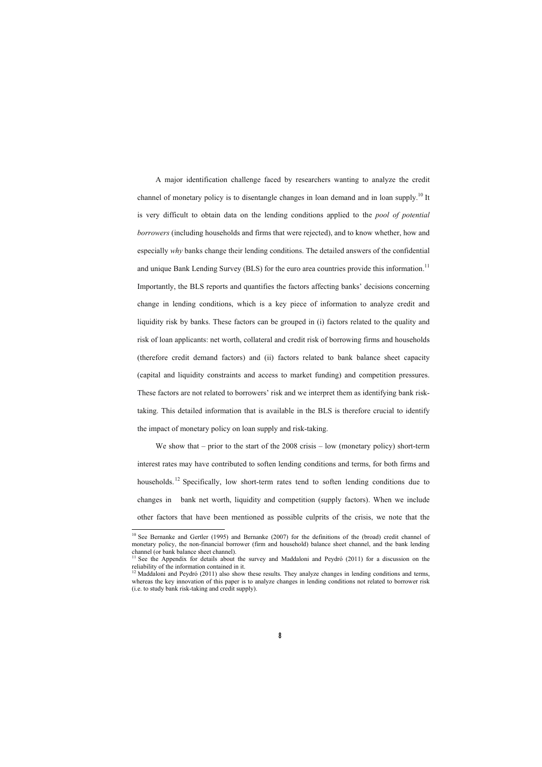A major identification challenge faced by researchers wanting to analyze the credit channel of monetary policy is to disentangle changes in loan demand and in loan supply.[10] It is very difficult to obtain data on the lending conditions applied to the *pool of potential borrowers* (including households and firms that were rejected), and to know whether, how and especially *why* banks change their lending conditions. The detailed answers of the confidential and unique Bank Lending Survey (BLS) for the euro area countries provide this information.[11] Importantly, the BLS reports and quantifies the factors affecting banks' decisions concerning change in lending conditions, which is a key piece of information to analyze credit and liquidity risk by banks. These factors can be grouped in (i) factors related to the quality and risk of loan applicants: net worth, collateral and credit risk of borrowing firms and households (therefore credit demand factors) and (ii) factors related to bank balance sheet capacity (capital and liquidity constraints and access to market funding) and competition pressures. These factors are not related to borrowers' risk and we interpret them as identifying bank risk-taking. This detailed information that is available in the BLS is therefore crucial to identify the impact of monetary policy on loan supply and risk-taking.

We show that – prior to the start of the 2008 crisis – low (monetary policy) short-term interest rates may have contributed to soften lending conditions and terms, for both firms and households.[12] Specifically, low short-term rates tend to soften lending conditions due to changes in bank net worth, liquidity and competition (supply factors). When we include other factors that have been mentioned as possible culprits of the crisis, we note that the

---

[10] See Bernanke and Gertler (1995) and Bernanke (2007) for the definitions of the (broad) credit channel of monetary policy, the non-financial borrower (firm and household) balance sheet channel, and the bank lending channel (or bank balance sheet channel).

[11] See the Appendix for details about the survey and Maddaloni and Peydró (2011) for a discussion on the reliability of the information contained in it.

[12] Maddaloni and Peydró (2011) also show these results. They analyze changes in lending conditions and terms, whereas the key innovation of this paper is to analyze changes in lending conditions not related to borrower risk (i.e. to study bank risk-taking and credit supply).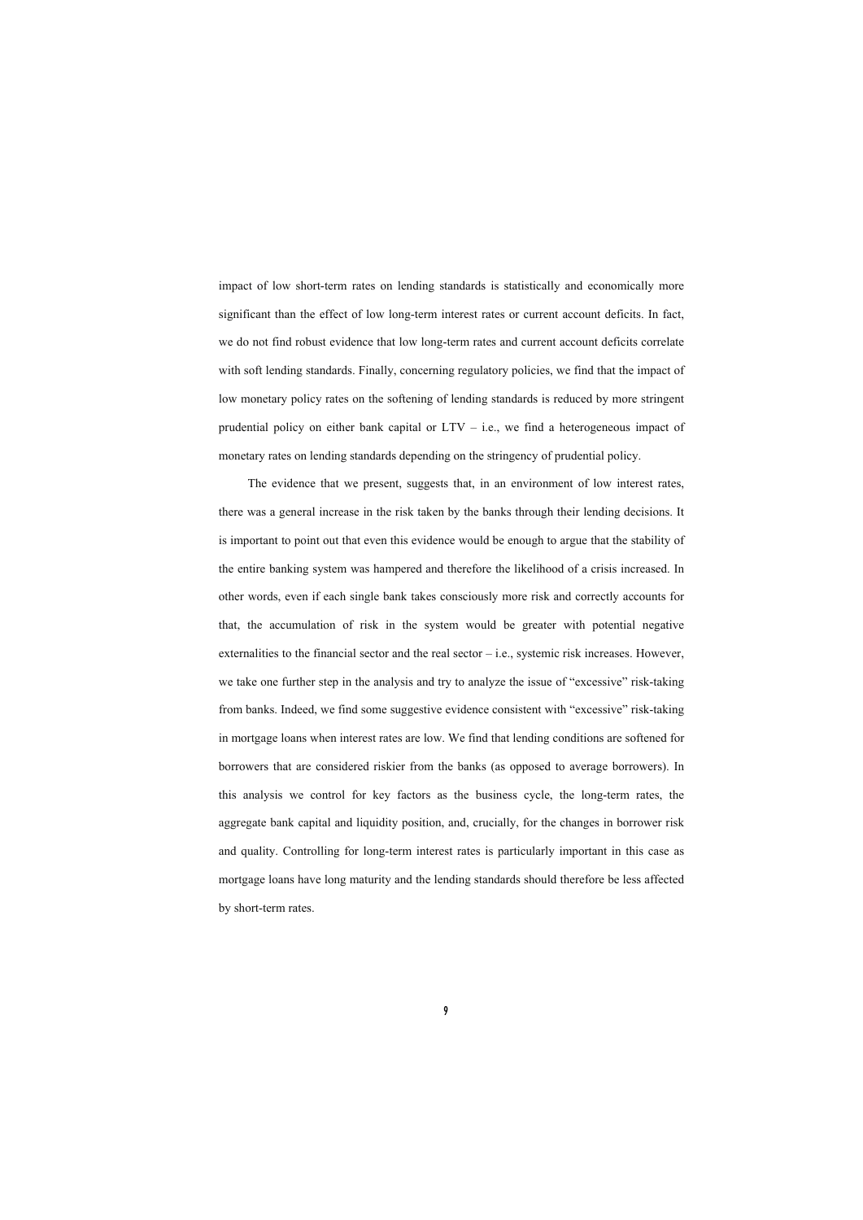impact of low short-term rates on lending standards is statistically and economically more significant than the effect of low long-term interest rates or current account deficits. In fact, we do not find robust evidence that low long-term rates and current account deficits correlate with soft lending standards. Finally, concerning regulatory policies, we find that the impact of low monetary policy rates on the softening of lending standards is reduced by more stringent prudential policy on either bank capital or LTV – i.e., we find a heterogeneous impact of monetary rates on lending standards depending on the stringency of prudential policy.

The evidence that we present, suggests that, in an environment of low interest rates, there was a general increase in the risk taken by the banks through their lending decisions. It is important to point out that even this evidence would be enough to argue that the stability of the entire banking system was hampered and therefore the likelihood of a crisis increased. In other words, even if each single bank takes consciously more risk and correctly accounts for that, the accumulation of risk in the system would be greater with potential negative externalities to the financial sector and the real sector – i.e., systemic risk increases. However, we take one further step in the analysis and try to analyze the issue of "excessive" risk-taking from banks. Indeed, we find some suggestive evidence consistent with "excessive" risk-taking in mortgage loans when interest rates are low. We find that lending conditions are softened for borrowers that are considered riskier from the banks (as opposed to average borrowers). In this analysis we control for key factors as the business cycle, the long-term rates, the aggregate bank capital and liquidity position, and, crucially, for the changes in borrower risk and quality. Controlling for long-term interest rates is particularly important in this case as mortgage loans have long maturity and the lending standards should therefore be less affected by short-term rates.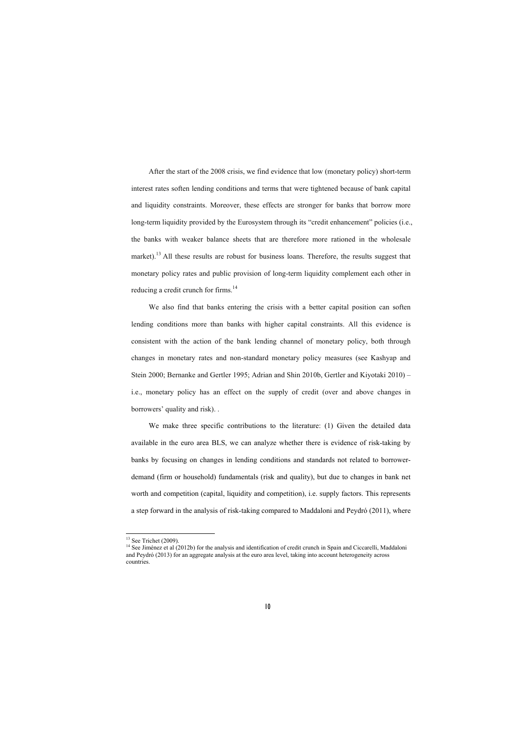After the start of the 2008 crisis, we find evidence that low (monetary policy) short-term interest rates soften lending conditions and terms that were tightened because of bank capital and liquidity constraints. Moreover, these effects are stronger for banks that borrow more long-term liquidity provided by the Eurosystem through its "credit enhancement" policies (i.e., the banks with weaker balance sheets that are therefore more rationed in the wholesale market).[13] All these results are robust for business loans. Therefore, the results suggest that monetary policy rates and public provision of long-term liquidity complement each other in reducing a credit crunch for firms.[14]

We also find that banks entering the crisis with a better capital position can soften lending conditions more than banks with higher capital constraints. All this evidence is consistent with the action of the bank lending channel of monetary policy, both through changes in monetary rates and non-standard monetary policy measures (see Kashyap and Stein 2000; Bernanke and Gertler 1995; Adrian and Shin 2010b, Gertler and Kiyotaki 2010) – i.e., monetary policy has an effect on the supply of credit (over and above changes in borrowers' quality and risk). .

We make three specific contributions to the literature: (1) Given the detailed data available in the euro area BLS, we can analyze whether there is evidence of risk-taking by banks by focusing on changes in lending conditions and standards not related to borrower-demand (firm or household) fundamentals (risk and quality), but due to changes in bank net worth and competition (capital, liquidity and competition), i.e. supply factors. This represents a step forward in the analysis of risk-taking compared to Maddaloni and Peydró (2011), where

---

[13] See Trichet (2009).

[14] See Jiménez et al (2012b) for the analysis and identification of credit crunch in Spain and Ciccarelli, Maddaloni and Peydró (2013) for an aggregate analysis at the euro area level, taking into account heterogeneity across countries.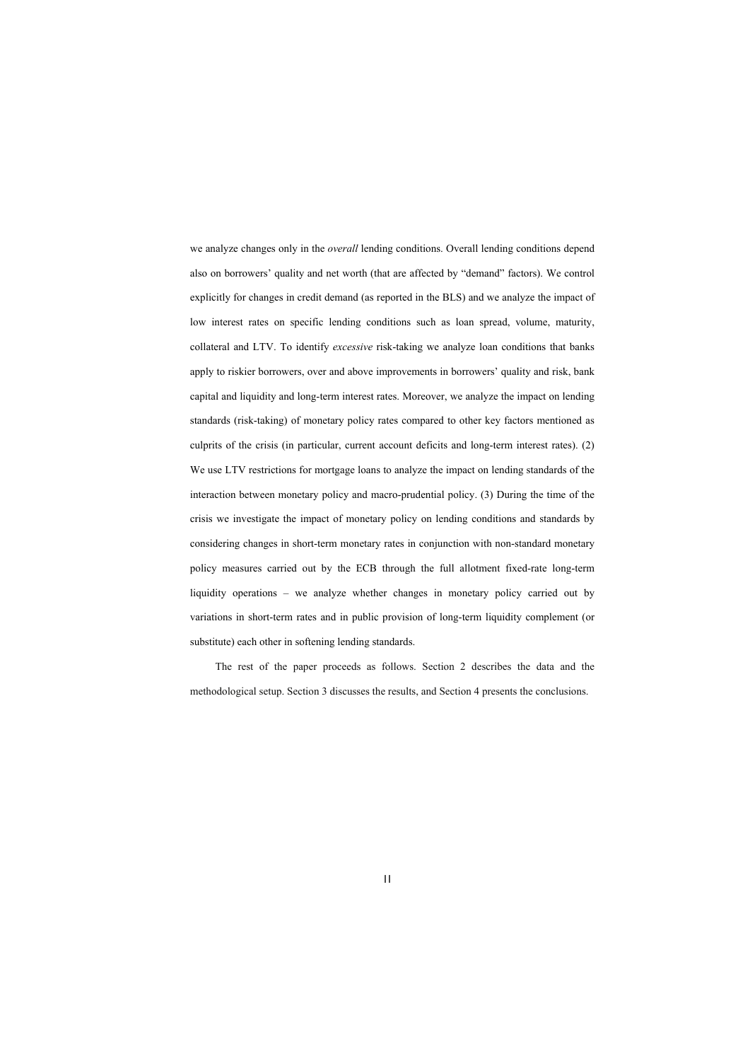we analyze changes only in the *overall* lending conditions. Overall lending conditions depend also on borrowers' quality and net worth (that are affected by "demand" factors). We control explicitly for changes in credit demand (as reported in the BLS) and we analyze the impact of low interest rates on specific lending conditions such as loan spread, volume, maturity, collateral and LTV. To identify *excessive* risk-taking we analyze loan conditions that banks apply to riskier borrowers, over and above improvements in borrowers' quality and risk, bank capital and liquidity and long-term interest rates. Moreover, we analyze the impact on lending standards (risk-taking) of monetary policy rates compared to other key factors mentioned as culprits of the crisis (in particular, current account deficits and long-term interest rates). (2) We use LTV restrictions for mortgage loans to analyze the impact on lending standards of the interaction between monetary policy and macro-prudential policy. (3) During the time of the crisis we investigate the impact of monetary policy on lending conditions and standards by considering changes in short-term monetary rates in conjunction with non-standard monetary policy measures carried out by the ECB through the full allotment fixed-rate long-term liquidity operations – we analyze whether changes in monetary policy carried out by variations in short-term rates and in public provision of long-term liquidity complement (or substitute) each other in softening lending standards.

The rest of the paper proceeds as follows. Section 2 describes the data and the methodological setup. Section 3 discusses the results, and Section 4 presents the conclusions.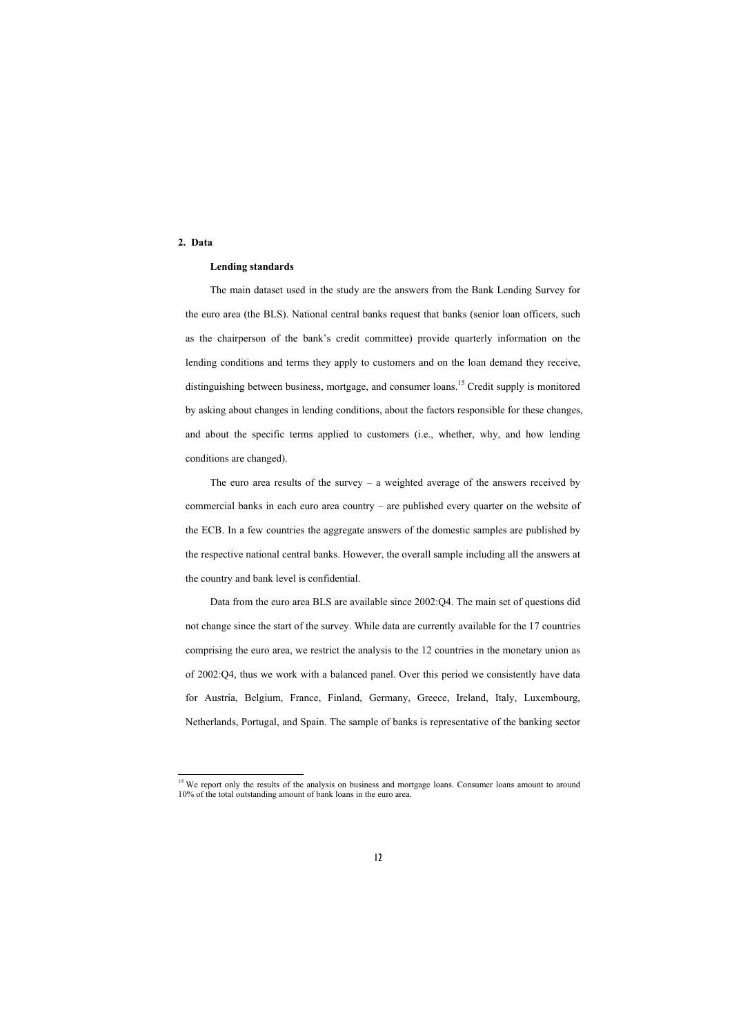## 2. Data

### Lending standards

The main dataset used in the study are the answers from the Bank Lending Survey for the euro area (the BLS). National central banks request that banks (senior loan officers, such as the chairperson of the bank's credit committee) provide quarterly information on the lending conditions and terms they apply to customers and on the loan demand they receive, distinguishing between business, mortgage, and consumer loans.[15] Credit supply is monitored by asking about changes in lending conditions, about the factors responsible for these changes, and about the specific terms applied to customers (i.e., whether, why, and how lending conditions are changed).

The euro area results of the survey – a weighted average of the answers received by commercial banks in each euro area country – are published every quarter on the website of the ECB. In a few countries the aggregate answers of the domestic samples are published by the respective national central banks. However, the overall sample including all the answers at the country and bank level is confidential.

Data from the euro area BLS are available since 2002:Q4. The main set of questions did not change since the start of the survey. While data are currently available for the 17 countries comprising the euro area, we restrict the analysis to the 12 countries in the monetary union as of 2002:Q4, thus we work with a balanced panel. Over this period we consistently have data for Austria, Belgium, France, Finland, Germany, Greece, Ireland, Italy, Luxembourg, Netherlands, Portugal, and Spain. The sample of banks is representative of the banking sector

---

[15] We report only the results of the analysis on business and mortgage loans. Consumer loans amount to around 10% of the total outstanding amount of bank loans in the euro area.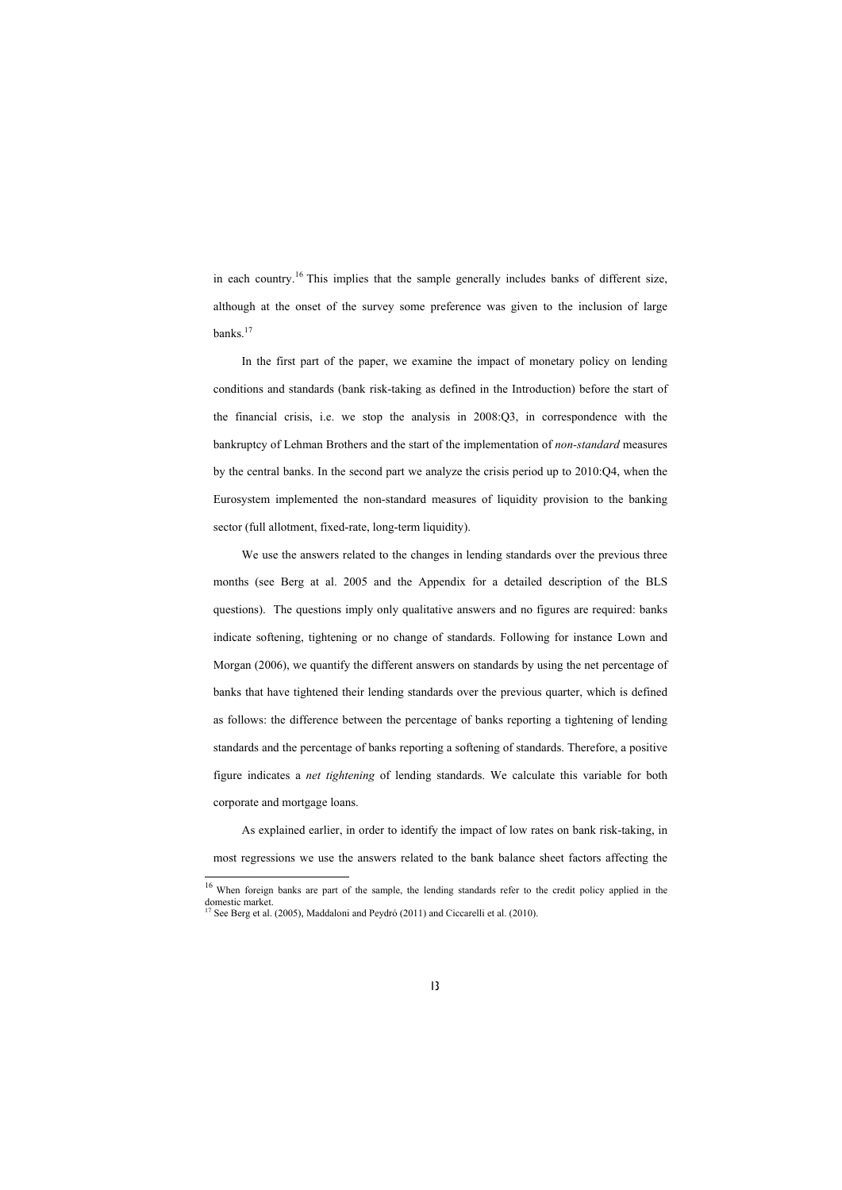in each country.[16] This implies that the sample generally includes banks of different size, although at the onset of the survey some preference was given to the inclusion of large banks.[17]

In the first part of the paper, we examine the impact of monetary policy on lending conditions and standards (bank risk-taking as defined in the Introduction) before the start of the financial crisis, i.e. we stop the analysis in 2008:Q3, in correspondence with the bankruptcy of Lehman Brothers and the start of the implementation of *non-standard* measures by the central banks. In the second part we analyze the crisis period up to 2010:Q4, when the Eurosystem implemented the non-standard measures of liquidity provision to the banking sector (full allotment, fixed-rate, long-term liquidity).

We use the answers related to the changes in lending standards over the previous three months (see Berg at al. 2005 and the Appendix for a detailed description of the BLS questions). The questions imply only qualitative answers and no figures are required: banks indicate softening, tightening or no change of standards. Following for instance Lown and Morgan (2006), we quantify the different answers on standards by using the net percentage of banks that have tightened their lending standards over the previous quarter, which is defined as follows: the difference between the percentage of banks reporting a tightening of lending standards and the percentage of banks reporting a softening of standards. Therefore, a positive figure indicates a *net tightening* of lending standards. We calculate this variable for both corporate and mortgage loans.

As explained earlier, in order to identify the impact of low rates on bank risk-taking, in most regressions we use the answers related to the bank balance sheet factors affecting the

---

[16] When foreign banks are part of the sample, the lending standards refer to the credit policy applied in the domestic market.

[17] See Berg et al. (2005), Maddaloni and Peydró (2011) and Ciccarelli et al. (2010).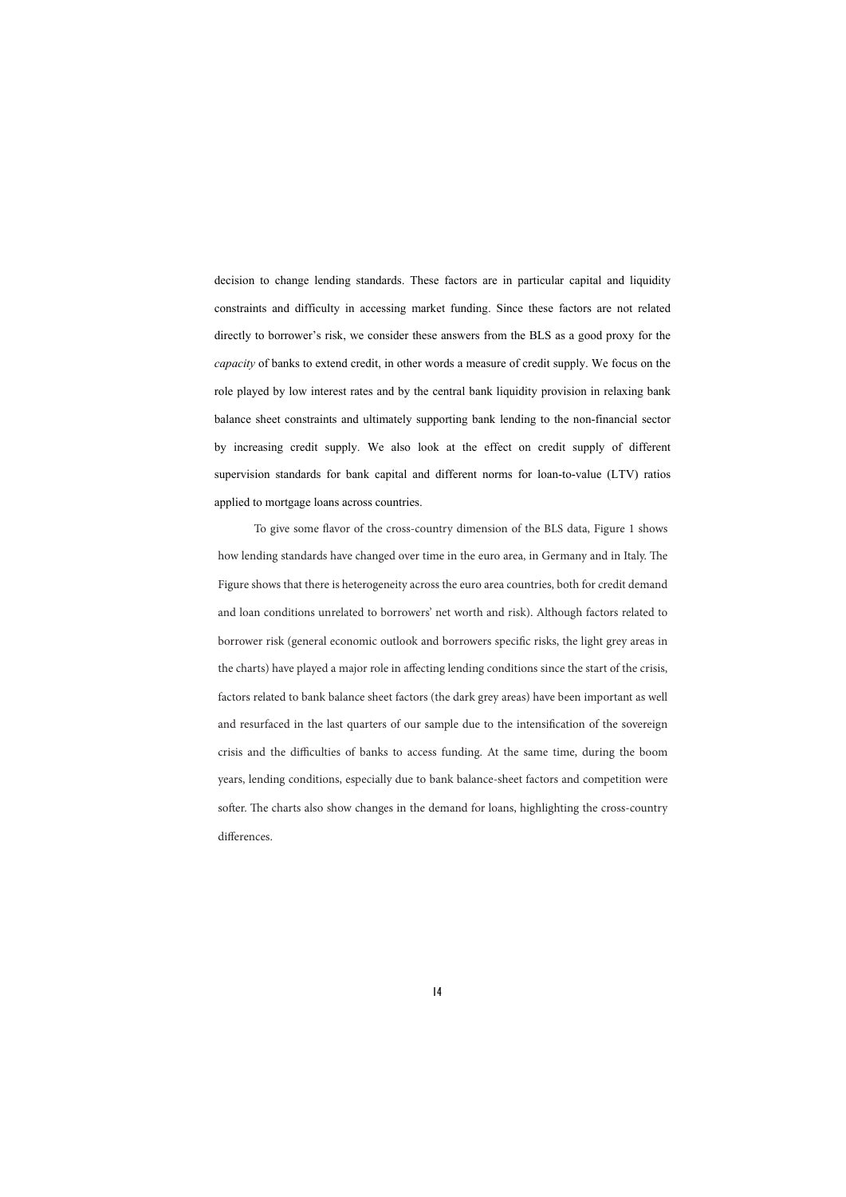decision to change lending standards. These factors are in particular capital and liquidity constraints and difficulty in accessing market funding. Since these factors are not related directly to borrower's risk, we consider these answers from the BLS as a good proxy for the *capacity* of banks to extend credit, in other words a measure of credit supply. We focus on the role played by low interest rates and by the central bank liquidity provision in relaxing bank balance sheet constraints and ultimately supporting bank lending to the non-financial sector by increasing credit supply. We also look at the effect on credit supply of different supervision standards for bank capital and different norms for loan-to-value (LTV) ratios applied to mortgage loans across countries.

To give some flavor of the cross-country dimension of the BLS data, Figure 1 shows how lending standards have changed over time in the euro area, in Germany and in Italy. The Figure shows that there is heterogeneity across the euro area countries, both for credit demand and loan conditions unrelated to borrowers' net worth and risk). Although factors related to borrower risk (general economic outlook and borrowers specific risks, the light grey areas in the charts) have played a major role in affecting lending conditions since the start of the crisis, factors related to bank balance sheet factors (the dark grey areas) have been important as well and resurfaced in the last quarters of our sample due to the intensification of the sovereign crisis and the difficulties of banks to access funding. At the same time, during the boom years, lending conditions, especially due to bank balance-sheet factors and competition were softer. The charts also show changes in the demand for loans, highlighting the cross-country differences.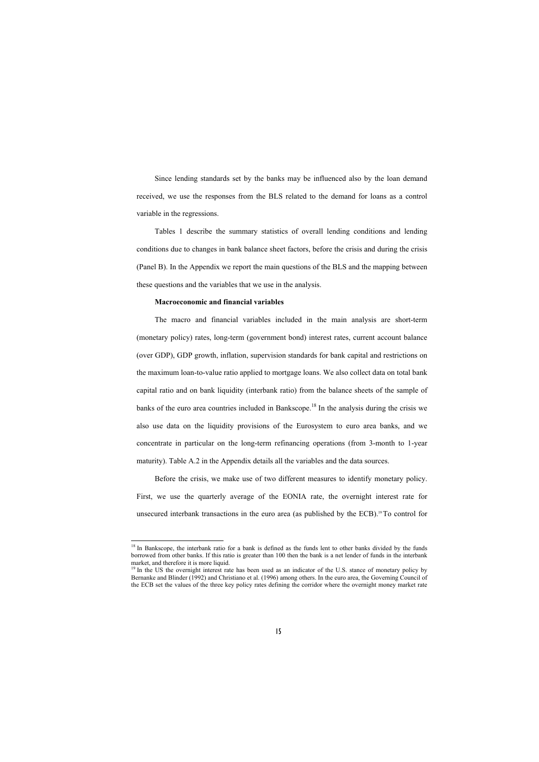Since lending standards set by the banks may be influenced also by the loan demand received, we use the responses from the BLS related to the demand for loans as a control variable in the regressions.

Tables 1 describe the summary statistics of overall lending conditions and lending conditions due to changes in bank balance sheet factors, before the crisis and during the crisis (Panel B). In the Appendix we report the main questions of the BLS and the mapping between these questions and the variables that we use in the analysis.

**Macroeconomic and financial variables**

The macro and financial variables included in the main analysis are short-term (monetary policy) rates, long-term (government bond) interest rates, current account balance (over GDP), GDP growth, inflation, supervision standards for bank capital and restrictions on the maximum loan-to-value ratio applied to mortgage loans. We also collect data on total bank capital ratio and on bank liquidity (interbank ratio) from the balance sheets of the sample of banks of the euro area countries included in Bankscope.[18] In the analysis during the crisis we also use data on the liquidity provisions of the Eurosystem to euro area banks, and we concentrate in particular on the long-term refinancing operations (from 3-month to 1-year maturity). Table A.2 in the Appendix details all the variables and the data sources.

Before the crisis, we make use of two different measures to identify monetary policy. First, we use the quarterly average of the EONIA rate, the overnight interest rate for unsecured interbank transactions in the euro area (as published by the ECB).[19] To control for

---

[18] In Bankscope, the interbank ratio for a bank is defined as the funds lent to other banks divided by the funds borrowed from other banks. If this ratio is greater than 100 then the bank is a net lender of funds in the interbank market, and therefore it is more liquid.

[19] In the US the overnight interest rate has been used as an indicator of the U.S. stance of monetary policy by Bernanke and Blinder (1992) and Christiano et al. (1996) among others. In the euro area, the Governing Council of the ECB set the values of the three key policy rates defining the corridor where the overnight money market rate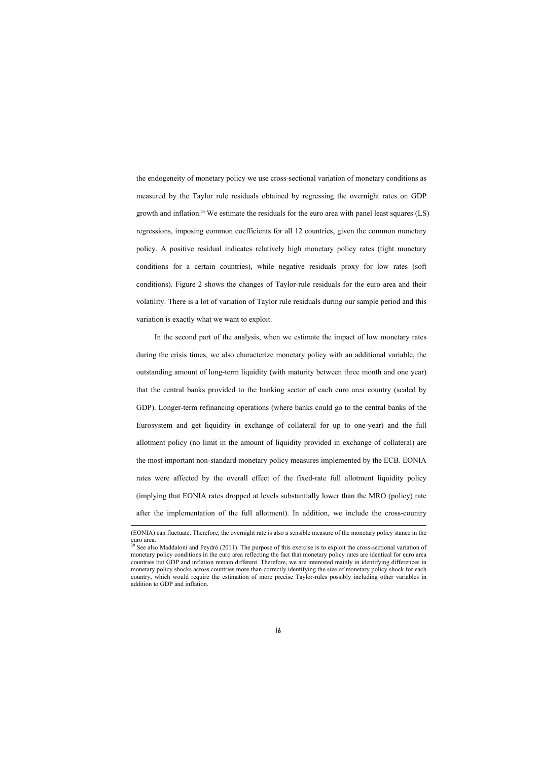the endogeneity of monetary policy we use cross-sectional variation of monetary conditions as measured by the Taylor rule residuals obtained by regressing the overnight rates on GDP growth and inflation.[20] We estimate the residuals for the euro area with panel least squares (LS) regressions, imposing common coefficients for all 12 countries, given the common monetary policy. A positive residual indicates relatively high monetary policy rates (tight monetary conditions for a certain countries), while negative residuals proxy for low rates (soft conditions). Figure 2 shows the changes of Taylor-rule residuals for the euro area and their volatility. There is a lot of variation of Taylor rule residuals during our sample period and this variation is exactly what we want to exploit.

In the second part of the analysis, when we estimate the impact of low monetary rates during the crisis times, we also characterize monetary policy with an additional variable, the outstanding amount of long-term liquidity (with maturity between three month and one year) that the central banks provided to the banking sector of each euro area country (scaled by GDP). Longer-term refinancing operations (where banks could go to the central banks of the Eurosystem and get liquidity in exchange of collateral for up to one-year) and the full allotment policy (no limit in the amount of liquidity provided in exchange of collateral) are the most important non-standard monetary policy measures implemented by the ECB. EONIA rates were affected by the overall effect of the fixed-rate full allotment liquidity policy (implying that EONIA rates dropped at levels substantially lower than the MRO (policy) rate after the implementation of the full allotment). In addition, we include the cross-country

---

(EONIA) can fluctuate. Therefore, the overnight rate is also a sensible measure of the monetary policy stance in the euro area.

[20] See also Maddaloni and Peydró (2011). The purpose of this exercise is to exploit the cross-sectional variation of monetary policy conditions in the euro area reflecting the fact that monetary policy rates are identical for euro area countries but GDP and inflation remain different. Therefore, we are interested mainly in identifying differences in monetary policy shocks across countries more than correctly identifying the size of monetary policy shock for each country, which would require the estimation of more precise Taylor-rules possibly including other variables in addition to GDP and inflation.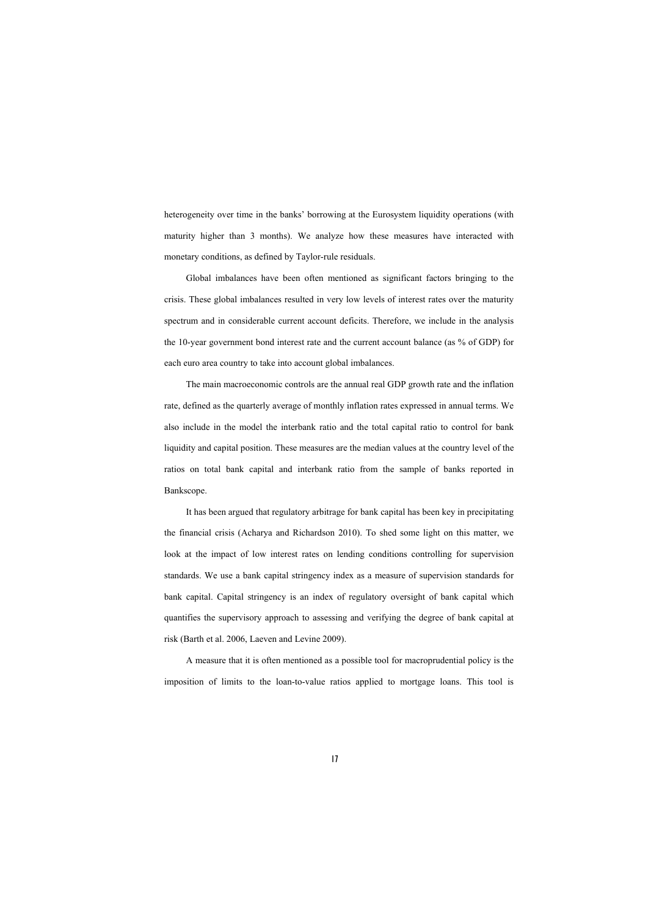heterogeneity over time in the banks' borrowing at the Eurosystem liquidity operations (with maturity higher than 3 months). We analyze how these measures have interacted with monetary conditions, as defined by Taylor-rule residuals.

Global imbalances have been often mentioned as significant factors bringing to the crisis. These global imbalances resulted in very low levels of interest rates over the maturity spectrum and in considerable current account deficits. Therefore, we include in the analysis the 10-year government bond interest rate and the current account balance (as % of GDP) for each euro area country to take into account global imbalances.

The main macroeconomic controls are the annual real GDP growth rate and the inflation rate, defined as the quarterly average of monthly inflation rates expressed in annual terms. We also include in the model the interbank ratio and the total capital ratio to control for bank liquidity and capital position. These measures are the median values at the country level of the ratios on total bank capital and interbank ratio from the sample of banks reported in Bankscope.

It has been argued that regulatory arbitrage for bank capital has been key in precipitating the financial crisis (Acharya and Richardson 2010). To shed some light on this matter, we look at the impact of low interest rates on lending conditions controlling for supervision standards. We use a bank capital stringency index as a measure of supervision standards for bank capital. Capital stringency is an index of regulatory oversight of bank capital which quantifies the supervisory approach to assessing and verifying the degree of bank capital at risk (Barth et al. 2006, Laeven and Levine 2009).

A measure that it is often mentioned as a possible tool for macroprudential policy is the imposition of limits to the loan-to-value ratios applied to mortgage loans. This tool is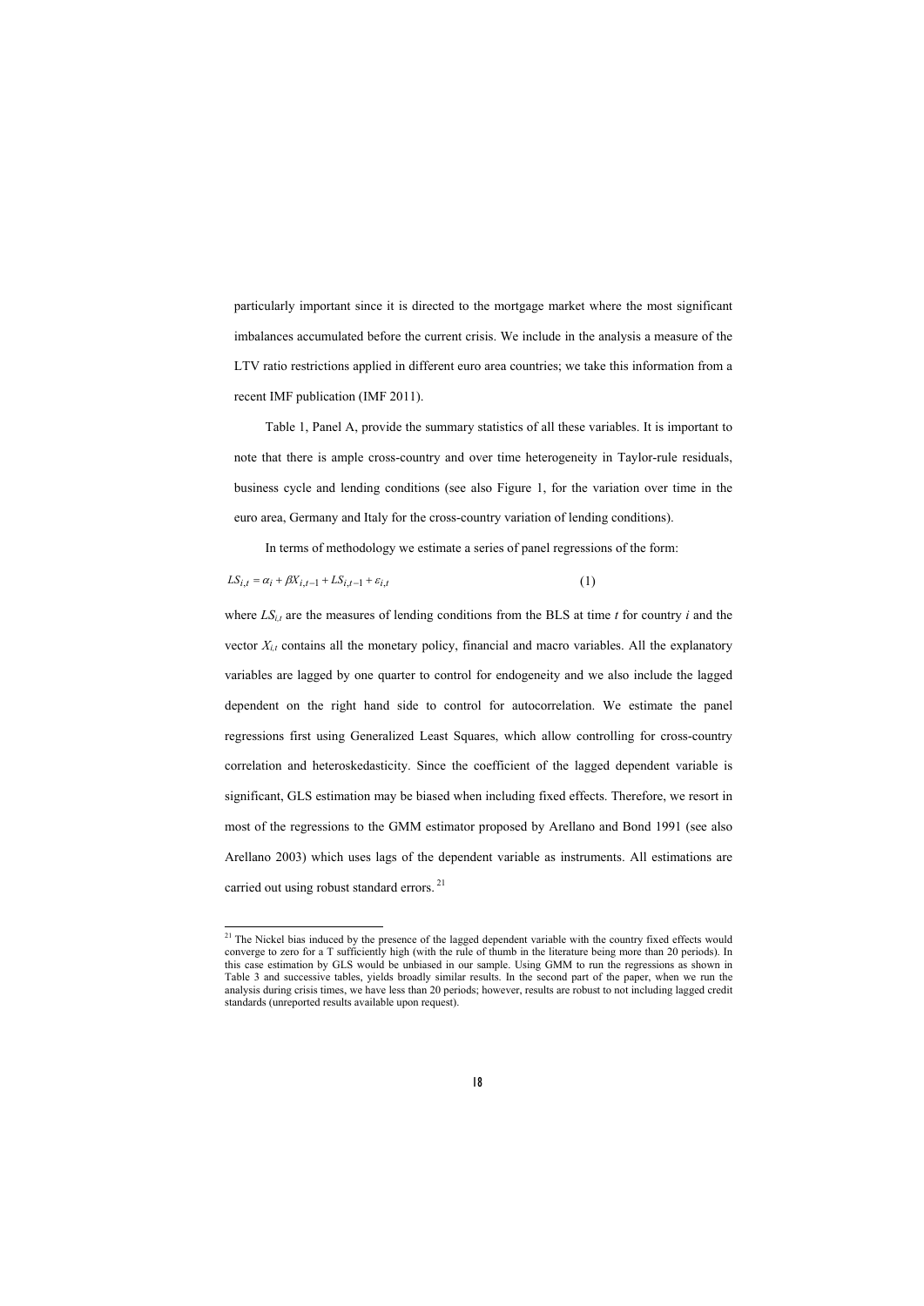particularly important since it is directed to the mortgage market where the most significant imbalances accumulated before the current crisis. We include in the analysis a measure of the LTV ratio restrictions applied in different euro area countries; we take this information from a recent IMF publication (IMF 2011).

Table 1, Panel A, provide the summary statistics of all these variables. It is important to note that there is ample cross-country and over time heterogeneity in Taylor-rule residuals, business cycle and lending conditions (see also Figure 1, for the variation over time in the euro area, Germany and Italy for the cross-country variation of lending conditions).

In terms of methodology we estimate a series of panel regressions of the form:

$$LS_{i,t} = \alpha_i + \beta X_{i,t-1} + LS_{i,t-1} + \varepsilon_{i,t} \qquad (1)$$

where $LS_{i,t}$ are the measures of lending conditions from the BLS at time $t$ for country $i$ and the vector $X_{i,t}$ contains all the monetary policy, financial and macro variables. All the explanatory variables are lagged by one quarter to control for endogeneity and we also include the lagged dependent on the right hand side to control for autocorrelation. We estimate the panel regressions first using Generalized Least Squares, which allow controlling for cross-country correlation and heteroskedasticity. Since the coefficient of the lagged dependent variable is significant, GLS estimation may be biased when including fixed effects. Therefore, we resort in most of the regressions to the GMM estimator proposed by Arellano and Bond 1991 (see also Arellano 2003) which uses lags of the dependent variable as instruments. All estimations are carried out using robust standard errors.[21]

---

[21] The Nickel bias induced by the presence of the lagged dependent variable with the country fixed effects would converge to zero for a T sufficiently high (with the rule of thumb in the literature being more than 20 periods). In this case estimation by GLS would be unbiased in our sample. Using GMM to run the regressions as shown in Table 3 and successive tables, yields broadly similar results. In the second part of the paper, when we run the analysis during crisis times, we have less than 20 periods; however, results are robust to not including lagged credit standards (unreported results available upon request).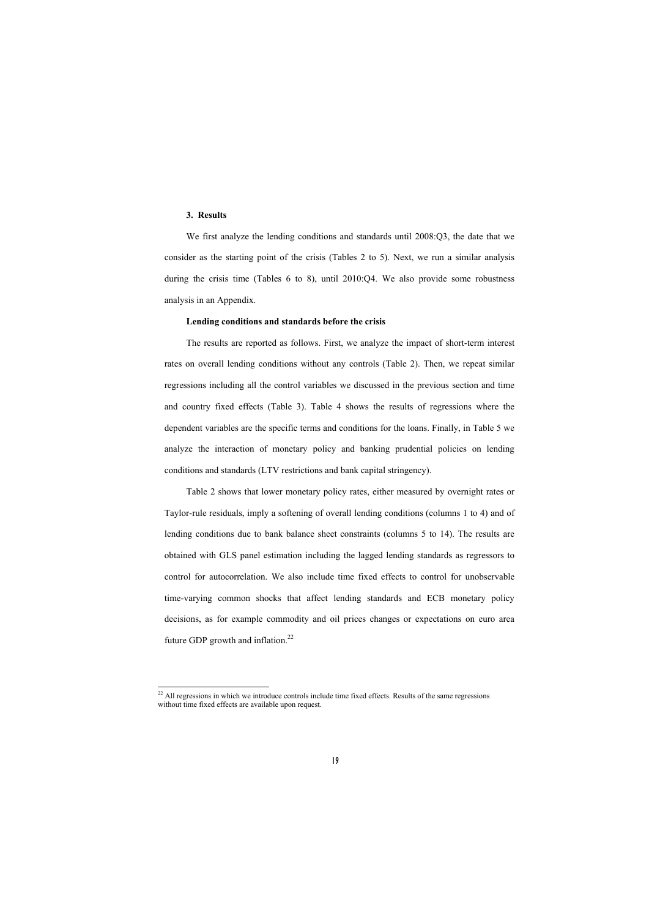## 3. Results

We first analyze the lending conditions and standards until 2008:Q3, the date that we consider as the starting point of the crisis (Tables 2 to 5). Next, we run a similar analysis during the crisis time (Tables 6 to 8), until 2010:Q4. We also provide some robustness analysis in an Appendix.

### Lending conditions and standards before the crisis

The results are reported as follows. First, we analyze the impact of short-term interest rates on overall lending conditions without any controls (Table 2). Then, we repeat similar regressions including all the control variables we discussed in the previous section and time and country fixed effects (Table 3). Table 4 shows the results of regressions where the dependent variables are the specific terms and conditions for the loans. Finally, in Table 5 we analyze the interaction of monetary policy and banking prudential policies on lending conditions and standards (LTV restrictions and bank capital stringency).

Table 2 shows that lower monetary policy rates, either measured by overnight rates or Taylor-rule residuals, imply a softening of overall lending conditions (columns 1 to 4) and of lending conditions due to bank balance sheet constraints (columns 5 to 14). The results are obtained with GLS panel estimation including the lagged lending standards as regressors to control for autocorrelation. We also include time fixed effects to control for unobservable time-varying common shocks that affect lending standards and ECB monetary policy decisions, as for example commodity and oil prices changes or expectations on euro area future GDP growth and inflation.[22]

[22] All regressions in which we introduce controls include time fixed effects. Results of the same regressions without time fixed effects are available upon request.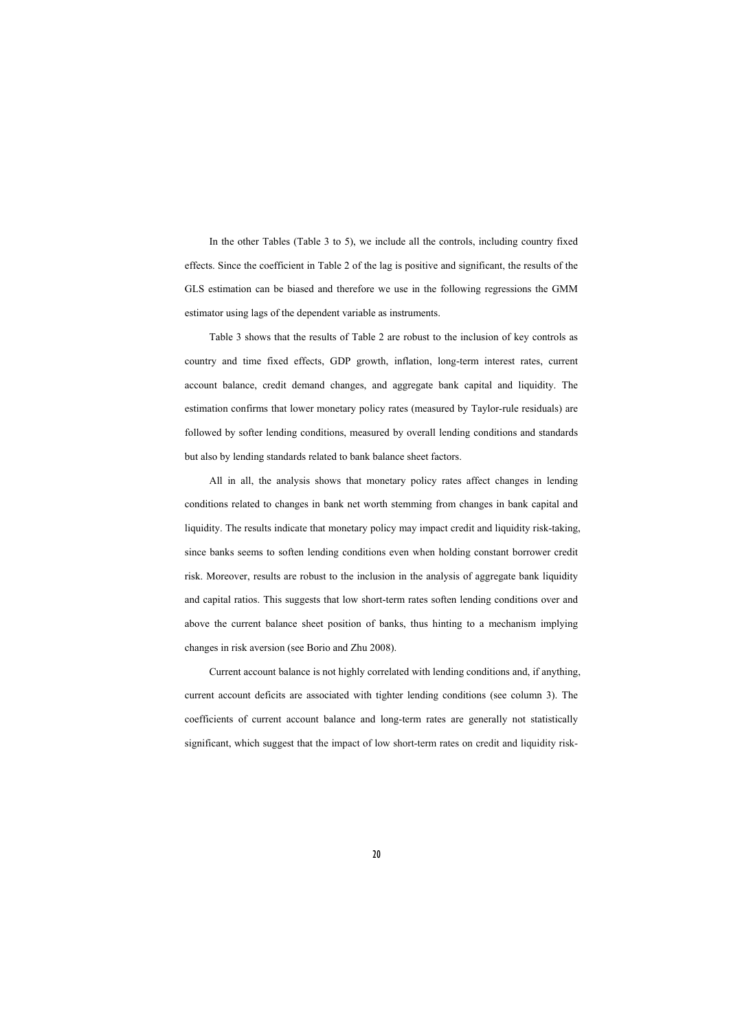In the other Tables (Table 3 to 5), we include all the controls, including country fixed effects. Since the coefficient in Table 2 of the lag is positive and significant, the results of the GLS estimation can be biased and therefore we use in the following regressions the GMM estimator using lags of the dependent variable as instruments.

Table 3 shows that the results of Table 2 are robust to the inclusion of key controls as country and time fixed effects, GDP growth, inflation, long-term interest rates, current account balance, credit demand changes, and aggregate bank capital and liquidity. The estimation confirms that lower monetary policy rates (measured by Taylor-rule residuals) are followed by softer lending conditions, measured by overall lending conditions and standards but also by lending standards related to bank balance sheet factors.

All in all, the analysis shows that monetary policy rates affect changes in lending conditions related to changes in bank net worth stemming from changes in bank capital and liquidity. The results indicate that monetary policy may impact credit and liquidity risk-taking, since banks seems to soften lending conditions even when holding constant borrower credit risk. Moreover, results are robust to the inclusion in the analysis of aggregate bank liquidity and capital ratios. This suggests that low short-term rates soften lending conditions over and above the current balance sheet position of banks, thus hinting to a mechanism implying changes in risk aversion (see Borio and Zhu 2008).

Current account balance is not highly correlated with lending conditions and, if anything, current account deficits are associated with tighter lending conditions (see column 3). The coefficients of current account balance and long-term rates are generally not statistically significant, which suggest that the impact of low short-term rates on credit and liquidity risk-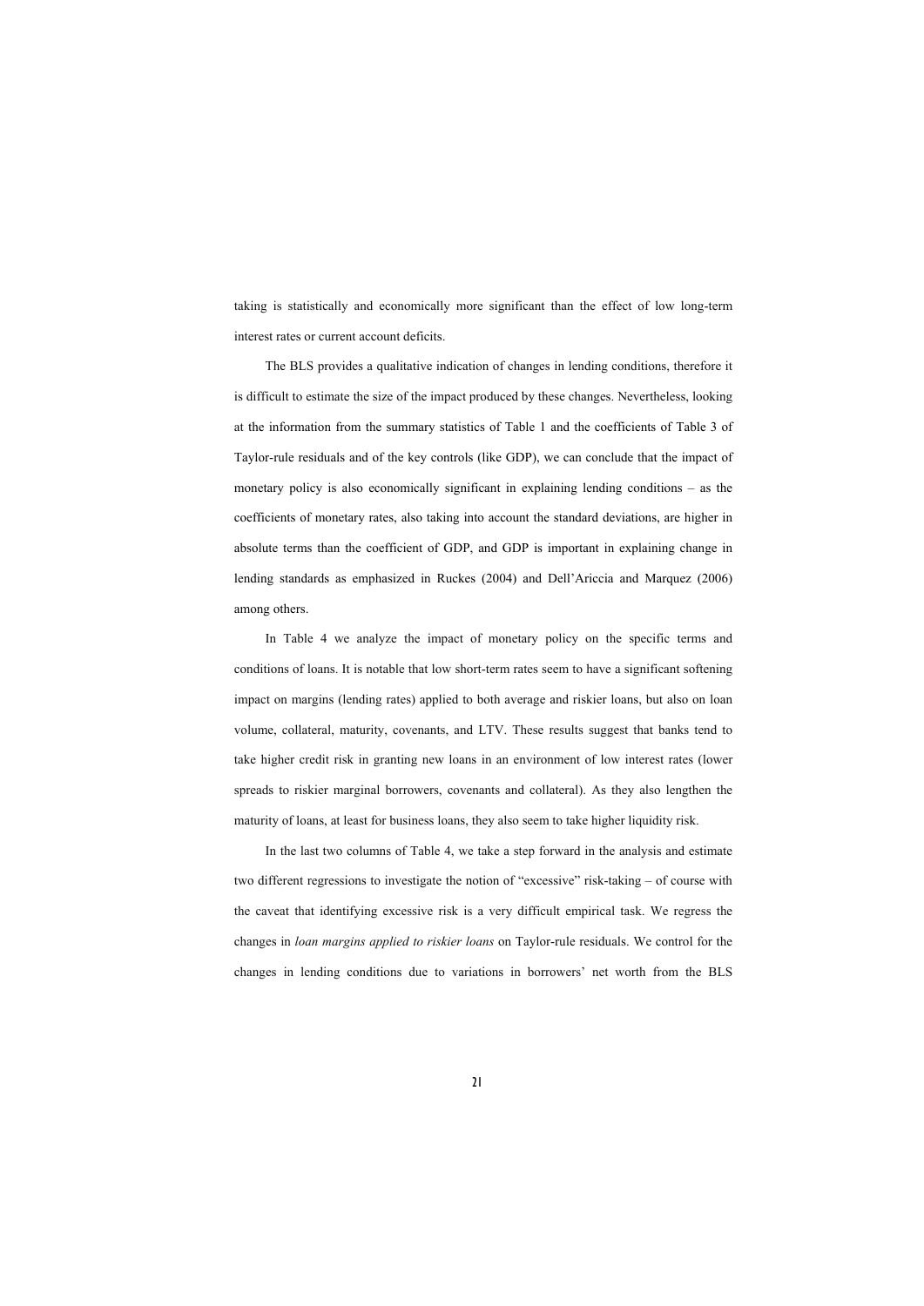taking is statistically and economically more significant than the effect of low long-term interest rates or current account deficits.

The BLS provides a qualitative indication of changes in lending conditions, therefore it is difficult to estimate the size of the impact produced by these changes. Nevertheless, looking at the information from the summary statistics of Table 1 and the coefficients of Table 3 of Taylor-rule residuals and of the key controls (like GDP), we can conclude that the impact of monetary policy is also economically significant in explaining lending conditions – as the coefficients of monetary rates, also taking into account the standard deviations, are higher in absolute terms than the coefficient of GDP, and GDP is important in explaining change in lending standards as emphasized in Ruckes (2004) and Dell'Ariccia and Marquez (2006) among others.

In Table 4 we analyze the impact of monetary policy on the specific terms and conditions of loans. It is notable that low short-term rates seem to have a significant softening impact on margins (lending rates) applied to both average and riskier loans, but also on loan volume, collateral, maturity, covenants, and LTV. These results suggest that banks tend to take higher credit risk in granting new loans in an environment of low interest rates (lower spreads to riskier marginal borrowers, covenants and collateral). As they also lengthen the maturity of loans, at least for business loans, they also seem to take higher liquidity risk.

In the last two columns of Table 4, we take a step forward in the analysis and estimate two different regressions to investigate the notion of "excessive" risk-taking – of course with the caveat that identifying excessive risk is a very difficult empirical task. We regress the changes in *loan margins applied to riskier loans* on Taylor-rule residuals. We control for the changes in lending conditions due to variations in borrowers' net worth from the BLS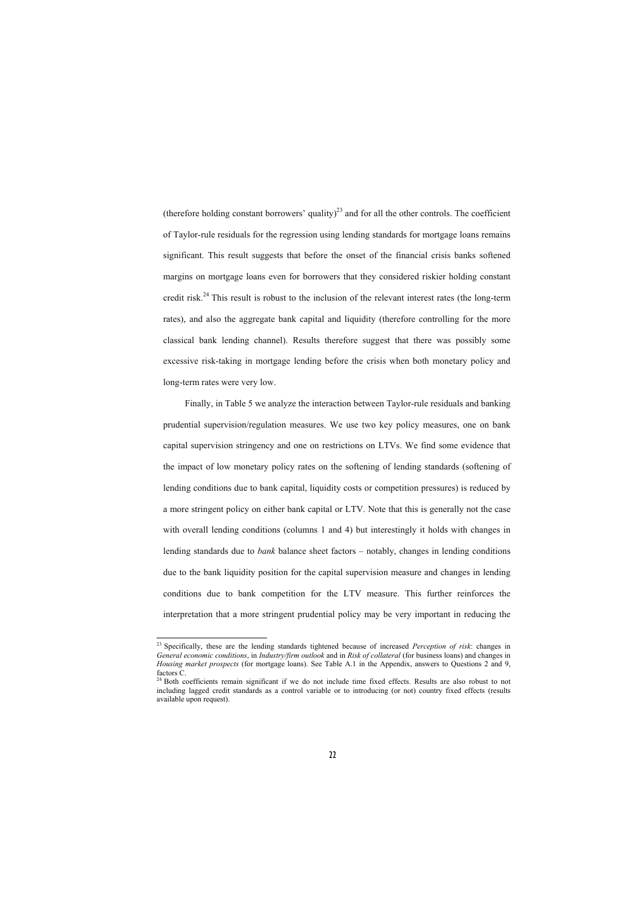(therefore holding constant borrowers' quality)[23] and for all the other controls. The coefficient of Taylor-rule residuals for the regression using lending standards for mortgage loans remains significant. This result suggests that before the onset of the financial crisis banks softened margins on mortgage loans even for borrowers that they considered riskier holding constant credit risk.[24] This result is robust to the inclusion of the relevant interest rates (the long-term rates), and also the aggregate bank capital and liquidity (therefore controlling for the more classical bank lending channel). Results therefore suggest that there was possibly some excessive risk-taking in mortgage lending before the crisis when both monetary policy and long-term rates were very low.

Finally, in Table 5 we analyze the interaction between Taylor-rule residuals and banking prudential supervision/regulation measures. We use two key policy measures, one on bank capital supervision stringency and one on restrictions on LTVs. We find some evidence that the impact of low monetary policy rates on the softening of lending standards (softening of lending conditions due to bank capital, liquidity costs or competition pressures) is reduced by a more stringent policy on either bank capital or LTV. Note that this is generally not the case with overall lending conditions (columns 1 and 4) but interestingly it holds with changes in lending standards due to *bank* balance sheet factors – notably, changes in lending conditions due to the bank liquidity position for the capital supervision measure and changes in lending conditions due to bank competition for the LTV measure. This further reinforces the interpretation that a more stringent prudential policy may be very important in reducing the

[23] Specifically, these are the lending standards tightened because of increased *Perception of risk*: changes in *General economic conditions*, in *Industry/firm outlook* and in *Risk of collateral* (for business loans) and changes in *Housing market prospects* (for mortgage loans). See Table A.1 in the Appendix, answers to Questions 2 and 9, factors C.

[24] Both coefficients remain significant if we do not include time fixed effects. Results are also robust to not including lagged credit standards as a control variable or to introducing (or not) country fixed effects (results available upon request).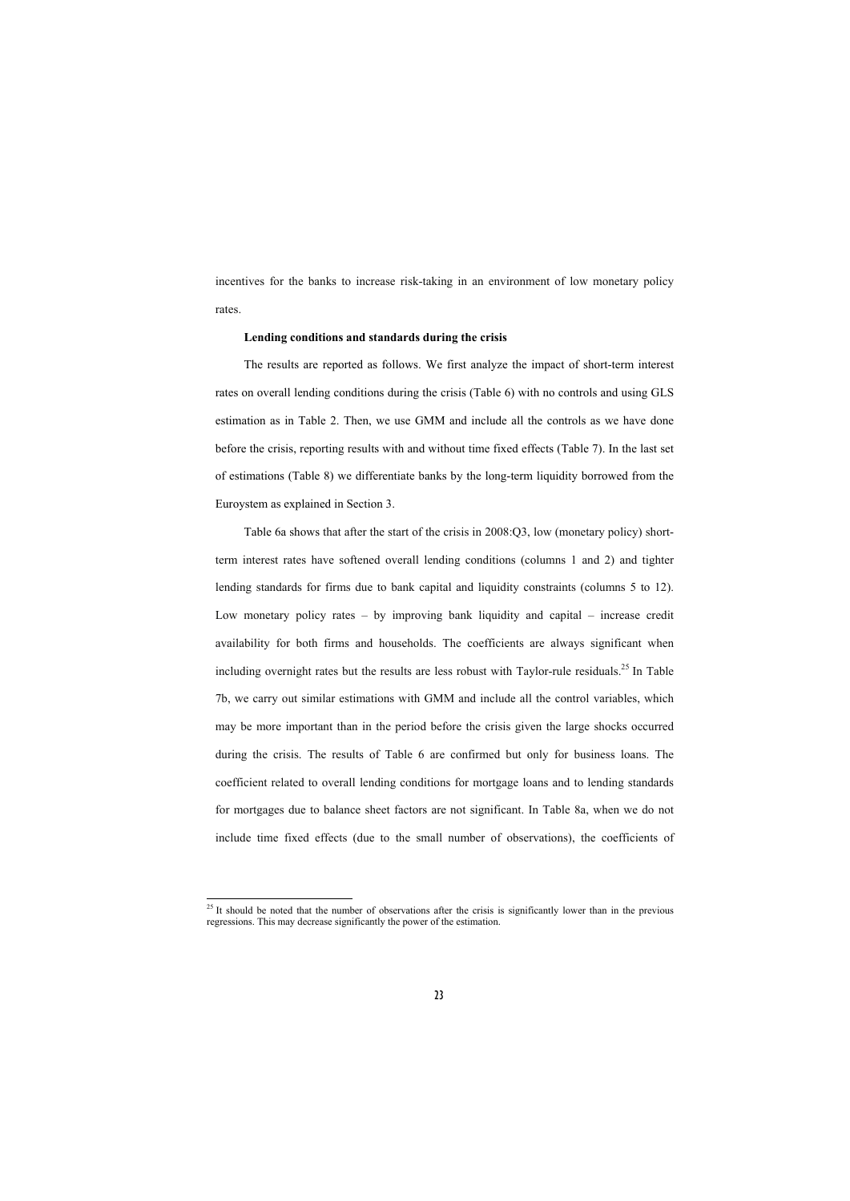incentives for the banks to increase risk-taking in an environment of low monetary policy rates.

**Lending conditions and standards during the crisis**

The results are reported as follows. We first analyze the impact of short-term interest rates on overall lending conditions during the crisis (Table 6) with no controls and using GLS estimation as in Table 2. Then, we use GMM and include all the controls as we have done before the crisis, reporting results with and without time fixed effects (Table 7). In the last set of estimations (Table 8) we differentiate banks by the long-term liquidity borrowed from the Euroystem as explained in Section 3.

Table 6a shows that after the start of the crisis in 2008:Q3, low (monetary policy) short-term interest rates have softened overall lending conditions (columns 1 and 2) and tighter lending standards for firms due to bank capital and liquidity constraints (columns 5 to 12). Low monetary policy rates – by improving bank liquidity and capital – increase credit availability for both firms and households. The coefficients are always significant when including overnight rates but the results are less robust with Taylor-rule residuals.[25] In Table 7b, we carry out similar estimations with GMM and include all the control variables, which may be more important than in the period before the crisis given the large shocks occurred during the crisis. The results of Table 6 are confirmed but only for business loans. The coefficient related to overall lending conditions for mortgage loans and to lending standards for mortgages due to balance sheet factors are not significant. In Table 8a, when we do not include time fixed effects (due to the small number of observations), the coefficients of

---

[25] It should be noted that the number of observations after the crisis is significantly lower than in the previous regressions. This may decrease significantly the power of the estimation.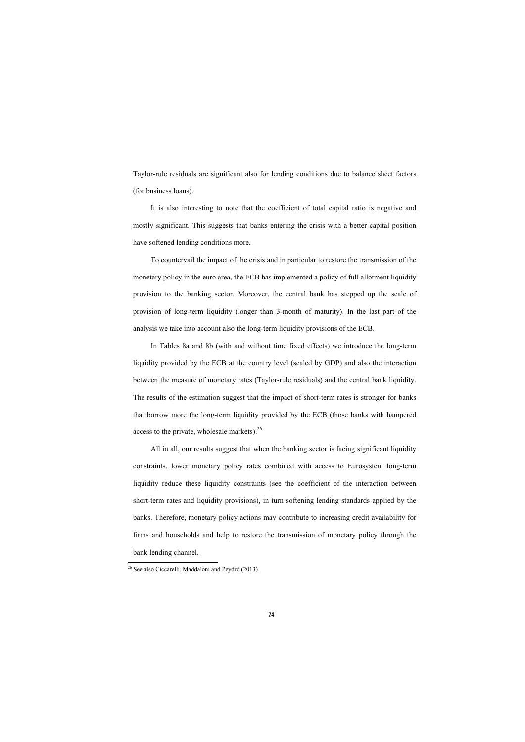Taylor-rule residuals are significant also for lending conditions due to balance sheet factors (for business loans).

It is also interesting to note that the coefficient of total capital ratio is negative and mostly significant. This suggests that banks entering the crisis with a better capital position have softened lending conditions more.

To countervail the impact of the crisis and in particular to restore the transmission of the monetary policy in the euro area, the ECB has implemented a policy of full allotment liquidity provision to the banking sector. Moreover, the central bank has stepped up the scale of provision of long-term liquidity (longer than 3-month of maturity). In the last part of the analysis we take into account also the long-term liquidity provisions of the ECB.

In Tables 8a and 8b (with and without time fixed effects) we introduce the long-term liquidity provided by the ECB at the country level (scaled by GDP) and also the interaction between the measure of monetary rates (Taylor-rule residuals) and the central bank liquidity. The results of the estimation suggest that the impact of short-term rates is stronger for banks that borrow more the long-term liquidity provided by the ECB (those banks with hampered access to the private, wholesale markets).[26]

All in all, our results suggest that when the banking sector is facing significant liquidity constraints, lower monetary policy rates combined with access to Eurosystem long-term liquidity reduce these liquidity constraints (see the coefficient of the interaction between short-term rates and liquidity provisions), in turn softening lending standards applied by the banks. Therefore, monetary policy actions may contribute to increasing credit availability for firms and households and help to restore the transmission of monetary policy through the bank lending channel.

---

[26] See also Ciccarelli, Maddaloni and Peydró (2013).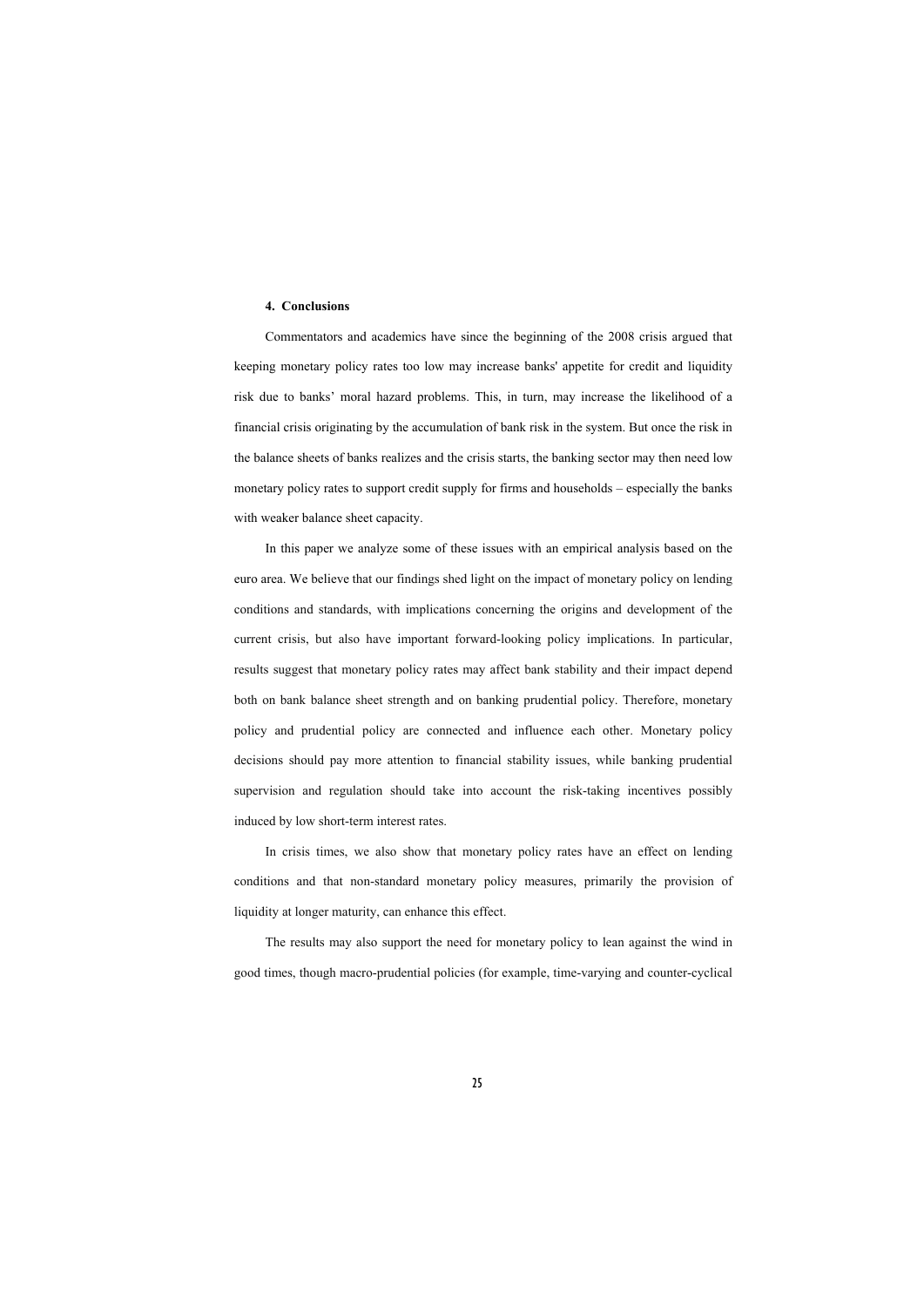## 4. Conclusions

Commentators and academics have since the beginning of the 2008 crisis argued that keeping monetary policy rates too low may increase banks' appetite for credit and liquidity risk due to banks' moral hazard problems. This, in turn, may increase the likelihood of a financial crisis originating by the accumulation of bank risk in the system. But once the risk in the balance sheets of banks realizes and the crisis starts, the banking sector may then need low monetary policy rates to support credit supply for firms and households – especially the banks with weaker balance sheet capacity.

In this paper we analyze some of these issues with an empirical analysis based on the euro area. We believe that our findings shed light on the impact of monetary policy on lending conditions and standards, with implications concerning the origins and development of the current crisis, but also have important forward-looking policy implications. In particular, results suggest that monetary policy rates may affect bank stability and their impact depend both on bank balance sheet strength and on banking prudential policy. Therefore, monetary policy and prudential policy are connected and influence each other. Monetary policy decisions should pay more attention to financial stability issues, while banking prudential supervision and regulation should take into account the risk-taking incentives possibly induced by low short-term interest rates.

In crisis times, we also show that monetary policy rates have an effect on lending conditions and that non-standard monetary policy measures, primarily the provision of liquidity at longer maturity, can enhance this effect.

The results may also support the need for monetary policy to lean against the wind in good times, though macro-prudential policies (for example, time-varying and counter-cyclical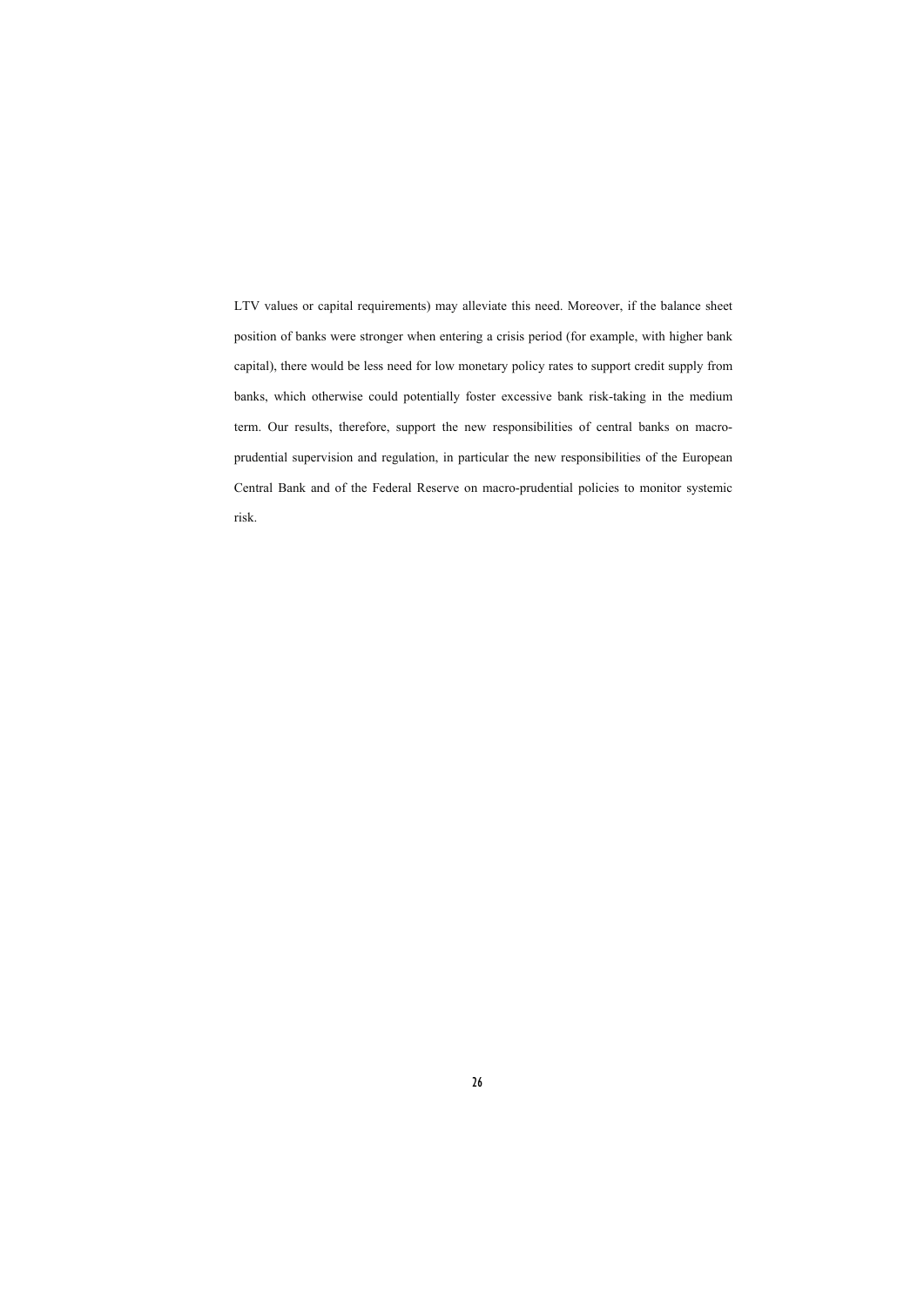LTV values or capital requirements) may alleviate this need. Moreover, if the balance sheet position of banks were stronger when entering a crisis period (for example, with higher bank capital), there would be less need for low monetary policy rates to support credit supply from banks, which otherwise could potentially foster excessive bank risk-taking in the medium term. Our results, therefore, support the new responsibilities of central banks on macro-prudential supervision and regulation, in particular the new responsibilities of the European Central Bank and of the Federal Reserve on macro-prudential policies to monitor systemic risk.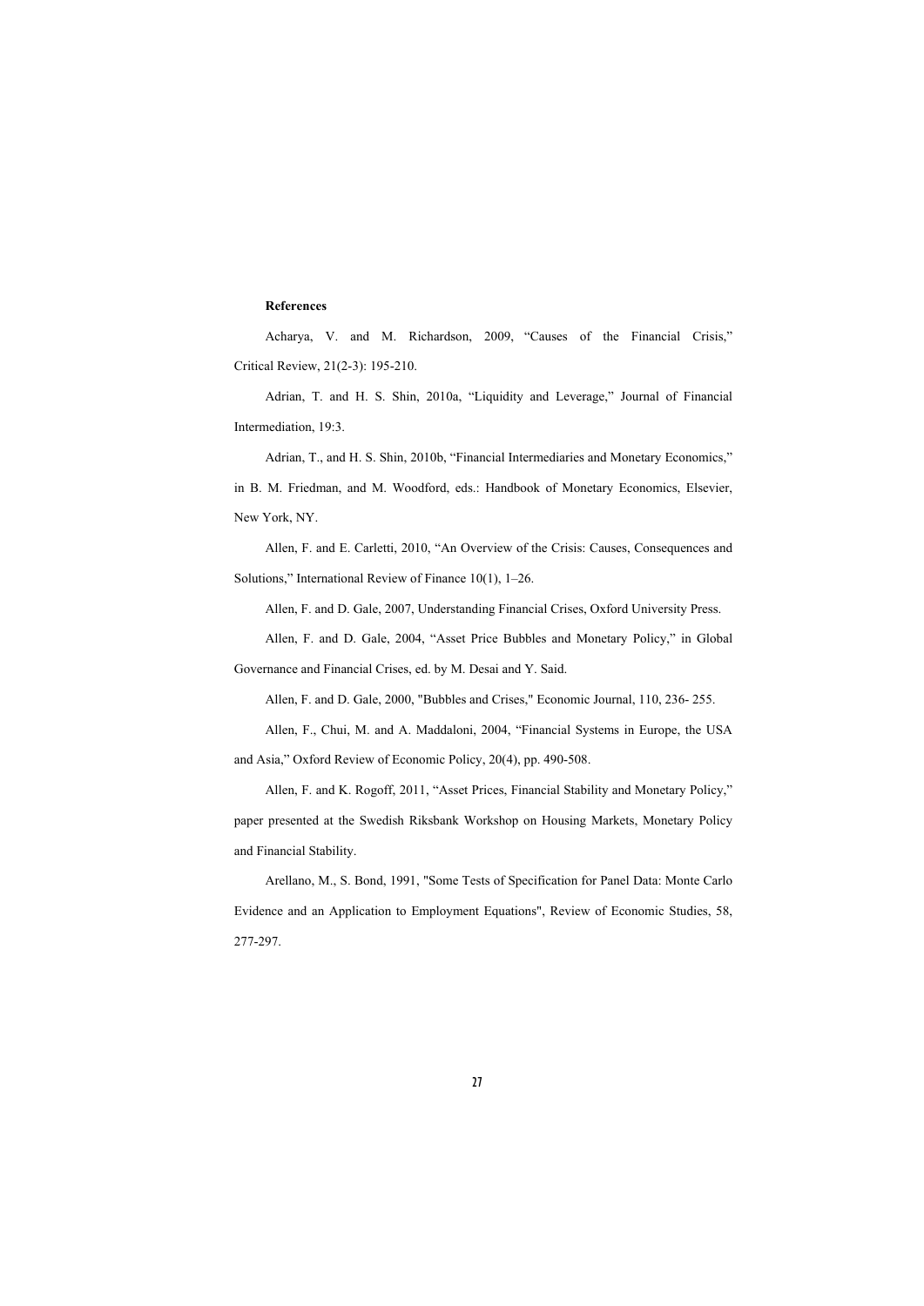**References**

Acharya, V. and M. Richardson, 2009, “Causes of the Financial Crisis,” Critical Review, 21(2-3): 195-210.

Adrian, T. and H. S. Shin, 2010a, “Liquidity and Leverage,” Journal of Financial Intermediation, 19:3.

Adrian, T., and H. S. Shin, 2010b, “Financial Intermediaries and Monetary Economics,” in B. M. Friedman, and M. Woodford, eds.: Handbook of Monetary Economics, Elsevier, New York, NY.

Allen, F. and E. Carletti, 2010, “An Overview of the Crisis: Causes, Consequences and Solutions,” International Review of Finance 10(1), 1–26.

Allen, F. and D. Gale, 2007, Understanding Financial Crises, Oxford University Press.

Allen, F. and D. Gale, 2004, “Asset Price Bubbles and Monetary Policy,” in Global Governance and Financial Crises, ed. by M. Desai and Y. Said.

Allen, F. and D. Gale, 2000, "Bubbles and Crises," Economic Journal, 110, 236- 255.

Allen, F., Chui, M. and A. Maddaloni, 2004, “Financial Systems in Europe, the USA and Asia,” Oxford Review of Economic Policy, 20(4), pp. 490-508.

Allen, F. and K. Rogoff, 2011, “Asset Prices, Financial Stability and Monetary Policy,” paper presented at the Swedish Riksbank Workshop on Housing Markets, Monetary Policy and Financial Stability.

Arellano, M., S. Bond, 1991, "Some Tests of Specification for Panel Data: Monte Carlo Evidence and an Application to Employment Equations", Review of Economic Studies, 58, 277-297.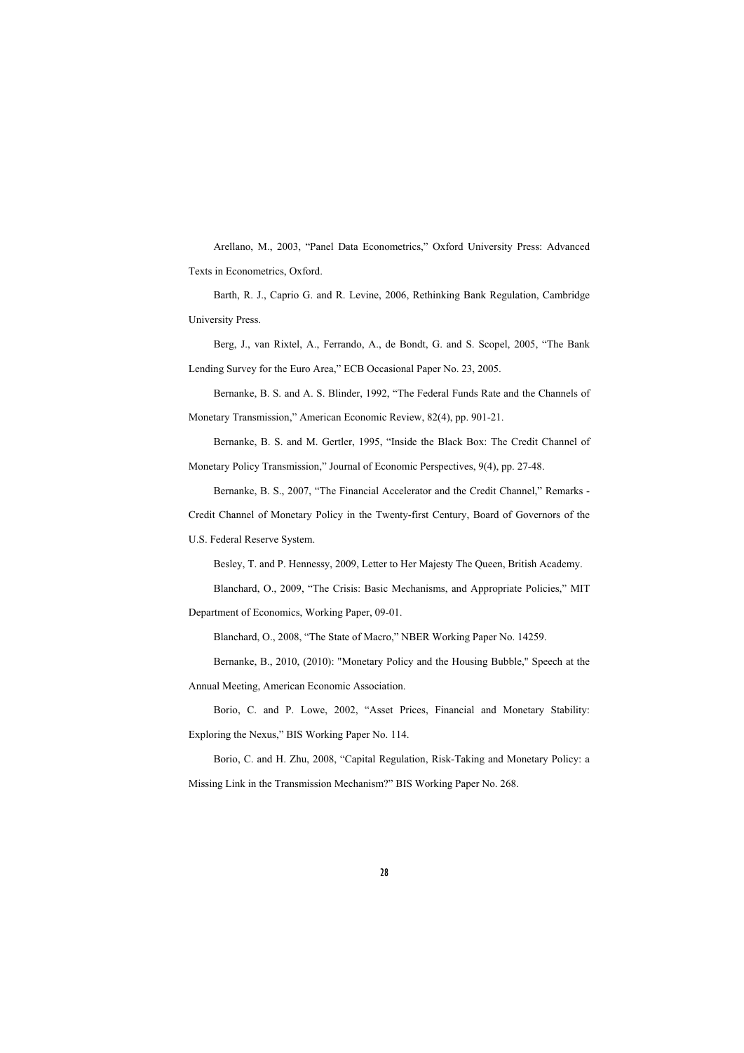Arellano, M., 2003, “Panel Data Econometrics,” Oxford University Press: Advanced Texts in Econometrics, Oxford.

Barth, R. J., Caprio G. and R. Levine, 2006, Rethinking Bank Regulation, Cambridge University Press.

Berg, J., van Rixtel, A., Ferrando, A., de Bondt, G. and S. Scopel, 2005, “The Bank Lending Survey for the Euro Area,” ECB Occasional Paper No. 23, 2005.

Bernanke, B. S. and A. S. Blinder, 1992, “The Federal Funds Rate and the Channels of Monetary Transmission,” American Economic Review, 82(4), pp. 901-21.

Bernanke, B. S. and M. Gertler, 1995, “Inside the Black Box: The Credit Channel of Monetary Policy Transmission,” Journal of Economic Perspectives, 9(4), pp. 27-48.

Bernanke, B. S., 2007, “The Financial Accelerator and the Credit Channel,” Remarks - Credit Channel of Monetary Policy in the Twenty-first Century, Board of Governors of the U.S. Federal Reserve System.

Besley, T. and P. Hennessy, 2009, Letter to Her Majesty The Queen, British Academy.

Blanchard, O., 2009, “The Crisis: Basic Mechanisms, and Appropriate Policies,” MIT Department of Economics, Working Paper, 09-01.

Blanchard, O., 2008, “The State of Macro,” NBER Working Paper No. 14259.

Bernanke, B., 2010, (2010): "Monetary Policy and the Housing Bubble," Speech at the Annual Meeting, American Economic Association.

Borio, C. and P. Lowe, 2002, “Asset Prices, Financial and Monetary Stability: Exploring the Nexus,” BIS Working Paper No. 114.

Borio, C. and H. Zhu, 2008, “Capital Regulation, Risk-Taking and Monetary Policy: a Missing Link in the Transmission Mechanism?” BIS Working Paper No. 268.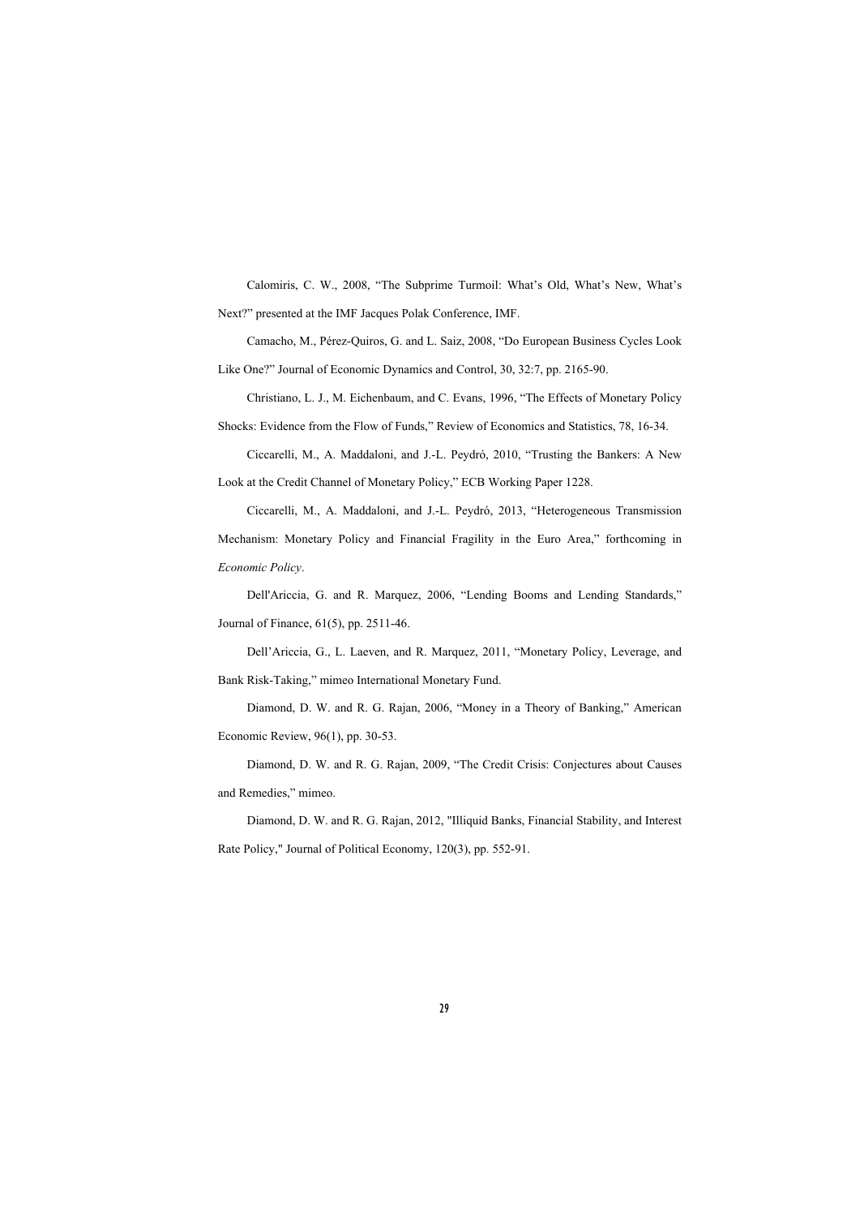Calomiris, C. W., 2008, "The Subprime Turmoil: What's Old, What's New, What's Next?" presented at the IMF Jacques Polak Conference, IMF.

Camacho, M., Pérez-Quiros, G. and L. Saiz, 2008, "Do European Business Cycles Look Like One?" Journal of Economic Dynamics and Control, 30, 32:7, pp. 2165-90.

Christiano, L. J., M. Eichenbaum, and C. Evans, 1996, "The Effects of Monetary Policy Shocks: Evidence from the Flow of Funds," Review of Economics and Statistics, 78, 16-34.

Ciccarelli, M., A. Maddaloni, and J.-L. Peydró, 2010, "Trusting the Bankers: A New Look at the Credit Channel of Monetary Policy," ECB Working Paper 1228.

Ciccarelli, M., A. Maddaloni, and J.-L. Peydró, 2013, "Heterogeneous Transmission Mechanism: Monetary Policy and Financial Fragility in the Euro Area," forthcoming in *Economic Policy*.

Dell'Ariccia, G. and R. Marquez, 2006, "Lending Booms and Lending Standards," Journal of Finance, 61(5), pp. 2511-46.

Dell'Ariccia, G., L. Laeven, and R. Marquez, 2011, "Monetary Policy, Leverage, and Bank Risk-Taking," mimeo International Monetary Fund.

Diamond, D. W. and R. G. Rajan, 2006, "Money in a Theory of Banking," American Economic Review, 96(1), pp. 30-53.

Diamond, D. W. and R. G. Rajan, 2009, "The Credit Crisis: Conjectures about Causes and Remedies," mimeo.

Diamond, D. W. and R. G. Rajan, 2012, "Illiquid Banks, Financial Stability, and Interest Rate Policy," Journal of Political Economy, 120(3), pp. 552-91.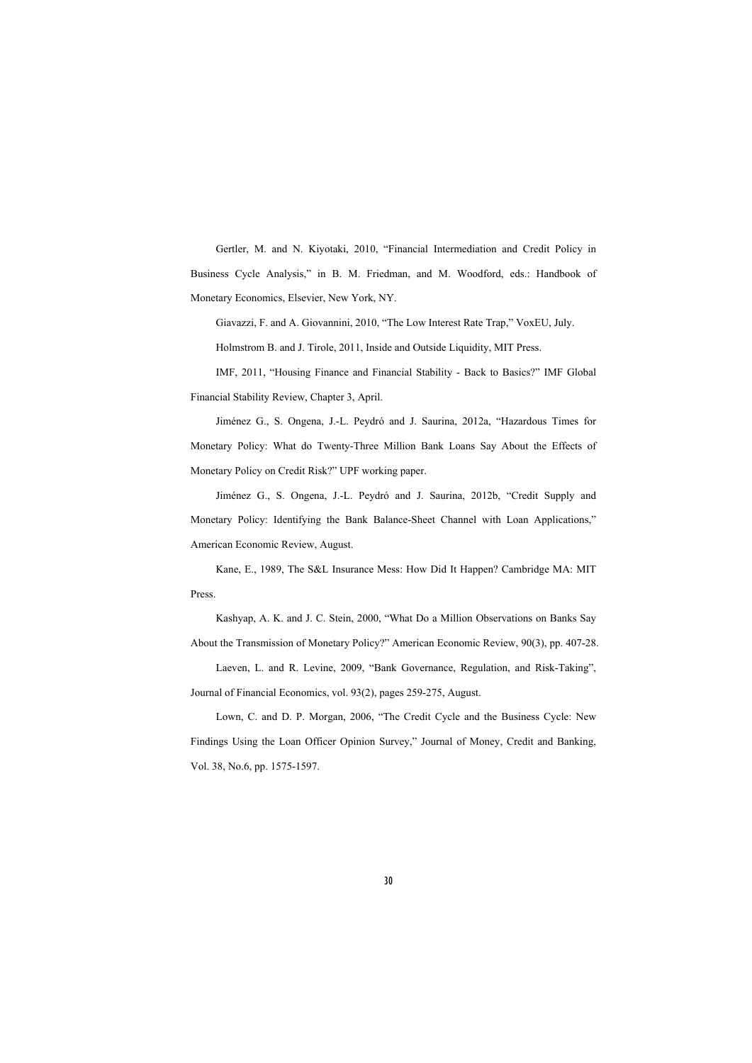Gertler, M. and N. Kiyotaki, 2010, “Financial Intermediation and Credit Policy in Business Cycle Analysis,” in B. M. Friedman, and M. Woodford, eds.: Handbook of Monetary Economics, Elsevier, New York, NY.

Giavazzi, F. and A. Giovannini, 2010, “The Low Interest Rate Trap,” VoxEU, July.

Holmstrom B. and J. Tirole, 2011, Inside and Outside Liquidity, MIT Press.

IMF, 2011, “Housing Finance and Financial Stability - Back to Basics?” IMF Global Financial Stability Review, Chapter 3, April.

Jiménez G., S. Ongena, J.-L. Peydró and J. Saurina, 2012a, “Hazardous Times for Monetary Policy: What do Twenty-Three Million Bank Loans Say About the Effects of Monetary Policy on Credit Risk?” UPF working paper.

Jiménez G., S. Ongena, J.-L. Peydró and J. Saurina, 2012b, “Credit Supply and Monetary Policy: Identifying the Bank Balance-Sheet Channel with Loan Applications,” American Economic Review, August.

Kane, E., 1989, The S&L Insurance Mess: How Did It Happen? Cambridge MA: MIT Press.

Kashyap, A. K. and J. C. Stein, 2000, “What Do a Million Observations on Banks Say About the Transmission of Monetary Policy?” American Economic Review, 90(3), pp. 407-28.

Laeven, L. and R. Levine, 2009, “Bank Governance, Regulation, and Risk-Taking”, Journal of Financial Economics, vol. 93(2), pages 259-275, August.

Lown, C. and D. P. Morgan, 2006, “The Credit Cycle and the Business Cycle: New Findings Using the Loan Officer Opinion Survey,” Journal of Money, Credit and Banking, Vol. 38, No.6, pp. 1575-1597.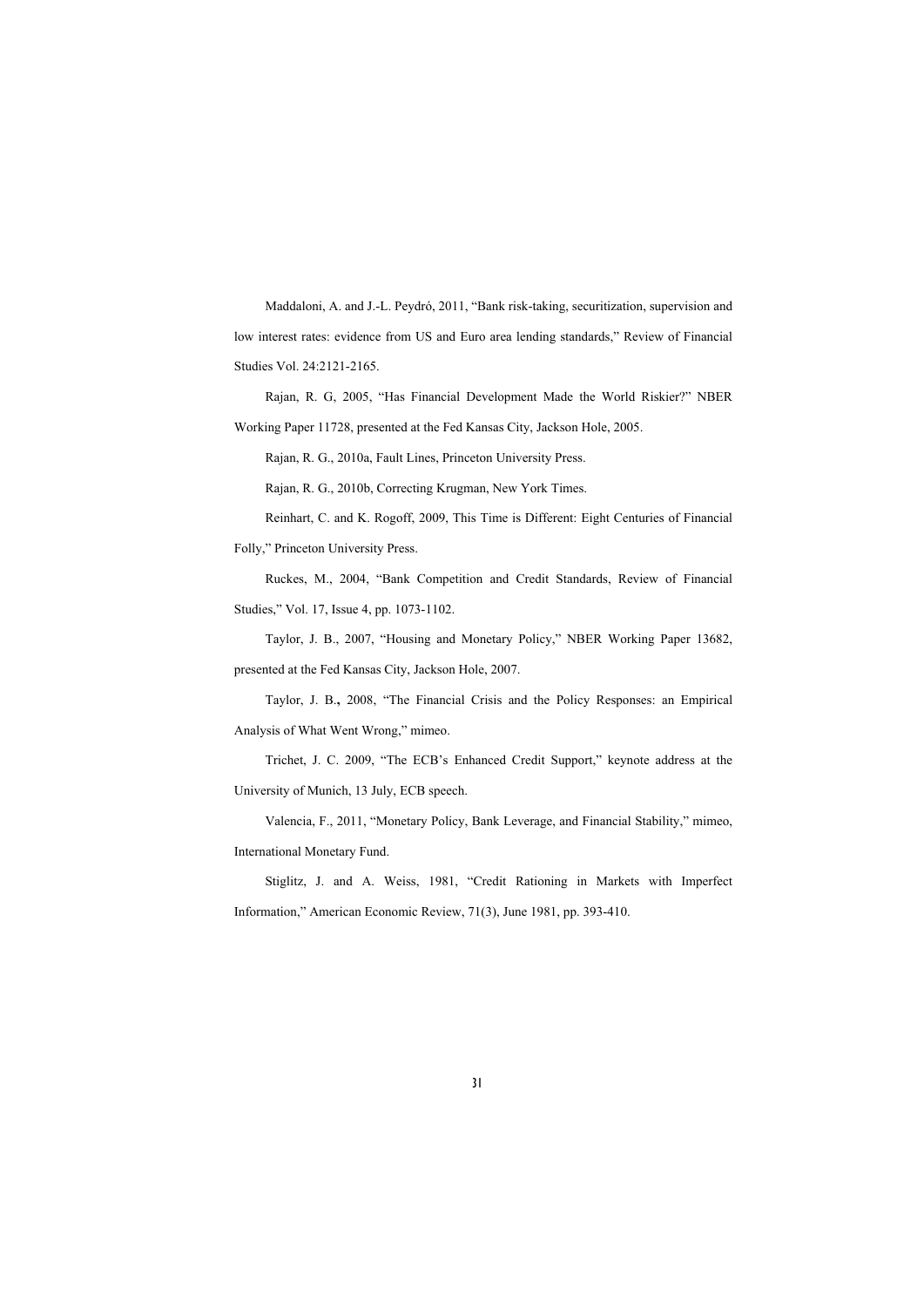Maddaloni, A. and J.-L. Peydró, 2011, "Bank risk-taking, securitization, supervision and low interest rates: evidence from US and Euro area lending standards," Review of Financial Studies Vol. 24:2121-2165.

Rajan, R. G, 2005, "Has Financial Development Made the World Riskier?" NBER Working Paper 11728, presented at the Fed Kansas City, Jackson Hole, 2005.

Rajan, R. G., 2010a, Fault Lines, Princeton University Press.

Rajan, R. G., 2010b, Correcting Krugman, New York Times.

Reinhart, C. and K. Rogoff, 2009, This Time is Different: Eight Centuries of Financial Folly," Princeton University Press.

Ruckes, M., 2004, "Bank Competition and Credit Standards, Review of Financial Studies," Vol. 17, Issue 4, pp. 1073-1102.

Taylor, J. B., 2007, "Housing and Monetary Policy," NBER Working Paper 13682, presented at the Fed Kansas City, Jackson Hole, 2007.

Taylor, J. B., 2008, "The Financial Crisis and the Policy Responses: an Empirical Analysis of What Went Wrong," mimeo.

Trichet, J. C. 2009, "The ECB's Enhanced Credit Support," keynote address at the University of Munich, 13 July, ECB speech.

Valencia, F., 2011, "Monetary Policy, Bank Leverage, and Financial Stability," mimeo, International Monetary Fund.

Stiglitz, J. and A. Weiss, 1981, "Credit Rationing in Markets with Imperfect Information," American Economic Review, 71(3), June 1981, pp. 393-410.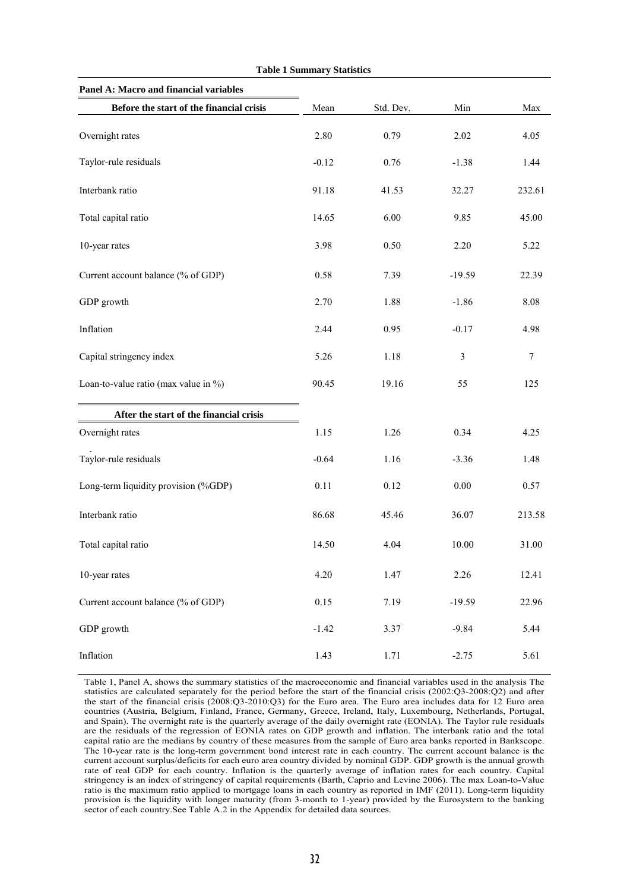**Table 1 Summary Statistics**

| Panel A: Macro and financial variables | | | | |
|---|---|---|---|---|
| **Before the start of the financial crisis** | Mean | Std. Dev. | Min | Max |
| Overnight rates | 2.80 | 0.79 | 2.02 | 4.05 |
| Taylor-rule residuals | -0.12 | 0.76 | -1.38 | 1.44 |
| Interbank ratio | 91.18 | 41.53 | 32.27 | 232.61 |
| Total capital ratio | 14.65 | 6.00 | 9.85 | 45.00 |
| 10-year rates | 3.98 | 0.50 | 2.20 | 5.22 |
| Current account balance (% of GDP) | 0.58 | 7.39 | -19.59 | 22.39 |
| GDP growth | 2.70 | 1.88 | -1.86 | 8.08 |
| Inflation | 2.44 | 0.95 | -0.17 | 4.98 |
| Capital stringency index | 5.26 | 1.18 | 3 | 7 |
| Loan-to-value ratio (max value in %) | 90.45 | 19.16 | 55 | 125 |
| **After the start of the financial crisis** | | | | |
| Overnight rates | 1.15 | 1.26 | 0.34 | 4.25 |
| Taylor-rule residuals | -0.64 | 1.16 | -3.36 | 1.48 |
| Long-term liquidity provision (%GDP) | 0.11 | 0.12 | 0.00 | 0.57 |
| Interbank ratio | 86.68 | 45.46 | 36.07 | 213.58 |
| Total capital ratio | 14.50 | 4.04 | 10.00 | 31.00 |
| 10-year rates | 4.20 | 1.47 | 2.26 | 12.41 |
| Current account balance (% of GDP) | 0.15 | 7.19 | -19.59 | 22.96 |
| GDP growth | -1.42 | 3.37 | -9.84 | 5.44 |
| Inflation | 1.43 | 1.71 | -2.75 | 5.61 |

Table 1, Panel A, shows the summary statistics of the macroeconomic and financial variables used in the analysis The statistics are calculated separately for the period before the start of the financial crisis (2002:Q3-2008:Q2) and after the start of the financial crisis (2008:Q3-2010:Q3) for the Euro area. The Euro area includes data for 12 Euro area countries (Austria, Belgium, Finland, France, Germany, Greece, Ireland, Italy, Luxembourg, Netherlands, Portugal, and Spain). The overnight rate is the quarterly average of the daily overnight rate (EONIA). The Taylor rule residuals are the residuals of the regression of EONIA rates on GDP growth and inflation. The interbank ratio and the total capital ratio are the medians by country of these measures from the sample of Euro area banks reported in Bankscope. The 10-year rate is the long-term government bond interest rate in each country. The current account balance is the current account surplus/deficits for each euro area country divided by nominal GDP. GDP growth is the annual growth rate of real GDP for each country. Inflation is the quarterly average of inflation rates for each country. Capital stringency is an index of stringency of capital requirements (Barth, Caprio and Levine 2006). The max Loan-to-Value ratio is the maximum ratio applied to mortgage loans in each country as reported in IMF (2011). Long-term liquidity provision is the liquidity with longer maturity (from 3-month to 1-year) provided by the Eurosystem to the banking sector of each country.See Table A.2 in the Appendix for detailed data sources.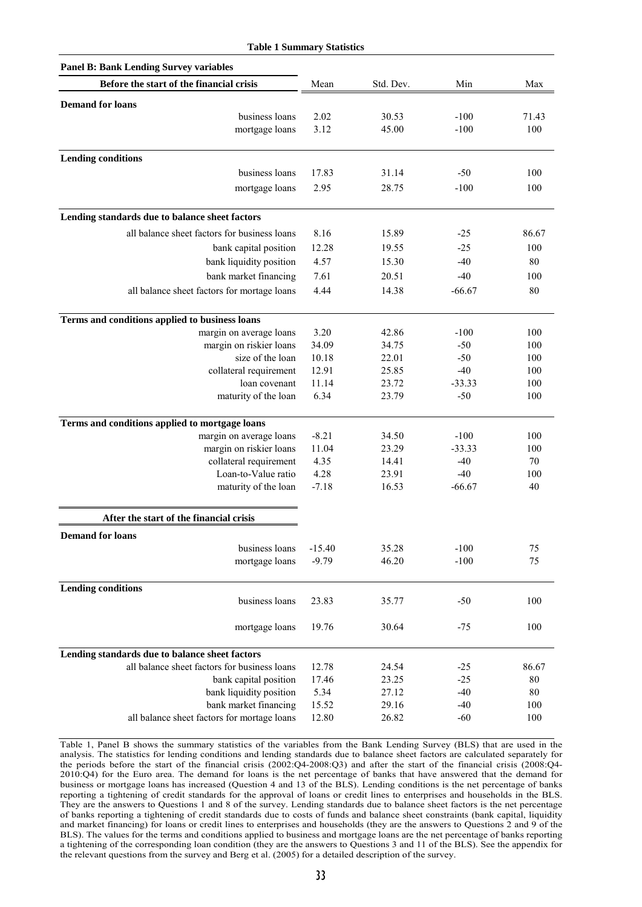**Table 1 Summary Statistics**

**Panel B: Bank Lending Survey variables**

| Before the start of the financial crisis | Mean | Std. Dev. | Min | Max |
|---|---|---|---|---|
| **Demand for loans** | | | | |
| business loans | 2.02 | 30.53 | -100 | 71.43 |
| mortgage loans | 3.12 | 45.00 | -100 | 100 |
| **Lending conditions** | | | | |
| business loans | 17.83 | 31.14 | -50 | 100 |
| mortgage loans | 2.95 | 28.75 | -100 | 100 |
| **Lending standards due to balance sheet factors** | | | | |
| all balance sheet factors for business loans | 8.16 | 15.89 | -25 | 86.67 |
| bank capital position | 12.28 | 19.55 | -25 | 100 |
| bank liquidity position | 4.57 | 15.30 | -40 | 80 |
| bank market financing | 7.61 | 20.51 | -40 | 100 |
| all balance sheet factors for mortage loans | 4.44 | 14.38 | -66.67 | 80 |
| **Terms and conditions applied to business loans** | | | | |
| margin on average loans | 3.20 | 42.86 | -100 | 100 |
| margin on riskier loans | 34.09 | 34.75 | -50 | 100 |
| size of the loan | 10.18 | 22.01 | -50 | 100 |
| collateral requirement | 12.91 | 25.85 | -40 | 100 |
| loan covenant | 11.14 | 23.72 | -33.33 | 100 |
| maturity of the loan | 6.34 | 23.79 | -50 | 100 |
| **Terms and conditions applied to mortgage loans** | | | | |
| margin on average loans | -8.21 | 34.50 | -100 | 100 |
| margin on riskier loans | 11.04 | 23.29 | -33.33 | 100 |
| collateral requirement | 4.35 | 14.41 | -40 | 70 |
| Loan-to-Value ratio | 4.28 | 23.91 | -40 | 100 |
| maturity of the loan | -7.18 | 16.53 | -66.67 | 40 |
| **After the start of the financial crisis** | | | | |
| **Demand for loans** | | | | |
| business loans | -15.40 | 35.28 | -100 | 75 |
| mortgage loans | -9.79 | 46.20 | -100 | 75 |
| **Lending conditions** | | | | |
| business loans | 23.83 | 35.77 | -50 | 100 |
| mortgage loans | 19.76 | 30.64 | -75 | 100 |
| **Lending standards due to balance sheet factors** | | | | |
| all balance sheet factors for business loans | 12.78 | 24.54 | -25 | 86.67 |
| bank capital position | 17.46 | 23.25 | -25 | 80 |
| bank liquidity position | 5.34 | 27.12 | -40 | 80 |
| bank market financing | 15.52 | 29.16 | -40 | 100 |
| all balance sheet factors for mortage loans | 12.80 | 26.82 | -60 | 100 |

Table 1, Panel B shows the summary statistics of the variables from the Bank Lending Survey (BLS) that are used in the analysis. The statistics for lending conditions and lending standards due to balance sheet factors are calculated separately for the periods before the start of the financial crisis (2002:Q4-2008:Q3) and after the start of the financial crisis (2008:Q4-2010:Q4) for the Euro area. The demand for loans is the net percentage of banks that have answered that the demand for business or mortgage loans has increased (Question 4 and 13 of the BLS). Lending conditions is the net percentage of banks reporting a tightening of credit standards for the approval of loans or credit lines to enterprises and households in the BLS. They are the answers to Questions 1 and 8 of the survey. Lending standards due to balance sheet factors is the net percentage of banks reporting a tightening of credit standards due to costs of funds and balance sheet constraints (bank capital, liquidity and market financing) for loans or credit lines to enterprises and households (they are the answers to Questions 2 and 9 of the BLS). The values for the terms and conditions applied to business and mortgage loans are the net percentage of banks reporting a tightening of the corresponding loan condition (they are the answers to Questions 3 and 11 of the BLS). See the appendix for the relevant questions from the survey and Berg et al. (2005) for a detailed description of the survey.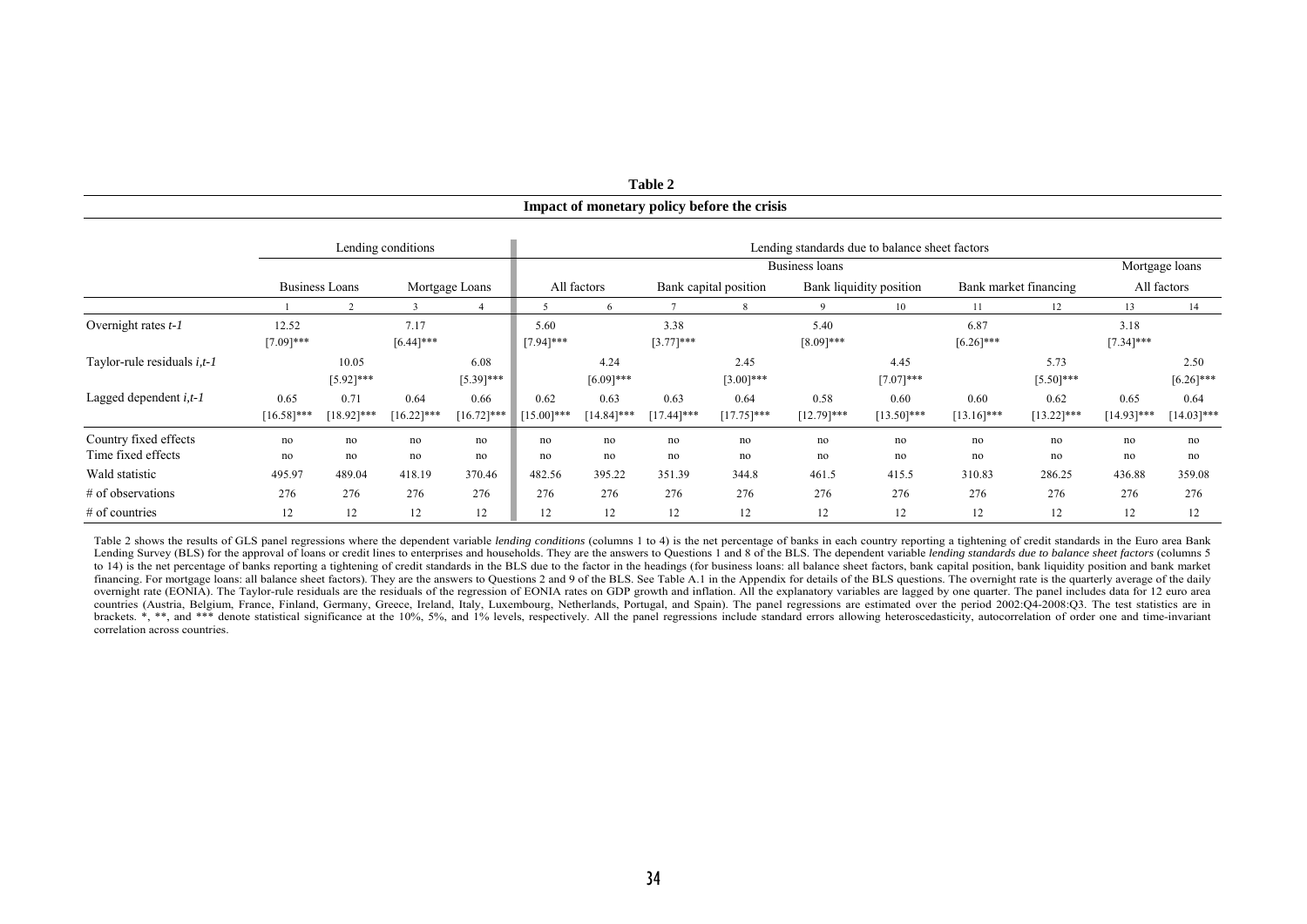**Table 2**

**Impact of monetary policy before the crisis**

| | Lending conditions | | | | Lending standards due to balance sheet factors | | | | | | | | | |
|---|---|---|---|---|---|---|---|---|---|---|---|---|---|---|
| | | | | | Business loans | | | | | | | | Mortgage loans | |
| | Business Loans | | Mortgage Loans | | All factors | | Bank capital position | | Bank liquidity position | | Bank market financing | | All factors | |
| | 1 | 2 | 3 | 4 | 5 | 6 | 7 | 8 | 9 | 10 | 11 | 12 | 13 | 14 |
| Overnight rates *t-1* | 12.52 | | 7.17 | | 5.60 | | 3.38 | | 5.40 | | 6.87 | | 3.18 | |
| | [7.09]*** | | [6.44]*** | | [7.94]*** | | [3.77]*** | | [8.09]*** | | [6.26]*** | | [7.34]*** | |
| Taylor-rule residuals *i,t-1* | | 10.05 | | 6.08 | | 4.24 | | 2.45 | | 4.45 | | 5.73 | | 2.50 |
| | | [5.92]*** | | [5.39]*** | | [6.09]*** | | [3.00]*** | | [7.07]*** | | [5.50]*** | | [6.26]*** |
| Lagged dependent *i,t-1* | 0.65 | 0.71 | 0.64 | 0.66 | 0.62 | 0.63 | 0.63 | 0.64 | 0.58 | 0.60 | 0.60 | 0.62 | 0.65 | 0.64 |
| | [16.58]*** | [18.92]*** | [16.22]*** | [16.72]*** | [15.00]*** | [14.84]*** | [17.44]*** | [17.75]*** | [12.79]*** | [13.50]*** | [13.16]*** | [13.22]*** | [14.93]*** | [14.03]*** |
| Country fixed effects | no | no | no | no | no | no | no | no | no | no | no | no | no | no |
| Time fixed effects | no | no | no | no | no | no | no | no | no | no | no | no | no | no |
| Wald statistic | 495.97 | 489.04 | 418.19 | 370.46 | 482.56 | 395.22 | 351.39 | 344.8 | 461.5 | 415.5 | 310.83 | 286.25 | 436.88 | 359.08 |
| # of observations | 276 | 276 | 276 | 276 | 276 | 276 | 276 | 276 | 276 | 276 | 276 | 276 | 276 | 276 |
| # of countries | 12 | 12 | 12 | 12 | 12 | 12 | 12 | 12 | 12 | 12 | 12 | 12 | 12 | 12 |

Table 2 shows the results of GLS panel regressions where the dependent variable *lending conditions* (columns 1 to 4) is the net percentage of banks in each country reporting a tightening of credit standards in the Euro area Bank Lending Survey (BLS) for the approval of loans or credit lines to enterprises and households. They are the answers to Questions 1 and 8 of the BLS. The dependent variable *lending standards due to balance sheet factors* (columns 5 to 14) is the net percentage of banks reporting a tightening of credit standards in the BLS due to the factor in the headings (for business loans: all balance sheet factors, bank capital position, bank liquidity position and bank market financing. For mortgage loans: all balance sheet factors). They are the answers to Questions 2 and 9 of the BLS. See Table A.1 in the Appendix for details of the BLS questions. The overnight rate is the quarterly average of the daily overnight rate (EONIA). The Taylor-rule residuals are the residuals of the regression of EONIA rates on GDP growth and inflation. All the explanatory variables are lagged by one quarter. The panel includes data for 12 euro area countries (Austria, Belgium, France, Finland, Germany, Greece, Ireland, Italy, Luxembourg, Netherlands, Portugal, and Spain). The panel regressions are estimated over the period 2002:Q4-2008:Q3. The test statistics are in brackets. *, **, and *** denote statistical significance at the 10%, 5%, and 1% levels, respectively. All the panel regressions include standard errors allowing heteroscedasticity, autocorrelation of order one and time-invariant correlation across countries.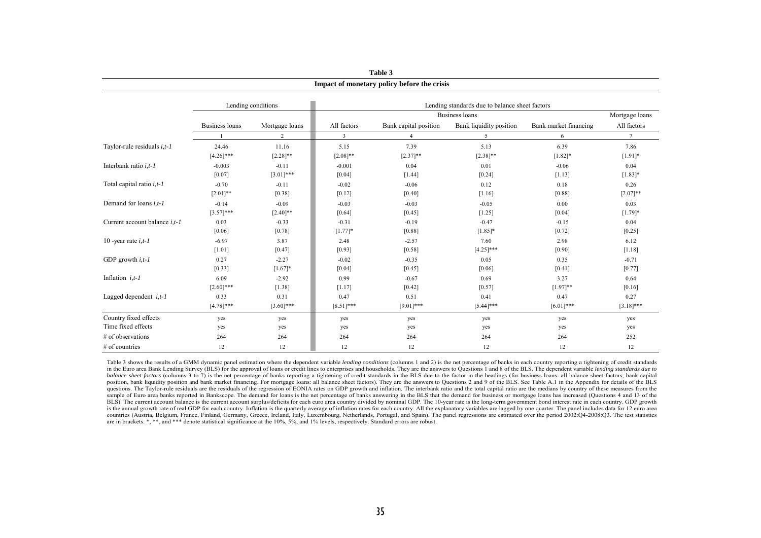**Table 3**

**Impact of monetary policy before the crisis**

| | Lending conditions | | Lending standards due to balance sheet factors | | | | |
|---|---|---|---|---|---|---|---|
| | | | Business loans | | | | Mortgage loans |
| | Business loans | Mortgage loans | All factors | Bank capital position | Bank liquidity position | Bank market financing | All factors |
| | 1 | 2 | 3 | 4 | 5 | 6 | 7 |
| Taylor-rule residuals *i,t-1* | 24.46 | 11.16 | 5.15 | 7.39 | 5.13 | 6.39 | 7.86 |
| | [4.26]*** | [2.28]** | [2.08]** | [2.37]** | [2.38]** | [1.82]* | [1.91]* |
| Interbank ratio *i,t-1* | -0.003 | -0.11 | -0.001 | 0.04 | 0.01 | -0.06 | 0.04 |
| | [0.07] | [3.01]*** | [0.04] | [1.44] | [0.24] | [1.13] | [1.83]* |
| Total capital ratio *i,t-1* | -0.70 | -0.11 | -0.02 | -0.06 | 0.12 | 0.18 | 0.26 |
| | [2.01]** | [0.38] | [0.12] | [0.40] | [1.16] | [0.88] | [2.07]** |
| Demand for loans *i,t-1* | -0.14 | -0.09 | -0.03 | -0.03 | -0.05 | 0.00 | 0.03 |
| | [3.57]*** | [2.40]** | [0.64] | [0.45] | [1.25] | [0.04] | [1.79]* |
| Current account balance *i,t-1* | 0.03 | -0.33 | -0.31 | -0.19 | -0.47 | -0.15 | 0.04 |
| | [0.06] | [0.78] | [1.77]* | [0.88] | [1.85]* | [0.72] | [0.25] |
| 10 -year rate *i,t-1* | -6.97 | 3.87 | 2.48 | -2.57 | 7.60 | 2.98 | 6.12 |
| | [1.01] | [0.47] | [0.93] | [0.58] | [4.25]*** | [0.90] | [1.18] |
| GDP growth *i,t-1* | 0.27 | -2.27 | -0.02 | -0.35 | 0.05 | 0.35 | -0.71 |
| | [0.33] | [1.67]* | [0.04] | [0.45] | [0.06] | [0.41] | [0.77] |
| Inflation *i,t-1* | 6.09 | -2.92 | 0.99 | -0.67 | 0.69 | 3.27 | 0.64 |
| | [2.60]*** | [1.38] | [1.17] | [0.42] | [0.57] | [1.97]** | [0.16] |
| Lagged dependent *i,t-1* | 0.33 | 0.31 | 0.47 | 0.51 | 0.41 | 0.47 | 0.27 |
| | [4.78]*** | [3.60]*** | [8.51]*** | [9.01]*** | [5.44]*** | [6.01]*** | [3.18]*** |
| Country fixed effects | yes | yes | yes | yes | yes | yes | yes |
| Time fixed effects | yes | yes | yes | yes | yes | yes | yes |
| # of observations | 264 | 264 | 264 | 264 | 264 | 264 | 252 |
| # of countries | 12 | 12 | 12 | 12 | 12 | 12 | 12 |

Table 3 shows the results of a GMM dynamic panel estimation where the dependent variable *lending conditions* (columns 1 and 2) is the net percentage of banks in each country reporting a tightening of credit standards in the Euro area Bank Lending Survey (BLS) for the approval of loans or credit lines to enterprises and households. They are the answers to Questions 1 and 8 of the BLS. The dependent variable *lending standards due to balance sheet factors* (columns 3 to 7) is the net percentage of banks reporting a tightening of credit standards in the BLS due to the factor in the headings (for business loans: all balance sheet factors, bank capital position, bank liquidity position and bank market financing. For mortgage loans: all balance sheet factors). They are the answers to Questions 2 and 9 of the BLS. See Table A.1 in the Appendix for details of the BLS questions. The Taylor-rule residuals are the residuals of the regression of EONIA rates on GDP growth and inflation. The interbank ratio and the total capital ratio are the medians by country of these measures from the sample of Euro area banks reported in Bankscope. The demand for loans is the net percentage of banks answering in the BLS that the demand for business or mortgage loans has increased (Questions 4 and 13 of the BLS). The current account balance is the current account surplus/deficits for each euro area country divided by nominal GDP. The 10-year rate is the long-term government bond interest rate in each country. GDP growth is the annual growth rate of real GDP for each country. Inflation is the quarterly average of inflation rates for each country. All the explanatory variables are lagged by one quarter. The panel includes data for 12 euro area countries (Austria, Belgium, France, Finland, Germany, Greece, Ireland, Italy, Luxembourg, Netherlands, Portugal, and Spain). The panel regressions are estimated over the period 2002:Q4-2008:Q3. The test statistics are in brackets. *, **, and *** denote statistical significance at the 10%, 5%, and 1% levels, respectively. Standard errors are robust.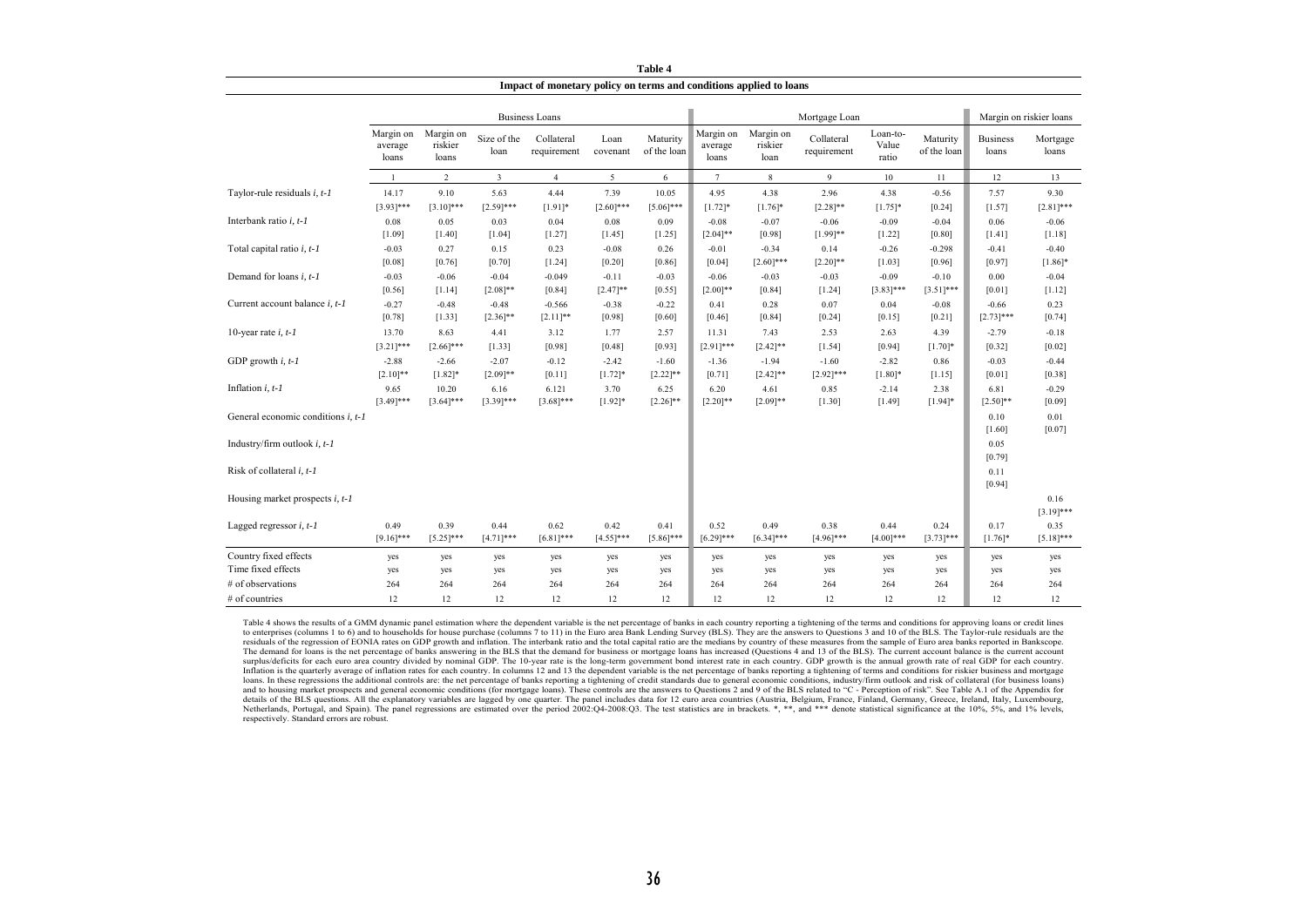**Table 4**

**Impact of monetary policy on terms and conditions applied to loans**

| | Business Loans | | | | | | Mortgage Loan | | | | | Margin on riskier loans | |
|---|---|---|---|---|---|---|---|---|---|---|---|---|---|
| | Margin on average loans | Margin on riskier loans | Size of the loan | Collateral requirement | Loan covenant | Maturity of the loan | Margin on average loans | Margin on riskier loan | Collateral requirement | Loan-to-Value ratio | Maturity of the loan | Business loans | Mortgage loans |
| | 1 | 2 | 3 | 4 | 5 | 6 | 7 | 8 | 9 | 10 | 11 | 12 | 13 |
| Taylor-rule residuals *i, t-1* | 14.17 | 9.10 | 5.63 | 4.44 | 7.39 | 10.05 | 4.95 | 4.38 | 2.96 | 4.38 | -0.56 | 7.57 | 9.30 |
| | [3.93]*** | [3.10]*** | [2.59]*** | [1.91]* | [2.60]*** | [5.06]*** | [1.72]* | [1.76]* | [2.28]** | [1.75]* | [0.24] | [1.57] | [2.81]*** |
| Interbank ratio *i, t-1* | 0.08 | 0.05 | 0.03 | 0.04 | 0.08 | 0.09 | -0.08 | -0.07 | -0.06 | -0.09 | -0.04 | 0.06 | -0.06 |
| | [1.09] | [1.40] | [1.04] | [1.27] | [1.45] | [1.25] | [2.04]** | [0.98] | [1.99]** | [1.22] | [0.80] | [1.41] | [1.18] |
| Total capital ratio *i, t-1* | -0.03 | 0.27 | 0.15 | 0.23 | -0.08 | 0.26 | -0.01 | -0.34 | 0.14 | -0.26 | -0.298 | -0.41 | -0.40 |
| | [0.08] | [0.76] | [0.70] | [1.24] | [0.20] | [0.86] | [0.04] | [2.60]*** | [2.20]** | [1.03] | [0.96] | [0.97] | [1.86]* |
| Demand for loans *i, t-1* | -0.03 | -0.06 | -0.04 | -0.049 | -0.11 | -0.03 | -0.06 | -0.03 | -0.03 | -0.09 | -0.10 | 0.00 | -0.04 |
| | [0.56] | [1.14] | [2.08]** | [0.84] | [2.47]** | [0.55] | [2.00]** | [0.84] | [1.24] | [3.83]*** | [3.51]*** | [0.01] | [1.12] |
| Current account balance *i, t-1* | -0.27 | -0.48 | -0.48 | -0.566 | -0.38 | -0.22 | 0.41 | 0.28 | 0.07 | 0.04 | -0.08 | -0.66 | 0.23 |
| | [0.78] | [1.33] | [2.36]** | [2.11]** | [0.98] | [0.60] | [0.46] | [0.84] | [0.24] | [0.15] | [0.21] | [2.73]*** | [0.74] |
| 10-year rate *i, t-1* | 13.70 | 8.63 | 4.41 | 3.12 | 1.77 | 2.57 | 11.31 | 7.43 | 2.53 | 2.63 | 4.39 | -2.79 | -0.18 |
| | [3.21]*** | [2.66]*** | [1.33] | [0.98] | [0.48] | [0.93] | [2.91]*** | [2.42]** | [1.54] | [0.94] | [1.70]* | [0.32] | [0.02] |
| GDP growth *i, t-1* | -2.88 | -2.66 | -2.07 | -0.12 | -2.42 | -1.60 | -1.36 | -1.94 | -1.60 | -2.82 | 0.86 | -0.03 | -0.44 |
| | [2.10]** | [1.82]* | [2.09]** | [0.11] | [1.72]* | [2.22]** | [0.71] | [2.42]** | [2.92]*** | [1.80]* | [1.15] | [0.01] | [0.38] |
| Inflation *i, t-1* | 9.65 | 10.20 | 6.16 | 6.121 | 3.70 | 6.25 | 6.20 | 4.61 | 0.85 | -2.14 | 2.38 | 6.81 | -0.29 |
| | [3.49]*** | [3.64]*** | [3.39]*** | [3.68]*** | [1.92]* | [2.26]** | [2.20]** | [2.09]** | [1.30] | [1.49] | [1.94]* | [2.50]** | [0.09] |
| General economic conditions *i, t-1* | | | | | | | | | | | | 0.10 | 0.01 |
| | | | | | | | | | | | | [1.60] | [0.07] |
| Industry/firm outlook *i, t-1* | | | | | | | | | | | | 0.05 | |
| | | | | | | | | | | | | [0.79] | |
| Risk of collateral *i, t-1* | | | | | | | | | | | | 0.11 | |
| | | | | | | | | | | | | [0.94] | |
| Housing market prospects *i, t-1* | | | | | | | | | | | | | 0.16 |
| | | | | | | | | | | | | | [3.19]*** |
| Lagged regressor *i, t-1* | 0.49 | 0.39 | 0.44 | 0.62 | 0.42 | 0.41 | 0.52 | 0.49 | 0.38 | 0.44 | 0.24 | 0.17 | 0.35 |
| | [9.16]*** | [5.25]*** | [4.71]*** | [6.81]*** | [4.55]*** | [5.86]*** | [6.29]*** | [6.34]*** | [4.96]*** | [4.00]*** | [3.73]*** | [1.76]* | [5.18]*** |
| Country fixed effects | yes | yes | yes | yes | yes | yes | yes | yes | yes | yes | yes | yes | yes |
| Time fixed effects | yes | yes | yes | yes | yes | yes | yes | yes | yes | yes | yes | yes | yes |
| # of observations | 264 | 264 | 264 | 264 | 264 | 264 | 264 | 264 | 264 | 264 | 264 | 264 | 264 |
| # of countries | 12 | 12 | 12 | 12 | 12 | 12 | 12 | 12 | 12 | 12 | 12 | 12 | 12 |

Table 4 shows the results of a GMM dynamic panel estimation where the dependent variable is the net percentage of banks in each country reporting a tightening of the terms and conditions for approving loans or credit lines to enterprises (columns 1 to 6) and to households for house purchase (columns 7 to 11) in the Euro area Bank Lending Survey (BLS). They are the answers to Questions 3 and 10 of the BLS. The Taylor-rule residuals are the residuals of the regression of EONIA rates on GDP growth and inflation. The interbank ratio and the total capital ratio are the medians by country of these measures from the sample of Euro area banks reported in Bankscope. The demand for loans is the net percentage of banks answering in the BLS that the demand for business or mortgage loans has increased (Questions 4 and 13 of the BLS). The current account balance is the current account surplus/deficits for each euro area country divided by nominal GDP. The 10-year rate is the long-term government bond interest rate in each country. GDP growth is the annual growth rate of real GDP for each country. Inflation is the quarterly average of inflation rates for each country. In columns 12 and 13 the dependent variable is the net percentage of banks reporting a tightening of terms and conditions for riskier business and mortgage loans. In these regressions the additional controls are: the net percentage of banks reporting a tightening of credit standards due to general economic conditions, industry/firm outlook and risk of collateral (for business loans) and to housing market prospects and general economic conditions (for mortgage loans). These controls are the answers to Questions 2 and 9 of the BLS related to "C - Perception of risk". See Table A.1 of the Appendix for details of the BLS questions. All the explanatory variables are lagged by one quarter. The panel includes data for 12 euro area countries (Austria, Belgium, France, Finland, Germany, Greece, Ireland, Italy, Luxembourg, Netherlands, Portugal, and Spain). The panel regressions are estimated over the period 2002:Q4-2008:Q3. The test statistics are in brackets. *, **, and *** denote statistical significance at the 10%, 5%, and 1% levels, respectively. Standard errors are robust.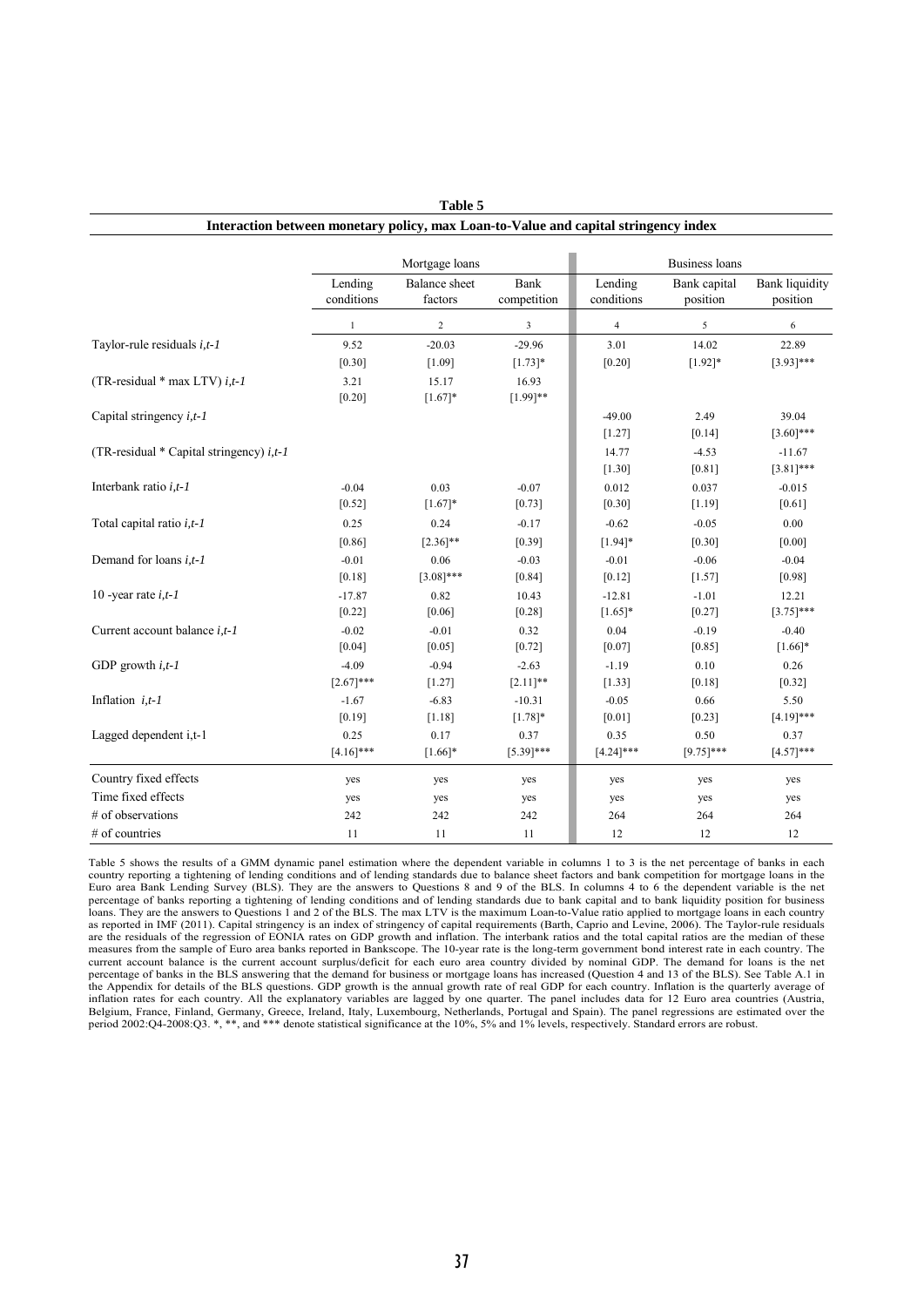**Table 5**

**Interaction between monetary policy, max Loan-to-Value and capital stringency index**

| | Mortgage loans | | | Business loans | | |
|---|---|---|---|---|---|---|
| | Lending conditions | Balance sheet factors | Bank competition | Lending conditions | Bank capital position | Bank liquidity position |
| | 1 | 2 | 3 | 4 | 5 | 6 |
| Taylor-rule residuals $i,t$-$1$ | 9.52 | -20.03 | -29.96 | 3.01 | 14.02 | 22.89 |
| | [0.30] | [1.09] | [1.73]* | [0.20] | [1.92]* | [3.93]*** |
| (TR-residual * max LTV) $i,t$-$1$ | 3.21 | 15.17 | 16.93 | | | |
| | [0.20] | [1.67]* | [1.99]** | | | |
| Capital stringency $i,t$-$1$ | | | | -49.00 | 2.49 | 39.04 |
| | | | | [1.27] | [0.14] | [3.60]*** |
| (TR-residual * Capital stringency) $i,t$-$1$ | | | | 14.77 | -4.53 | -11.67 |
| | | | | [1.30] | [0.81] | [3.81]*** |
| Interbank ratio $i,t$-$1$ | -0.04 | 0.03 | -0.07 | 0.012 | 0.037 | -0.015 |
| | [0.52] | [1.67]* | [0.73] | [0.30] | [1.19] | [0.61] |
| Total capital ratio $i,t$-$1$ | 0.25 | 0.24 | -0.17 | -0.62 | -0.05 | 0.00 |
| | [0.86] | [2.36]** | [0.39] | [1.94]* | [0.30] | [0.00] |
| Demand for loans $i,t$-$1$ | -0.01 | 0.06 | -0.03 | -0.01 | -0.06 | -0.04 |
| | [0.18] | [3.08]*** | [0.84] | [0.12] | [1.57] | [0.98] |
| 10 -year rate $i,t$-$1$ | -17.87 | 0.82 | 10.43 | -12.81 | -1.01 | 12.21 |
| | [0.22] | [0.06] | [0.28] | [1.65]* | [0.27] | [3.75]*** |
| Current account balance $i,t$-$1$ | -0.02 | -0.01 | 0.32 | 0.04 | -0.19 | -0.40 |
| | [0.04] | [0.05] | [0.72] | [0.07] | [0.85] | [1.66]* |
| GDP growth $i,t$-$1$ | -4.09 | -0.94 | -2.63 | -1.19 | 0.10 | 0.26 |
| | [2.67]*** | [1.27] | [2.11]** | [1.33] | [0.18] | [0.32] |
| Inflation $i,t$-$1$ | -1.67 | -6.83 | -10.31 | -0.05 | 0.66 | 5.50 |
| | [0.19] | [1.18] | [1.78]* | [0.01] | [0.23] | [4.19]*** |
| Lagged dependent i,t-1 | 0.25 | 0.17 | 0.37 | 0.35 | 0.50 | 0.37 |
| | [4.16]*** | [1.66]* | [5.39]*** | [4.24]*** | [9.75]*** | [4.57]*** |
| Country fixed effects | yes | yes | yes | yes | yes | yes |
| Time fixed effects | yes | yes | yes | yes | yes | yes |
| # of observations | 242 | 242 | 242 | 264 | 264 | 264 |
| # of countries | 11 | 11 | 11 | 12 | 12 | 12 |

Table 5 shows the results of a GMM dynamic panel estimation where the dependent variable in columns 1 to 3 is the net percentage of banks in each country reporting a tightening of lending conditions and of lending standards due to balance sheet factors and bank competition for mortgage loans in the Euro area Bank Lending Survey (BLS). They are the answers to Questions 8 and 9 of the BLS. In columns 4 to 6 the dependent variable is the net percentage of banks reporting a tightening of lending conditions and of lending standards due to bank capital and to bank liquidity position for business loans. They are the answers to Questions 1 and 2 of the BLS. The max LTV is the maximum Loan-to-Value ratio applied to mortgage loans in each country as reported in IMF (2011). Capital stringency is an index of stringency of capital requirements (Barth, Caprio and Levine, 2006). The Taylor-rule residuals are the residuals of the regression of EONIA rates on GDP growth and inflation. The interbank ratios and the total capital ratios are the median of these measures from the sample of Euro area banks reported in Bankscope. The 10-year rate is the long-term government bond interest rate in each country. The current account balance is the current account surplus/deficit for each euro area country divided by nominal GDP. The demand for loans is the net percentage of banks in the BLS answering that the demand for business or mortgage loans has increased (Question 4 and 13 of the BLS). See Table A.1 in the Appendix for details of the BLS questions. GDP growth is the annual growth rate of real GDP for each country. Inflation is the quarterly average of inflation rates for each country. All the explanatory variables are lagged by one quarter. The panel includes data for 12 Euro area countries (Austria, Belgium, France, Finland, Germany, Greece, Ireland, Italy, Luxembourg, Netherlands, Portugal and Spain). The panel regressions are estimated over the period 2002:Q4-2008:Q3. *, **, and *** denote statistical significance at the 10%, 5% and 1% levels, respectively. Standard errors are robust.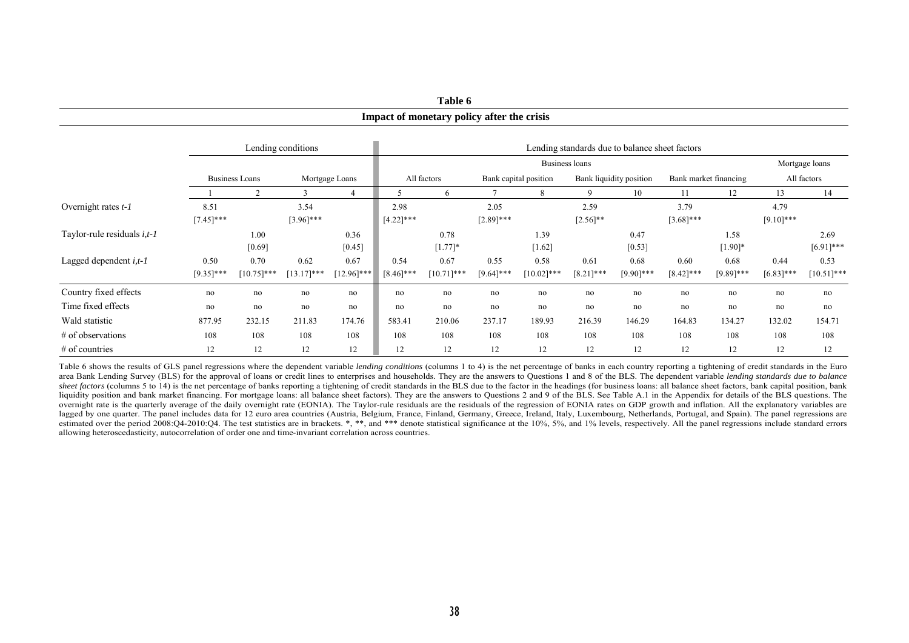**Table 6**

**Impact of monetary policy after the crisis**

| | Lending conditions | | | | Lending standards due to balance sheet factors | | | | | | | | | |
|---|---|---|---|---|---|---|---|---|---|---|---|---|---|---|
| | | | | | Business loans | | | | | | | | Mortgage loans | |
| | Business Loans | | Mortgage Loans | | All factors | | Bank capital position | | Bank liquidity position | | Bank market financing | | All factors | |
| | 1 | 2 | 3 | 4 | 5 | 6 | 7 | 8 | 9 | 10 | 11 | 12 | 13 | 14 |
| Overnight rates *t-1* | 8.51 | | 3.54 | | 2.98 | | 2.05 | | 2.59 | | 3.79 | | 4.79 | |
| | [7.45]*** | | [3.96]*** | | [4.22]*** | | [2.89]*** | | [2.56]** | | [3.68]*** | | [9.10]*** | |
| Taylor-rule residuals *i,t-1* | | 1.00 | | 0.36 | | 0.78 | | 1.39 | | 0.47 | | 1.58 | | 2.69 |
| | | [0.69] | | [0.45] | | [1.77]* | | [1.62] | | [0.53] | | [1.90]* | | [6.91]*** |
| Lagged dependent *i,t-1* | 0.50 | 0.70 | 0.62 | 0.67 | 0.54 | 0.67 | 0.55 | 0.58 | 0.61 | 0.68 | 0.60 | 0.68 | 0.44 | 0.53 |
| | [9.35]*** | [10.75]*** | [13.17]*** | [12.96]*** | [8.46]*** | [10.71]*** | [9.64]*** | [10.02]*** | [8.21]*** | [9.90]*** | [8.42]*** | [9.89]*** | [6.83]*** | [10.51]*** |
| Country fixed effects | no | no | no | no | no | no | no | no | no | no | no | no | no | no |
| Time fixed effects | no | no | no | no | no | no | no | no | no | no | no | no | no | no |
| Wald statistic | 877.95 | 232.15 | 211.83 | 174.76 | 583.41 | 210.06 | 237.17 | 189.93 | 216.39 | 146.29 | 164.83 | 134.27 | 132.02 | 154.71 |
| # of observations | 108 | 108 | 108 | 108 | 108 | 108 | 108 | 108 | 108 | 108 | 108 | 108 | 108 | 108 |
| # of countries | 12 | 12 | 12 | 12 | 12 | 12 | 12 | 12 | 12 | 12 | 12 | 12 | 12 | 12 |

Table 6 shows the results of GLS panel regressions where the dependent variable *lending conditions* (columns 1 to 4) is the net percentage of banks in each country reporting a tightening of credit standards in the Euro area Bank Lending Survey (BLS) for the approval of loans or credit lines to enterprises and households. They are the answers to Questions 1 and 8 of the BLS. The dependent variable *lending standards due to balance sheet factors* (columns 5 to 14) is the net percentage of banks reporting a tightening of credit standards in the BLS due to the factor in the headings (for business loans: all balance sheet factors, bank capital position, bank liquidity position and bank market financing. For mortgage loans: all balance sheet factors). They are the answers to Questions 2 and 9 of the BLS. See Table A.1 in the Appendix for details of the BLS questions. The overnight rate is the quarterly average of the daily overnight rate (EONIA). The Taylor-rule residuals are the residuals of the regression of EONIA rates on GDP growth and inflation. All the explanatory variables are lagged by one quarter. The panel includes data for 12 euro area countries (Austria, Belgium, France, Finland, Germany, Greece, Ireland, Italy, Luxembourg, Netherlands, Portugal, and Spain). The panel regressions are estimated over the period 2008:Q4-2010:Q4. The test statistics are in brackets. *, **, and *** denote statistical significance at the 10%, 5%, and 1% levels, respectively. All the panel regressions include standard errors allowing heteroscedasticity, autocorrelation of order one and time-invariant correlation across countries.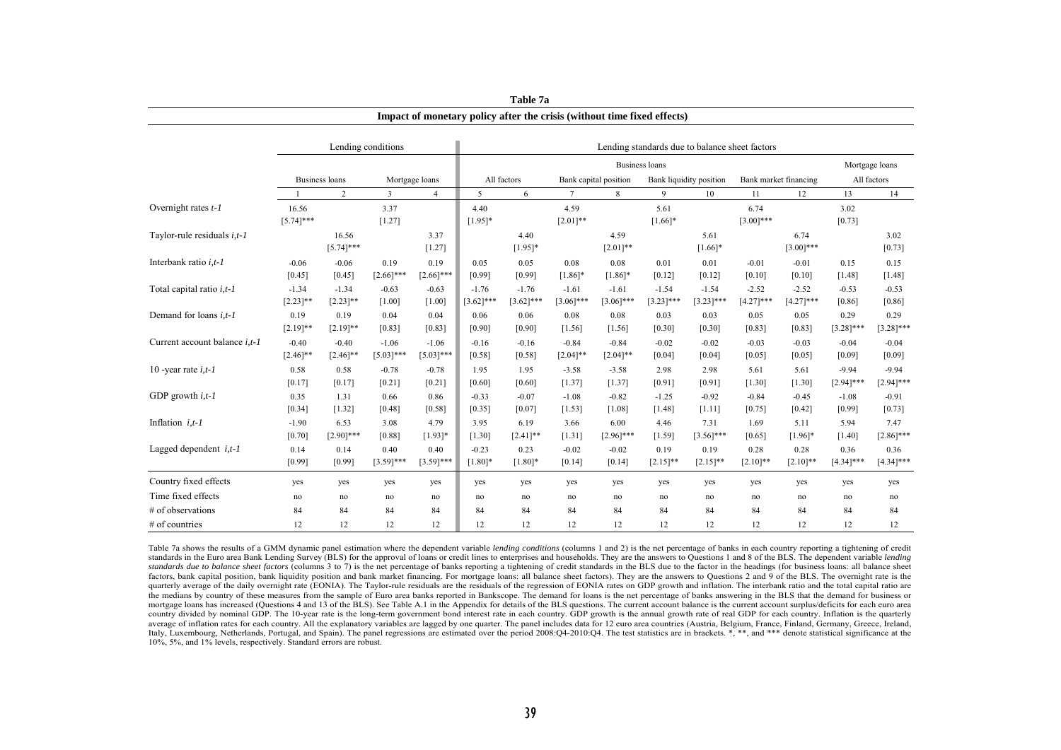**Table 7a**

**Impact of monetary policy after the crisis (without time fixed effects)**

| | Lending conditions | | | | Lending standards due to balance sheet factors | | | | | | | | | |
|---|---|---|---|---|---|---|---|---|---|---|---|---|---|---|
| | | | | | Business loans | | | | | | | | Mortgage loans | |
| | Business loans | | Mortgage loans | | All factors | | Bank capital position | | Bank liquidity position | | Bank market financing | | All factors | |
| | 1 | 2 | 3 | 4 | 5 | 6 | 7 | 8 | 9 | 10 | 11 | 12 | 13 | 14 |
| Overnight rates *t-1* | 16.56 | | 3.37 | | 4.40 | | 4.59 | | 5.61 | | 6.74 | | 3.02 | |
| | [5.74]*** | | [1.27] | | [1.95]* | | [2.01]** | | [1.66]* | | [3.00]*** | | [0.73] | |
| Taylor-rule residuals *i,t-1* | | 16.56 | | 3.37 | | 4.40 | | 4.59 | | 5.61 | | 6.74 | | 3.02 |
| | | [5.74]*** | | [1.27] | | [1.95]* | | [2.01]** | | [1.66]* | | [3.00]*** | | [0.73] |
| Interbank ratio *i,t-1* | -0.06 | -0.06 | 0.19 | 0.19 | 0.05 | 0.05 | 0.08 | 0.08 | 0.01 | 0.01 | -0.01 | -0.01 | 0.15 | 0.15 |
| | [0.45] | [0.45] | [2.66]*** | [2.66]*** | [0.99] | [0.99] | [1.86]* | [1.86]* | [0.12] | [0.12] | [0.10] | [0.10] | [1.48] | [1.48] |
| Total capital ratio *i,t-1* | -1.34 | -1.34 | -0.63 | -0.63 | -1.76 | -1.76 | -1.61 | -1.61 | -1.54 | -1.54 | -2.52 | -2.52 | -0.53 | -0.53 |
| | [2.23]** | [2.23]** | [1.00] | [1.00] | [3.62]*** | [3.62]*** | [3.06]*** | [3.06]*** | [3.23]*** | [3.23]*** | [4.27]*** | [4.27]*** | [0.86] | [0.86] |
| Demand for loans *i,t-1* | 0.19 | 0.19 | 0.04 | 0.04 | 0.06 | 0.06 | 0.08 | 0.08 | 0.03 | 0.03 | 0.05 | 0.05 | 0.29 | 0.29 |
| | [2.19]** | [2.19]** | [0.83] | [0.83] | [0.90] | [0.90] | [1.56] | [1.56] | [0.30] | [0.30] | [0.83] | [0.83] | [3.28]*** | [3.28]*** |
| Current account balance *i,t-1* | -0.40 | -0.40 | -1.06 | -1.06 | -0.16 | -0.16 | -0.84 | -0.84 | -0.02 | -0.02 | -0.03 | -0.03 | -0.04 | -0.04 |
| | [2.46]** | [2.46]** | [5.03]*** | [5.03]*** | [0.58] | [0.58] | [2.04]** | [2.04]** | [0.04] | [0.04] | [0.05] | [0.05] | [0.09] | [0.09] |
| 10 -year rate *i,t-1* | 0.58 | 0.58 | -0.78 | -0.78 | 1.95 | 1.95 | -3.58 | -3.58 | 2.98 | 2.98 | 5.61 | 5.61 | -9.94 | -9.94 |
| | [0.17] | [0.17] | [0.21] | [0.21] | [0.60] | [0.60] | [1.37] | [1.37] | [0.91] | [0.91] | [1.30] | [1.30] | [2.94]*** | [2.94]*** |
| GDP growth *i,t-1* | 0.35 | 1.31 | 0.66 | 0.86 | -0.33 | -0.07 | -1.08 | -0.82 | -1.25 | -0.92 | -0.84 | -0.45 | -1.08 | -0.91 |
| | [0.34] | [1.32] | [0.48] | [0.58] | [0.35] | [0.07] | [1.53] | [1.08] | [1.48] | [1.11] | [0.75] | [0.42] | [0.99] | [0.73] |
| Inflation *i,t-1* | -1.90 | 6.53 | 3.08 | 4.79 | 3.95 | 6.19 | 3.66 | 6.00 | 4.46 | 7.31 | 1.69 | 5.11 | 5.94 | 7.47 |
| | [0.70] | [2.90]*** | [0.88] | [1.93]* | [1.30] | [2.41]** | [1.31] | [2.96]*** | [1.59] | [3.56]*** | [0.65] | [1.96]* | [1.40] | [2.86]*** |
| Lagged dependent *i,t-1* | 0.14 | 0.14 | 0.40 | 0.40 | -0.23 | 0.23 | -0.02 | -0.02 | 0.19 | 0.19 | 0.28 | 0.28 | 0.36 | 0.36 |
| | [0.99] | [0.99] | [3.59]*** | [3.59]*** | [1.80]* | [1.80]* | [0.14] | [0.14] | [2.15]** | [2.15]** | [2.10]** | [2.10]** | [4.34]*** | [4.34]*** |
| Country fixed effects | yes | yes | yes | yes | yes | yes | yes | yes | yes | yes | yes | yes | yes | yes |
| Time fixed effects | no | no | no | no | no | no | no | no | no | no | no | no | no | no |
| # of observations | 84 | 84 | 84 | 84 | 84 | 84 | 84 | 84 | 84 | 84 | 84 | 84 | 84 | 84 |
| # of countries | 12 | 12 | 12 | 12 | 12 | 12 | 12 | 12 | 12 | 12 | 12 | 12 | 12 | 12 |

Table 7a shows the results of a GMM dynamic panel estimation where the dependent variable *lending conditions* (columns 1 and 2) is the net percentage of banks in each country reporting a tightening of credit standards in the Euro area Bank Lending Survey (BLS) for the approval of loans or credit lines to enterprises and households. They are the answers to Questions 1 and 8 of the BLS. The dependent variable *lending standards due to balance sheet factors* (columns 3 to 7) is the net percentage of banks reporting a tightening of credit standards in the BLS due to the factor in the headings (for business loans: all balance sheet factors, bank capital position, bank liquidity position and bank market financing. For mortgage loans: all balance sheet factors). They are the answers to Questions 2 and 9 of the BLS. The overnight rate is the quarterly average of the daily overnight rate (EONIA). The Taylor-rule residuals are the residuals of the regression of EONIA rates on GDP growth and inflation. The interbank ratio and the total capital ratio are the medians by country of these measures from the sample of Euro area banks reported in Bankscope. The demand for loans is the net percentage of banks answering in the BLS that the demand for business or mortgage loans has increased (Questions 4 and 13 of the BLS). See Table A.1 in the Appendix for details of the BLS questions. The current account balance is the current account surplus/deficits for each euro area country divided by nominal GDP. The 10-year rate is the long-term government bond interest rate in each country. GDP growth is the annual growth rate of real GDP for each country. Inflation is the quarterly average of inflation rates for each country. All the explanatory variables are lagged by one quarter. The panel includes data for 12 euro area countries (Austria, Belgium, France, Finland, Germany, Greece, Ireland, Italy, Luxembourg, Netherlands, Portugal, and Spain). The panel regressions are estimated over the period 2008:Q4-2010:Q4. The test statistics are in brackets. *, **, and *** denote statistical significance at the 10%, 5%, and 1% levels, respectively. Standard errors are robust.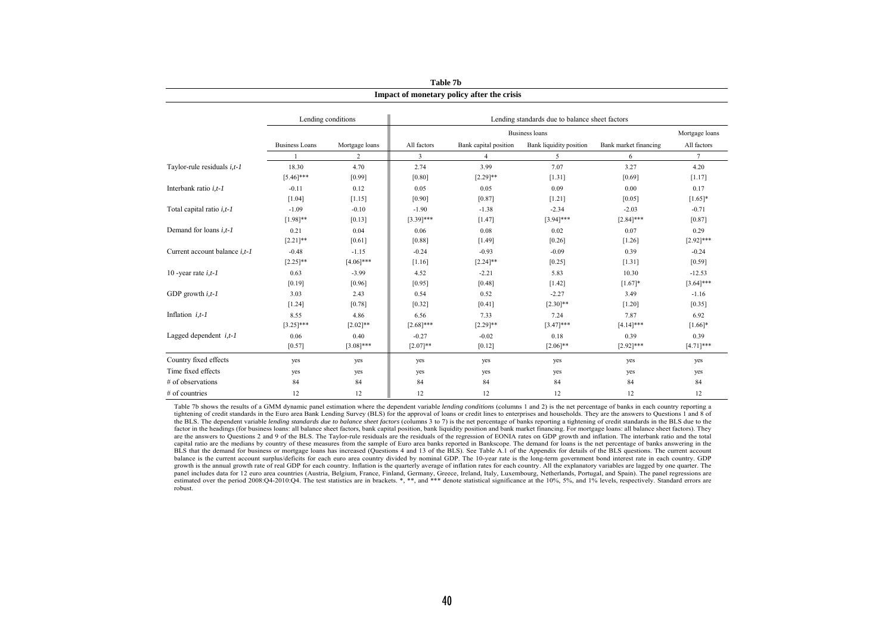**Table 7b**

**Impact of monetary policy after the crisis**

| | Lending conditions | | Lending standards due to balance sheet factors | | | | |
|---|---|---|---|---|---|---|---|
| | | | Business loans | | | | Mortgage loans |
| | Business Loans | Mortgage loans | All factors | Bank capital position | Bank liquidity position | Bank market financing | All factors |
| | 1 | 2 | 3 | 4 | 5 | 6 | 7 |
| Taylor-rule residuals *i,t-1* | 18.30 | 4.70 | 2.74 | 3.99 | 7.07 | 3.27 | 4.20 |
| | [5.46]*** | [0.99] | [0.80] | [2.29]** | [1.31] | [0.69] | [1.17] |
| Interbank ratio *i,t-1* | -0.11 | 0.12 | 0.05 | 0.05 | 0.09 | 0.00 | 0.17 |
| | [1.04] | [1.15] | [0.90] | [0.87] | [1.21] | [0.05] | [1.65]* |
| Total capital ratio *i,t-1* | -1.09 | -0.10 | -1.90 | -1.38 | -2.34 | -2.03 | -0.71 |
| | [1.98]** | [0.13] | [3.39]*** | [1.47] | [3.94]*** | [2.84]*** | [0.87] |
| Demand for loans *i,t-1* | 0.21 | 0.04 | 0.06 | 0.08 | 0.02 | 0.07 | 0.29 |
| | [2.21]** | [0.61] | [0.88] | [1.49] | [0.26] | [1.26] | [2.92]*** |
| Current account balance *i,t-1* | -0.48 | -1.15 | -0.24 | -0.93 | -0.09 | 0.39 | -0.24 |
| | [2.25]** | [4.06]*** | [1.16] | [2.24]** | [0.25] | [1.31] | [0.59] |
| 10 -year rate *i,t-1* | 0.63 | -3.99 | 4.52 | -2.21 | 5.83 | 10.30 | -12.53 |
| | [0.19] | [0.96] | [0.95] | [0.48] | [1.42] | [1.67]* | [3.64]*** |
| GDP growth *i,t-1* | 3.03 | 2.43 | 0.54 | 0.52 | -2.27 | 3.49 | -1.16 |
| | [1.24] | [0.78] | [0.32] | [0.41] | [2.30]** | [1.20] | [0.35] |
| Inflation *i,t-1* | 8.55 | 4.86 | 6.56 | 7.33 | 7.24 | 7.87 | 6.92 |
| | [3.25]*** | [2.02]** | [2.68]*** | [2.29]** | [3.47]*** | [4.14]*** | [1.66]* |
| Lagged dependent *i,t-1* | 0.06 | 0.40 | -0.27 | -0.02 | 0.18 | 0.39 | 0.39 |
| | [0.57] | [3.08]*** | [2.07]** | [0.12] | [2.06]** | [2.92]*** | [4.71]*** |
| Country fixed effects | yes | yes | yes | yes | yes | yes | yes |
| Time fixed effects | yes | yes | yes | yes | yes | yes | yes |
| # of observations | 84 | 84 | 84 | 84 | 84 | 84 | 84 |
| # of countries | 12 | 12 | 12 | 12 | 12 | 12 | 12 |

Table 7b shows the results of a GMM dynamic panel estimation where the dependent variable *lending conditions* (columns 1 and 2) is the net percentage of banks in each country reporting a tightening of credit standards in the Euro area Bank Lending Survey (BLS) for the approval of loans or credit lines to enterprises and households. They are the answers to Questions 1 and 8 of the BLS. The dependent variable *lending standards due to balance sheet factors* (columns 3 to 7) is the net percentage of banks reporting a tightening of credit standards in the BLS due to the factor in the headings (for business loans: all balance sheet factors, bank capital position, bank liquidity position and bank market financing. For mortgage loans: all balance sheet factors). They are the answers to Questions 2 and 9 of the BLS. The Taylor-rule residuals are the residuals of the regression of EONIA rates on GDP growth and inflation. The interbank ratio and the total capital ratio are the medians by country of these measures from the sample of Euro area banks reported in Bankscope. The demand for loans is the net percentage of banks answering in the BLS that the demand for business or mortgage loans has increased (Questions 4 and 13 of the BLS). See Table A.1 of the Appendix for details of the BLS questions. The current account balance is the current account surplus/deficits for each euro area country divided by nominal GDP. The 10-year rate is the long-term government bond interest rate in each country. GDP growth is the annual growth rate of real GDP for each country. Inflation is the quarterly average of inflation rates for each country. All the explanatory variables are lagged by one quarter. The panel includes data for 12 euro area countries (Austria, Belgium, France, Finland, Germany, Greece, Ireland, Italy, Luxembourg, Netherlands, Portugal, and Spain). The panel regressions are estimated over the period 2008:Q4-2010:Q4. The test statistics are in brackets. *, **, and *** denote statistical significance at the 10%, 5%, and 1% levels, respectively. Standard errors are robust.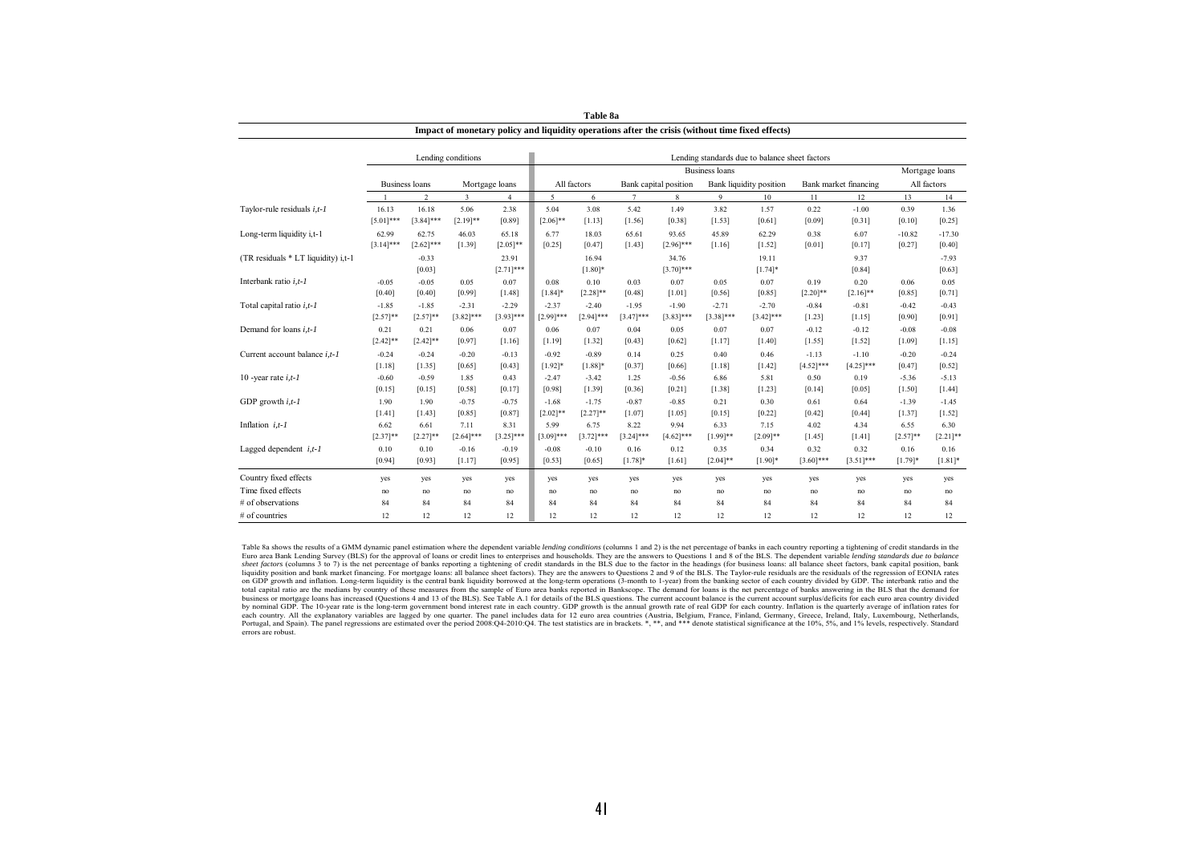**Table 8a**

**Impact of monetary policy and liquidity operations after the crisis (without time fixed effects)**

| | Lending conditions | | | | Lending standards due to balance sheet factors | | | | | | | | | |
|---|---|---|---|---|---|---|---|---|---|---|---|---|---|---|
| | | | | | Business loans | | | | | | | | Mortgage loans | |
| | Business loans | | Mortgage loans | | All factors | | Bank capital position | | Bank liquidity position | | Bank market financing | | All factors | |
| | 1 | 2 | 3 | 4 | 5 | 6 | 7 | 8 | 9 | 10 | 11 | 12 | 13 | 14 |
| Taylor-rule residuals *i,t-1* | 16.13 | 16.18 | 5.06 | 2.38 | 5.04 | 3.08 | 5.42 | 1.49 | 3.82 | 1.57 | 0.22 | -1.00 | 0.39 | 1.36 |
| | [5.01]*** | [3.84]*** | [2.19]** | [0.89] | [2.06]** | [1.13] | [1.56] | [0.38] | [1.53] | [0.61] | [0.09] | [0.31] | [0.10] | [0.25] |
| Long-term liquidity i,t-1 | 62.99 | 62.75 | 46.03 | 65.18 | 6.77 | 18.03 | 65.61 | 93.65 | 45.89 | 62.29 | 0.38 | 6.07 | -10.82 | -17.30 |
| | [3.14]*** | [2.62]*** | [1.39] | [2.05]** | [0.25] | [0.47] | [1.43] | [2.96]*** | [1.16] | [1.52] | [0.01] | [0.17] | [0.27] | [0.40] |
| (TR residuals * LT liquidity) i,t-1 | | -0.33 | | 23.91 | | 16.94 | | 34.76 | | 19.11 | | 9.37 | | -7.93 |
| | | [0.03] | | [2.71]*** | | [1.80]* | | [3.70]*** | | [1.74]* | | [0.84] | | [0.63] |
| Interbank ratio *i,t-1* | -0.05 | -0.05 | 0.05 | 0.07 | 0.08 | 0.10 | 0.03 | 0.07 | 0.05 | 0.07 | 0.19 | 0.20 | 0.06 | 0.05 |
| | [0.40] | [0.40] | [0.99] | [1.48] | [1.84]* | [2.28]** | [0.48] | [1.01] | [0.56] | [0.85] | [2.20]** | [2.16]** | [0.85] | [0.71] |
| Total capital ratio *i,t-1* | -1.85 | -1.85 | -2.31 | -2.29 | -2.37 | -2.40 | -1.95 | -1.90 | -2.71 | -2.70 | -0.84 | -0.81 | -0.42 | -0.43 |
| | [2.57]** | [2.57]** | [3.82]*** | [3.93]*** | [2.99]*** | [2.94]*** | [3.47]*** | [3.83]*** | [3.38]*** | [3.42]*** | [1.23] | [1.15] | [0.90] | [0.91] |
| Demand for loans *i,t-1* | 0.21 | 0.21 | 0.06 | 0.07 | 0.06 | 0.07 | 0.04 | 0.05 | 0.07 | 0.07 | -0.12 | -0.12 | -0.08 | -0.08 |
| | [2.42]** | [2.42]** | [0.97] | [1.16] | [1.19] | [1.32] | [0.43] | [0.62] | [1.17] | [1.40] | [1.55] | [1.52] | [1.09] | [1.15] |
| Current account balance *i,t-1* | -0.24 | -0.24 | -0.20 | -0.13 | -0.92 | -0.89 | 0.14 | 0.25 | 0.40 | 0.46 | -1.13 | -1.10 | -0.20 | -0.24 |
| | [1.18] | [1.35] | [0.65] | [0.43] | [1.92]* | [1.88]* | [0.37] | [0.66] | [1.18] | [1.42] | [4.52]*** | [4.25]*** | [0.47] | [0.52] |
| 10 -year rate *i,t-1* | -0.60 | -0.59 | 1.85 | 0.43 | -2.47 | -3.42 | 1.25 | -0.56 | 6.86 | 5.81 | 0.50 | 0.19 | -5.36 | -5.13 |
| | [0.15] | [0.15] | [0.58] | [0.17] | [0.98] | [1.39] | [0.36] | [0.21] | [1.38] | [1.23] | [0.14] | [0.05] | [1.50] | [1.44] |
| GDP growth *i,t-1* | 1.90 | 1.90 | -0.75 | -0.75 | -1.68 | -1.75 | -0.87 | -0.85 | 0.21 | 0.30 | 0.61 | 0.64 | -1.39 | -1.45 |
| | [1.41] | [1.43] | [0.85] | [0.87] | [2.02]** | [2.27]** | [1.07] | [1.05] | [0.15] | [0.22] | [0.42] | [0.44] | [1.37] | [1.52] |
| Inflation *i,t-1* | 6.62 | 6.61 | 7.11 | 8.31 | 5.99 | 6.75 | 8.22 | 9.94 | 6.33 | 7.15 | 4.02 | 4.34 | 6.55 | 6.30 |
| | [2.37]** | [2.27]** | [2.64]*** | [3.25]*** | [3.09]*** | [3.72]*** | [3.24]*** | [4.62]*** | [1.99]** | [2.09]** | [1.45] | [1.41] | [2.57]** | [2.21]** |
| Lagged dependent *i,t-1* | 0.10 | 0.10 | -0.16 | -0.19 | -0.08 | -0.10 | 0.16 | 0.12 | 0.35 | 0.34 | 0.32 | 0.32 | 0.16 | 0.16 |
| | [0.94] | [0.93] | [1.17] | [0.95] | [0.53] | [0.65] | [1.78]* | [1.61] | [2.04]** | [1.90]* | [3.60]*** | [3.51]*** | [1.79]* | [1.81]* |
| Country fixed effects | yes | yes | yes | yes | yes | yes | yes | yes | yes | yes | yes | yes | yes | yes |
| Time fixed effects | no | no | no | no | no | no | no | no | no | no | no | no | no | no |
| # of observations | 84 | 84 | 84 | 84 | 84 | 84 | 84 | 84 | 84 | 84 | 84 | 84 | 84 | 84 |
| # of countries | 12 | 12 | 12 | 12 | 12 | 12 | 12 | 12 | 12 | 12 | 12 | 12 | 12 | 12 |

Table 8a shows the results of a GMM dynamic panel estimation where the dependent variable *lending conditions* (columns 1 and 2) is the net percentage of banks in each country reporting a tightening of credit standards in the Euro area Bank Lending Survey (BLS) for the approval of loans or credit lines to enterprises and households. They are the answers to Questions 1 and 8 of the BLS. The dependent variable *lending standards due to balance sheet factors* (columns 3 to 7) is the net percentage of banks reporting a tightening of credit standards in the BLS due to the factor in the headings (for business loans: all balance sheet factors, bank capital position, bank liquidity position and bank market financing. For mortgage loans: all balance sheet factors). They are the answers to Questions 2 and 9 of the BLS. The Taylor-rule residuals are the residuals of the regression of EONIA rates on GDP growth and inflation. Long-term liquidity is the central bank liquidity borrowed at the long-term operations (3-month to 1-year) from the banking sector of each country divided by GDP. The interbank ratio and the total capital ratio are the medians by country of these measures from the sample of Euro area banks reported in Bankscope. The demand for loans is the net percentage of banks answering in the BLS that the demand for business or mortgage loans has increased (Questions 4 and 13 of the BLS). See Table A.1 for details of the BLS questions. The current account balance is the current account surplus/deficits for each euro area country divided by nominal GDP. The 10-year rate is the long-term government bond interest rate in each country. GDP growth is the annual growth rate of real GDP for each country. Inflation is the quarterly average of inflation rates for each country. All the explanatory variables are lagged by one quarter. The panel includes data for 12 euro area countries (Austria, Belgium, France, Finland, Germany, Greece, Ireland, Italy, Luxembourg, Netherlands, Portugal, and Spain). The panel regressions are estimated over the period 2008:Q4-2010:Q4. The test statistics are in brackets. *, **, and *** denote statistical significance at the 10%, 5%, and 1% levels, respectively. Standard errors are robust.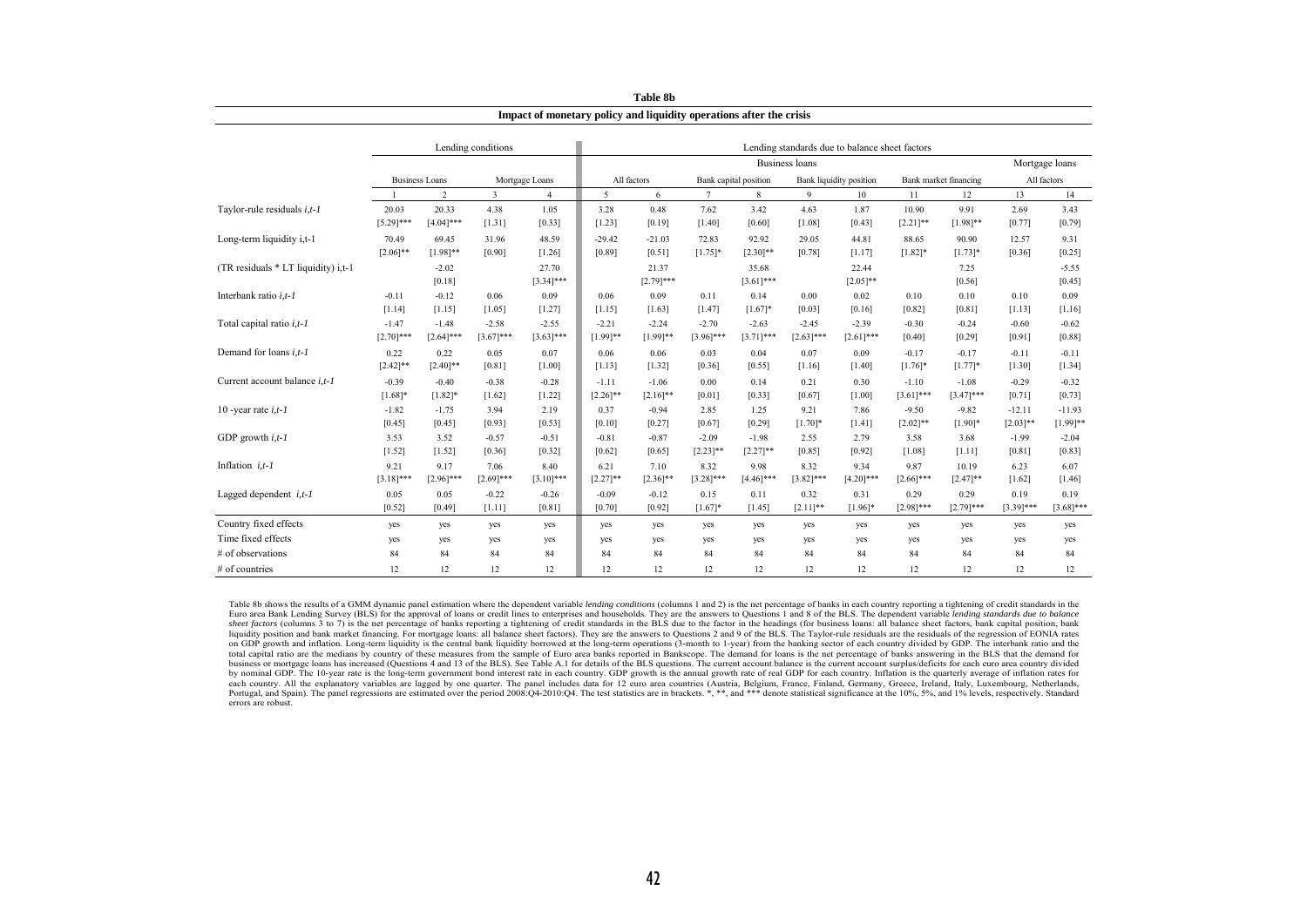**Table 8b**

**Impact of monetary policy and liquidity operations after the crisis**

| | Lending conditions | | | | Lending standards due to balance sheet factors | | | | | | | | | |
|---|---|---|---|---|---|---|---|---|---|---|---|---|---|---|
| | | | | | Business loans | | | | | | | | Mortgage loans | |
| | Business Loans | | Mortgage Loans | | All factors | | Bank capital position | | Bank liquidity position | | Bank market financing | | All factors | |
| | 1 | 2 | 3 | 4 | 5 | 6 | 7 | 8 | 9 | 10 | 11 | 12 | 13 | 14 |
| Taylor-rule residuals *i,t-1* | 20.03 | 20.33 | 4.38 | 1.05 | 3.28 | 0.48 | 7.62 | 3.42 | 4.63 | 1.87 | 10.90 | 9.91 | 2.69 | 3.43 |
| | [5.29]*** | [4.04]*** | [1.31] | [0.33] | [1.23] | [0.19] | [1.40] | [0.60] | [1.08] | [0.43] | [2.21]** | [1.98]** | [0.77] | [0.79] |
| Long-term liquidity i,t-1 | 70.49 | 69.45 | 31.96 | 48.59 | -29.42 | -21.03 | 72.83 | 92.92 | 29.05 | 44.81 | 88.65 | 90.90 | 12.57 | 9.31 |
| | [2.06]** | [1.98]** | [0.90] | [1.26] | [0.89] | [0.51] | [1.75]* | [2.30]** | [0.78] | [1.17] | [1.82]* | [1.73]* | [0.36] | [0.25] |
| (TR residuals * LT liquidity) i,t-1 | | -2.02 | | 27.70 | | 21.37 | | 35.68 | | 22.44 | | 7.25 | | -5.55 |
| | | [0.18] | | [3.34]*** | | [2.79]*** | | [3.61]*** | | [2.05]** | | [0.56] | | [0.45] |
| Interbank ratio *i,t-1* | -0.11 | -0.12 | 0.06 | 0.09 | 0.06 | 0.09 | 0.11 | 0.14 | 0.00 | 0.02 | 0.10 | 0.10 | 0.10 | 0.09 |
| | [1.14] | [1.15] | [1.05] | [1.27] | [1.15] | [1.63] | [1.47] | [1.67]* | [0.03] | [0.16] | [0.82] | [0.81] | [1.13] | [1.16] |
| Total capital ratio *i,t-1* | -1.47 | -1.48 | -2.58 | -2.55 | -2.21 | -2.24 | -2.70 | -2.63 | -2.45 | -2.39 | -0.30 | -0.24 | -0.60 | -0.62 |
| | [2.70]*** | [2.64]*** | [3.67]*** | [3.63]*** | [1.99]** | [1.99]** | [3.96]*** | [3.71]*** | [2.63]*** | [2.61]*** | [0.40] | [0.29] | [0.91] | [0.88] |
| Demand for loans *i,t-1* | 0.22 | 0.22 | 0.05 | 0.07 | 0.06 | 0.06 | 0.03 | 0.04 | 0.07 | 0.09 | -0.17 | -0.17 | -0.11 | -0.11 |
| | [2.42]** | [2.40]** | [0.81] | [1.00] | [1.13] | [1.32] | [0.36] | [0.55] | [1.16] | [1.40] | [1.76]* | [1.77]* | [1.30] | [1.34] |
| Current account balance *i,t-1* | -0.39 | -0.40 | -0.38 | -0.28 | -1.11 | -1.06 | 0.00 | 0.14 | 0.21 | 0.30 | -1.10 | -1.08 | -0.29 | -0.32 |
| | [1.68]* | [1.82]* | [1.62] | [1.22] | [2.26]** | [2.16]** | [0.01] | [0.33] | [0.67] | [1.00] | [3.61]*** | [3.47]*** | [0.71] | [0.73] |
| 10 -year rate *i,t-1* | -1.82 | -1.75 | 3.94 | 2.19 | 0.37 | -0.94 | 2.85 | 1.25 | 9.21 | 7.86 | -9.50 | -9.82 | -12.11 | -11.93 |
| | [0.45] | [0.45] | [0.93] | [0.53] | [0.10] | [0.27] | [0.67] | [0.29] | [1.70]* | [1.41] | [2.02]** | [1.90]* | [2.03]** | [1.99]** |
| GDP growth *i,t-1* | 3.53 | 3.52 | -0.57 | -0.51 | -0.81 | -0.87 | -2.09 | -1.98 | 2.55 | 2.79 | 3.58 | 3.68 | -1.99 | -2.04 |
| | [1.52] | [1.52] | [0.36] | [0.32] | [0.62] | [0.65] | [2.23]** | [2.27]** | [0.85] | [0.92] | [1.08] | [1.11] | [0.81] | [0.83] |
| Inflation *i,t-1* | 9.21 | 9.17 | 7.06 | 8.40 | 6.21 | 7.10 | 8.32 | 9.98 | 8.32 | 9.34 | 9.87 | 10.19 | 6.23 | 6.07 |
| | [3.18]*** | [2.96]*** | [2.69]*** | [3.10]*** | [2.27]** | [2.36]** | [3.28]*** | [4.46]*** | [3.82]*** | [4.20]*** | [2.66]*** | [2.47]** | [1.62] | [1.46] |
| Lagged dependent *i,t-1* | 0.05 | 0.05 | -0.22 | -0.26 | -0.09 | -0.12 | 0.15 | 0.11 | 0.32 | 0.31 | 0.29 | 0.29 | 0.19 | 0.19 |
| | [0.52] | [0.49] | [1.11] | [0.81] | [0.70] | [0.92] | [1.67]* | [1.45] | [2.11]** | [1.96]* | [2.98]*** | [2.79]*** | [3.39]*** | [3.68]*** |
| Country fixed effects | yes | yes | yes | yes | yes | yes | yes | yes | yes | yes | yes | yes | yes | yes |
| Time fixed effects | yes | yes | yes | yes | yes | yes | yes | yes | yes | yes | yes | yes | yes | yes |
| # of observations | 84 | 84 | 84 | 84 | 84 | 84 | 84 | 84 | 84 | 84 | 84 | 84 | 84 | 84 |
| # of countries | 12 | 12 | 12 | 12 | 12 | 12 | 12 | 12 | 12 | 12 | 12 | 12 | 12 | 12 |

Table 8b shows the results of a GMM dynamic panel estimation where the dependent variable *lending conditions* (columns 1 and 2) is the net percentage of banks in each country reporting a tightening of credit standards in the Euro area Bank Lending Survey (BLS) for the approval of loans or credit lines to enterprises and households. They are the answers to Questions 1 and 8 of the BLS. The dependent variable *lending standards due to balance sheet factors* (columns 3 to 7) is the net percentage of banks reporting a tightening of credit standards in the BLS due to the factor in the headings (for business loans: all balance sheet factors, bank capital position, bank liquidity position and bank market financing. For mortgage loans: all balance sheet factors). They are the answers to Questions 2 and 9 of the BLS. The Taylor-rule residuals are the residuals of the regression of EONIA rates on GDP growth and inflation. Long-term liquidity is the central bank liquidity borrowed at the long-term operations (3-month to 1-year) from the banking sector of each country divided by GDP. The interbank ratio and the total capital ratio are the medians by country of these measures from the sample of Euro area banks reported in Bankscope. The demand for loans is the net percentage of banks answering in the BLS that the demand for business or mortgage loans has increased (Questions 4 and 13 of the BLS). See Table A.1 for details of the BLS questions. The current account balance is the current account surplus/deficits for each euro area country divided by nominal GDP. The 10-year rate is the long-term government bond interest rate in each country. GDP growth is the annual growth rate of real GDP for each country. Inflation is the quarterly average of inflation rates for each country. All the explanatory variables are lagged by one quarter. The panel includes data for 12 euro area countries (Austria, Belgium, France, Finland, Germany, Greece, Ireland, Italy, Luxembourg, Netherlands, Portugal, and Spain). The panel regressions are estimated over the period 2008:Q4-2010:Q4. The test statistics are in brackets. *, **, and *** denote statistical significance at the 10%, 5%, and 1% levels, respectively. Standard errors are robust.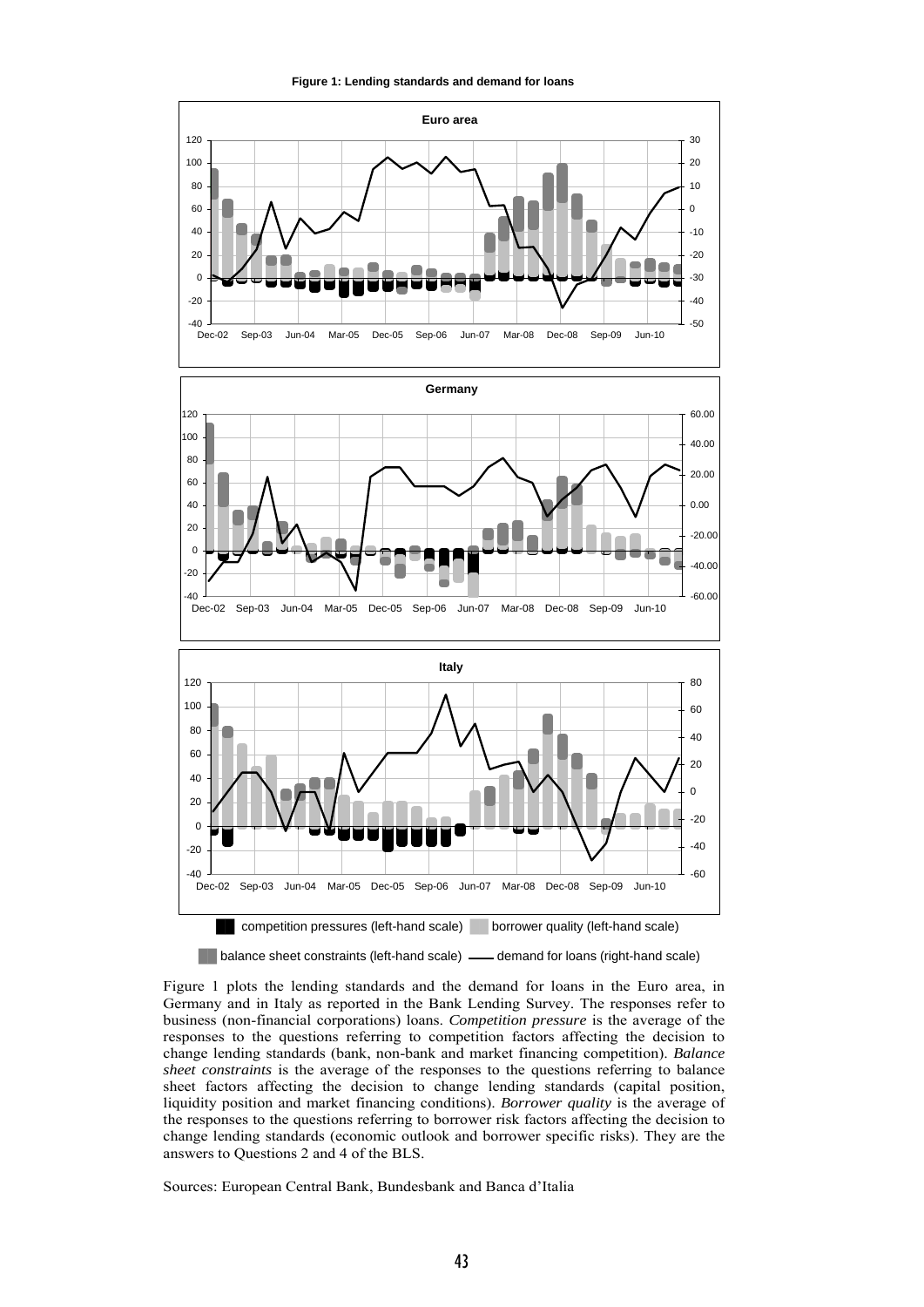**Figure 1: Lending standards and demand for loans**

Figure 1 plots the lending standards and the demand for loans in the Euro area, in Germany and in Italy as reported in the Bank Lending Survey. The responses refer to business (non-financial corporations) loans. *Competition pressure* is the average of the responses to the questions referring to competition factors affecting the decision to change lending standards (bank, non-bank and market financing competition). *Balance sheet constraints* is the average of the responses to the questions referring to balance sheet factors affecting the decision to change lending standards (capital position, liquidity position and market financing conditions). *Borrower quality* is the average of the responses to the questions referring to borrower risk factors affecting the decision to change lending standards (economic outlook and borrower specific risks). They are the answers to Questions 2 and 4 of the BLS.

Sources: European Central Bank, Bundesbank and Banca d'Italia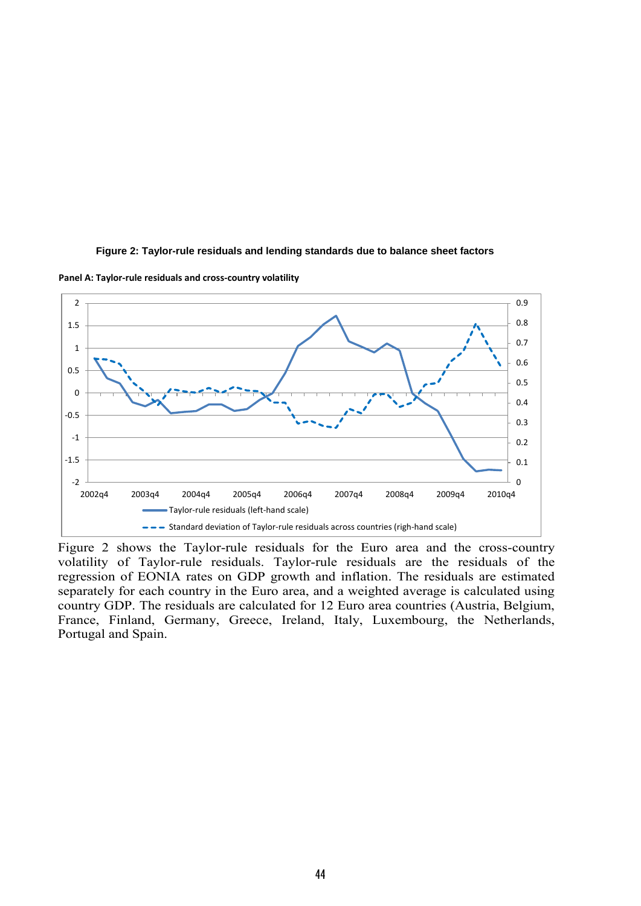**Figure 2: Taylor-rule residuals and lending standards due to balance sheet factors**

**Panel A: Taylor-rule residuals and cross-country volatility**

Figure 2 shows the Taylor-rule residuals for the Euro area and the cross-country volatility of Taylor-rule residuals. Taylor-rule residuals are the residuals of the regression of EONIA rates on GDP growth and inflation. The residuals are estimated separately for each country in the Euro area, and a weighted average is calculated using country GDP. The residuals are calculated for 12 Euro area countries (Austria, Belgium, France, Finland, Germany, Greece, Ireland, Italy, Luxembourg, the Netherlands, Portugal and Spain.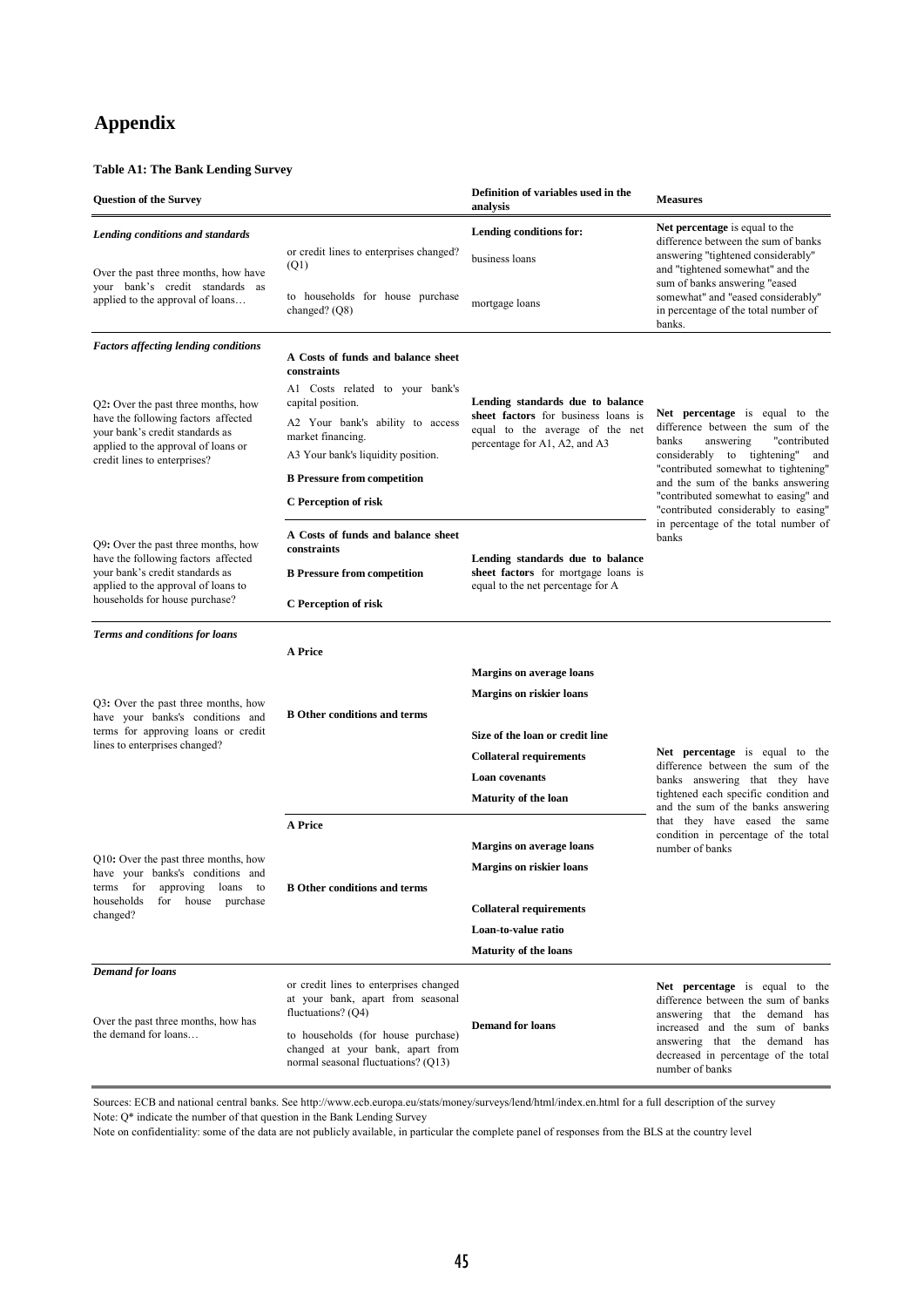# Appendix

**Table A1: The Bank Lending Survey**

| Question of the Survey | | Definition of variables used in the analysis | Measures |
|---|---|---|---|
| ***Lending conditions and standards*** | | **Lending conditions for:** | **Net percentage** is equal to the difference between the sum of banks answering "tightened considerably" and "tightened somewhat" and the sum of banks answering "eased somewhat" and "eased considerably" in percentage of the total number of banks. |
| Over the past three months, how have your bank's credit standards as applied to the approval of loans… | or credit lines to enterprises changed? (Q1) | business loans | |
| | to households for house purchase changed? (Q8) | mortgage loans | |
| ***Factors affecting lending conditions*** | | | |
| Q2**:** Over the past three months, how have the following factors affected your bank's credit standards as applied to the approval of loans or credit lines to enterprises? | **A Costs of funds and balance sheet constraints**<br>A1 Costs related to your bank's capital position.<br>A2 Your bank's ability to access market financing.<br>A3 Your bank's liquidity position.<br>**B Pressure from competition**<br>**C Perception of risk** | **Lending standards due to balance sheet factors** for business loans is equal to the average of the net percentage for A1, A2, and A3 | **Net percentage** is equal to the difference between the sum of the banks answering "contributed considerably to tightening" and "contributed somewhat to tightening" and the sum of the banks answering "contributed somewhat to easing" and "contributed considerably to easing" in percentage of the total number of banks |
| Q9**:** Over the past three months, how have the following factors affected your bank's credit standards as applied to the approval of loans to households for house purchase? | **A Costs of funds and balance sheet constraints**<br>**B Pressure from competition**<br>**C Perception of risk** | **Lending standards due to balance sheet factors** for mortgage loans is equal to the net percentage for A | |
| ***Terms and conditions for loans*** | | | |
| Q3**:** Over the past three months, how have your banks's conditions and terms for approving loans or credit lines to enterprises changed? | **A Price** | **Margins on average loans**<br>**Margins on riskier loans** | **Net percentage** is equal to the difference between the sum of the banks answering that they have tightened each specific condition and and the sum of the banks answering that they have eased the same condition in percentage of the total number of banks |
| | **B Other conditions and terms** | **Size of the loan or credit line**<br>**Collateral requirements**<br>**Loan covenants**<br>**Maturity of the loan** | |
| Q10**:** Over the past three months, how have your banks's conditions and terms for approving loans to households for house purchase changed? | **A Price** | **Margins on average loans**<br>**Margins on riskier loans** | |
| | **B Other conditions and terms** | **Collateral requirements**<br>**Loan-to-value ratio**<br>**Maturity of the loans** | |
| ***Demand for loans*** | | | |
| Over the past three months, how has the demand for loans… | or credit lines to enterprises changed at your bank, apart from seasonal fluctuations? (Q4)<br>to households (for house purchase) changed at your bank, apart from normal seasonal fluctuations? (Q13) | **Demand for loans** | **Net percentage** is equal to the difference between the sum of banks answering that the demand has increased and the sum of banks answering that the demand has decreased in percentage of the total number of banks |

Sources: ECB and national central banks. See http://www.ecb.europa.eu/stats/money/surveys/lend/html/index.en.html for a full description of the survey

Note: Q* indicate the number of that question in the Bank Lending Survey

Note on confidentiality: some of the data are not publicly available, in particular the complete panel of responses from the BLS at the country level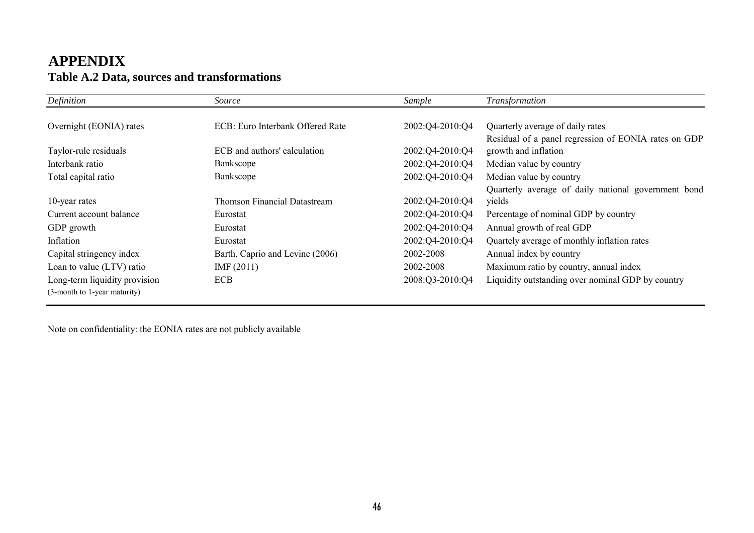# APPENDIX

## Table A.2 Data, sources and transformations

| *Definition* | *Source* | *Sample* | *Transformation* |
|---|---|---|---|
| Overnight (EONIA) rates | ECB: Euro Interbank Offered Rate | 2002:Q4-2010:Q4 | Quarterly average of daily rates |
| Taylor-rule residuals | ECB and authors' calculation | 2002:Q4-2010:Q4 | Residual of a panel regression of EONIA rates on GDP growth and inflation |
| Interbank ratio | Bankscope | 2002:Q4-2010:Q4 | Median value by country |
| Total capital ratio | Bankscope | 2002:Q4-2010:Q4 | Median value by country |
| 10-year rates | Thomson Financial Datastream | 2002:Q4-2010:Q4 | Quarterly average of daily national government bond yields |
| Current account balance | Eurostat | 2002:Q4-2010:Q4 | Percentage of nominal GDP by country |
| GDP growth | Eurostat | 2002:Q4-2010:Q4 | Annual growth of real GDP |
| Inflation | Eurostat | 2002:Q4-2010:Q4 | Quartely average of monthly inflation rates |
| Capital stringency index | Barth, Caprio and Levine (2006) | 2002-2008 | Annual index by country |
| Loan to value (LTV) ratio | IMF (2011) | 2002-2008 | Maximum ratio by country, annual index |
| Long-term liquidity provision (3-month to 1-year maturity) | ECB | 2008:Q3-2010:Q4 | Liquidity outstanding over nominal GDP by country |

Note on confidentiality: the EONIA rates are not publicly available